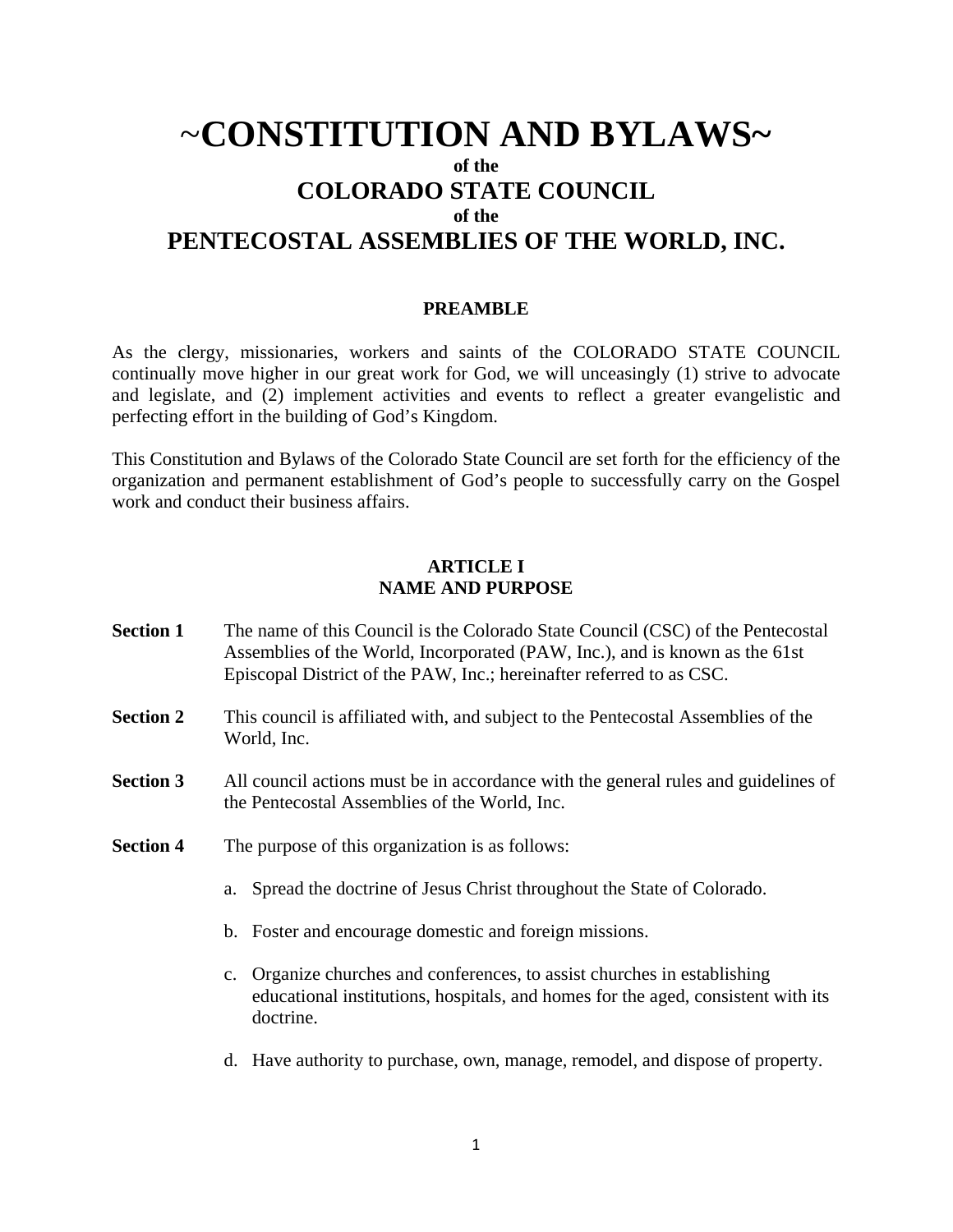# ~CONSTITUTION AND BYLAWS~

**of the**

## COLORADO STATE COUNCIL

**of the**

## PENTECOSTAL ASSEMBLIES OF THE WORLD, INC.

### PREAMBLE

As the clergy, missionaries, workers and saints of the COLORADO STATE COUNCIL continually move higher in our great work for God, we will unceasingly (1) strive to advocate and legislate, and (2) implement activities and events to reflect a greater evangelistic and perfecting effort in the building of God's Kingdom.

This Constitution and Bylaws of the Colorado State Council are set forth for the efficiency of the organization and permanent establishment of God's people to successfully carry on the Gospel work and conduct their business affairs.

### ARTICLE I
### NAME AND PURPOSE

**Section 1** The name of this Council is the Colorado State Council (CSC) of the Pentecostal Assemblies of the World, Incorporated (PAW, Inc.), and is known as the 61st Episcopal District of the PAW, Inc.; hereinafter referred to as CSC.

**Section 2** This council is affiliated with, and subject to the Pentecostal Assemblies of the World, Inc.

**Section 3** All council actions must be in accordance with the general rules and guidelines of the Pentecostal Assemblies of the World, Inc.

**Section 4** The purpose of this organization is as follows:

a. Spread the doctrine of Jesus Christ throughout the State of Colorado.

b. Foster and encourage domestic and foreign missions.

c. Organize churches and conferences, to assist churches in establishing educational institutions, hospitals, and homes for the aged, consistent with its doctrine.

d. Have authority to purchase, own, manage, remodel, and dispose of property.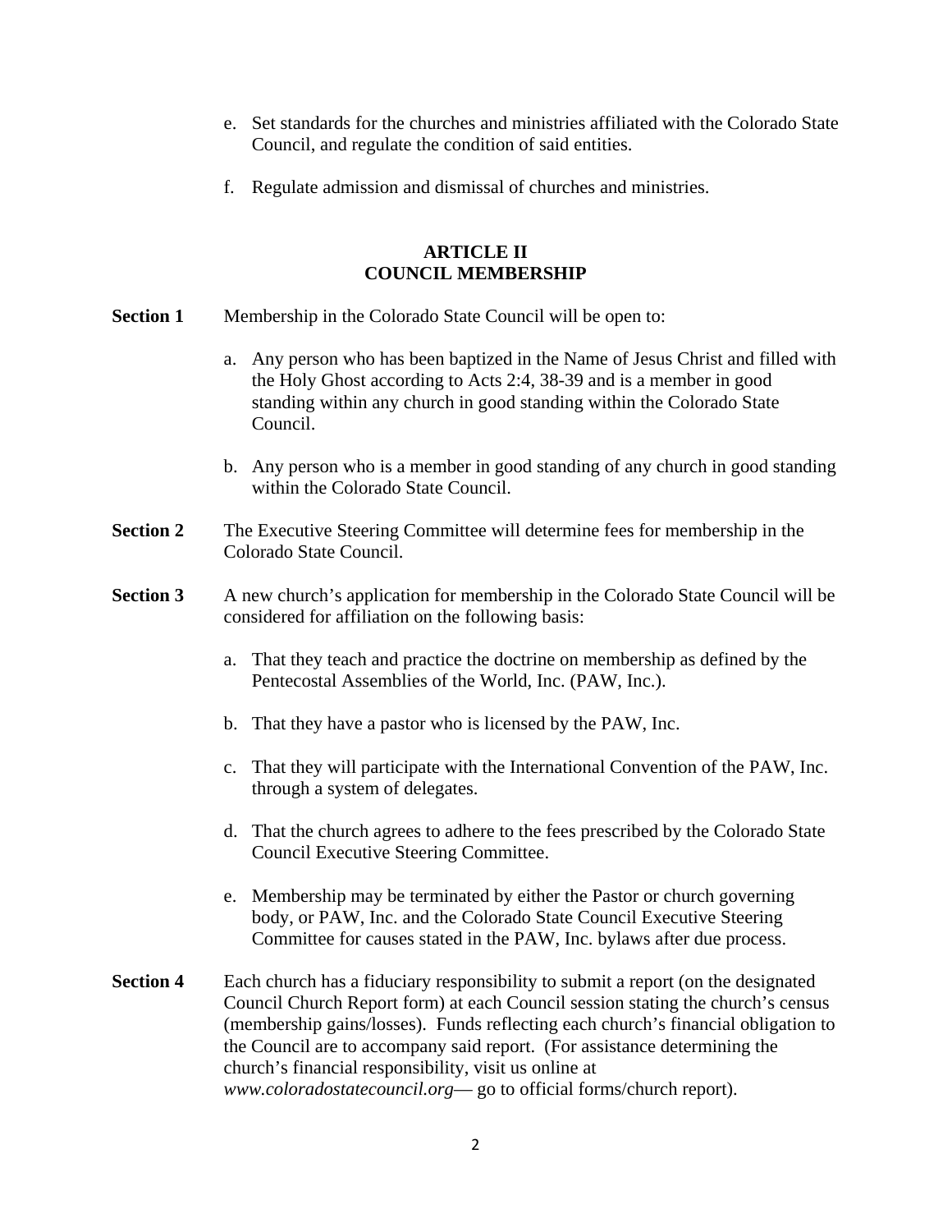e. Set standards for the churches and ministries affiliated with the Colorado State Council, and regulate the condition of said entities.

f. Regulate admission and dismissal of churches and ministries.

## ARTICLE II
## COUNCIL MEMBERSHIP

**Section 1** Membership in the Colorado State Council will be open to:

a. Any person who has been baptized in the Name of Jesus Christ and filled with the Holy Ghost according to Acts 2:4, 38-39 and is a member in good standing within any church in good standing within the Colorado State Council.

b. Any person who is a member in good standing of any church in good standing within the Colorado State Council.

**Section 2** The Executive Steering Committee will determine fees for membership in the Colorado State Council.

**Section 3** A new church's application for membership in the Colorado State Council will be considered for affiliation on the following basis:

a. That they teach and practice the doctrine on membership as defined by the Pentecostal Assemblies of the World, Inc. (PAW, Inc.).

b. That they have a pastor who is licensed by the PAW, Inc.

c. That they will participate with the International Convention of the PAW, Inc. through a system of delegates.

d. That the church agrees to adhere to the fees prescribed by the Colorado State Council Executive Steering Committee.

e. Membership may be terminated by either the Pastor or church governing body, or PAW, Inc. and the Colorado State Council Executive Steering Committee for causes stated in the PAW, Inc. bylaws after due process.

**Section 4** Each church has a fiduciary responsibility to submit a report (on the designated Council Church Report form) at each Council session stating the church's census (membership gains/losses). Funds reflecting each church's financial obligation to the Council are to accompany said report. (For assistance determining the church's financial responsibility, visit us online at *www.coloradostatecouncil.org*— go to official forms/church report).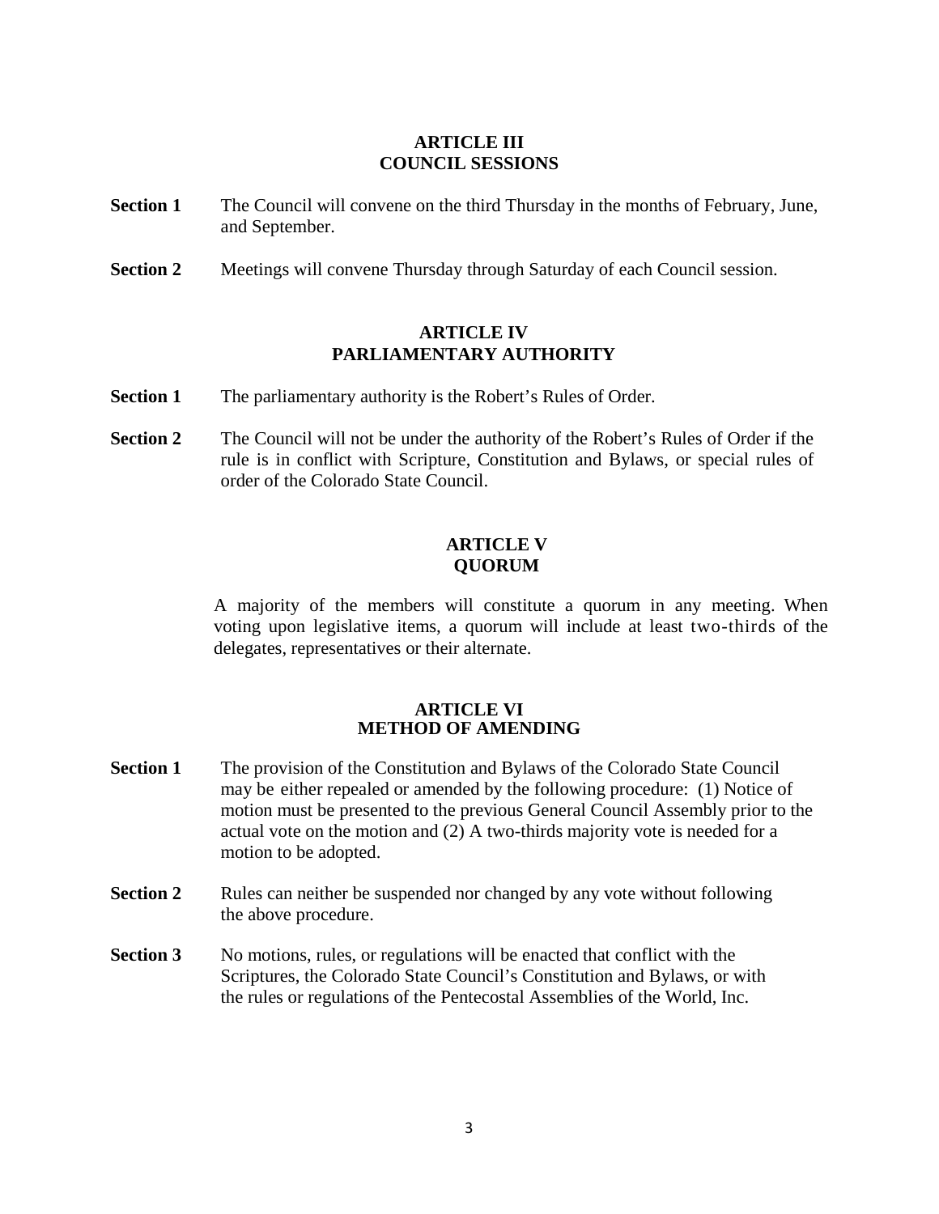## ARTICLE III
## COUNCIL SESSIONS

**Section 1** The Council will convene on the third Thursday in the months of February, June, and September.

**Section 2** Meetings will convene Thursday through Saturday of each Council session.

## ARTICLE IV
## PARLIAMENTARY AUTHORITY

**Section 1** The parliamentary authority is the Robert's Rules of Order.

**Section 2** The Council will not be under the authority of the Robert's Rules of Order if the rule is in conflict with Scripture, Constitution and Bylaws, or special rules of order of the Colorado State Council.

## ARTICLE V
## QUORUM

A majority of the members will constitute a quorum in any meeting. When voting upon legislative items, a quorum will include at least two-thirds of the delegates, representatives or their alternate.

## ARTICLE VI
## METHOD OF AMENDING

**Section 1** The provision of the Constitution and Bylaws of the Colorado State Council may be either repealed or amended by the following procedure: (1) Notice of motion must be presented to the previous General Council Assembly prior to the actual vote on the motion and (2) A two-thirds majority vote is needed for a motion to be adopted.

**Section 2** Rules can neither be suspended nor changed by any vote without following the above procedure.

**Section 3** No motions, rules, or regulations will be enacted that conflict with the Scriptures, the Colorado State Council's Constitution and Bylaws, or with the rules or regulations of the Pentecostal Assemblies of the World, Inc.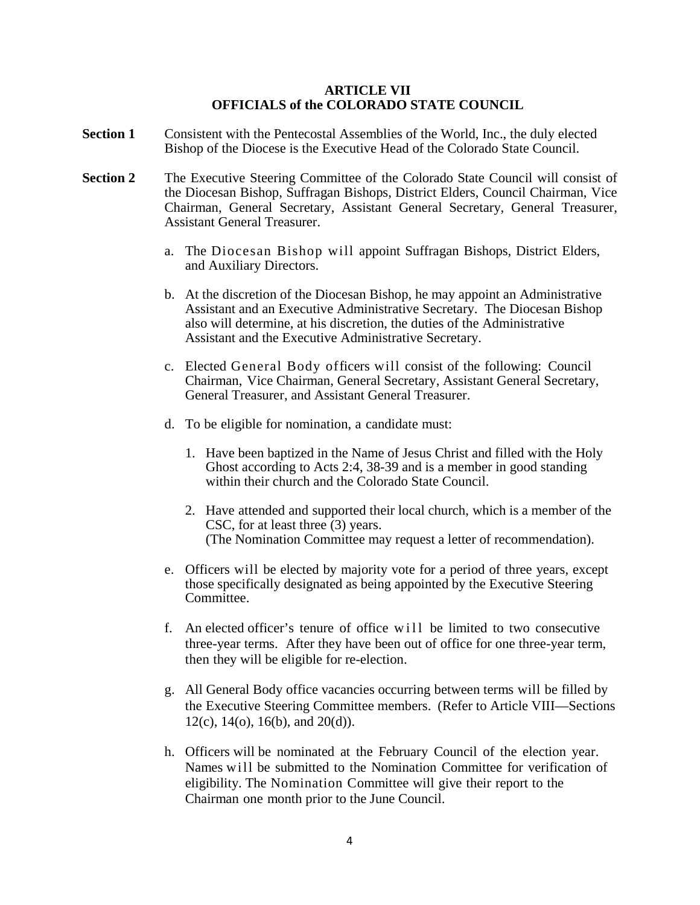## ARTICLE VII
## OFFICIALS of the COLORADO STATE COUNCIL

**Section 1** Consistent with the Pentecostal Assemblies of the World, Inc., the duly elected Bishop of the Diocese is the Executive Head of the Colorado State Council.

**Section 2** The Executive Steering Committee of the Colorado State Council will consist of the Diocesan Bishop, Suffragan Bishops, District Elders, Council Chairman, Vice Chairman, General Secretary, Assistant General Secretary, General Treasurer, Assistant General Treasurer.

a. The Diocesan Bishop will appoint Suffragan Bishops, District Elders, and Auxiliary Directors.

b. At the discretion of the Diocesan Bishop, he may appoint an Administrative Assistant and an Executive Administrative Secretary. The Diocesan Bishop also will determine, at his discretion, the duties of the Administrative Assistant and the Executive Administrative Secretary.

c. Elected General Body officers will consist of the following: Council Chairman, Vice Chairman, General Secretary, Assistant General Secretary, General Treasurer, and Assistant General Treasurer.

d. To be eligible for nomination, a candidate must:

   1. Have been baptized in the Name of Jesus Christ and filled with the Holy Ghost according to Acts 2:4, 38-39 and is a member in good standing within their church and the Colorado State Council.

   2. Have attended and supported their local church, which is a member of the CSC, for at least three (3) years.
      (The Nomination Committee may request a letter of recommendation).

e. Officers will be elected by majority vote for a period of three years, except those specifically designated as being appointed by the Executive Steering Committee.

f. An elected officer's tenure of office will be limited to two consecutive three-year terms. After they have been out of office for one three-year term, then they will be eligible for re-election.

g. All General Body office vacancies occurring between terms will be filled by the Executive Steering Committee members. (Refer to Article VIII—Sections 12(c), 14(o), 16(b), and 20(d)).

h. Officers will be nominated at the February Council of the election year. Names will be submitted to the Nomination Committee for verification of eligibility. The Nomination Committee will give their report to the Chairman one month prior to the June Council.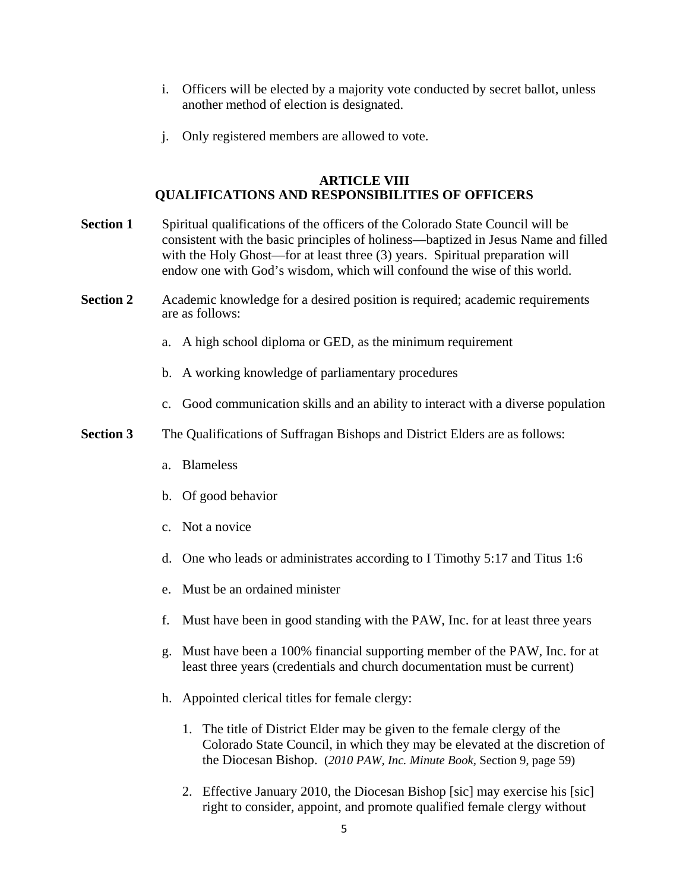i. Officers will be elected by a majority vote conducted by secret ballot, unless another method of election is designated.

j. Only registered members are allowed to vote.

## ARTICLE VIII
## QUALIFICATIONS AND RESPONSIBILITIES OF OFFICERS

**Section 1** Spiritual qualifications of the officers of the Colorado State Council will be consistent with the basic principles of holiness—baptized in Jesus Name and filled with the Holy Ghost—for at least three (3) years. Spiritual preparation will endow one with God's wisdom, which will confound the wise of this world.

**Section 2** Academic knowledge for a desired position is required; academic requirements are as follows:

a. A high school diploma or GED, as the minimum requirement

b. A working knowledge of parliamentary procedures

c. Good communication skills and an ability to interact with a diverse population

**Section 3** The Qualifications of Suffragan Bishops and District Elders are as follows:

a. Blameless

b. Of good behavior

c. Not a novice

d. One who leads or administrates according to I Timothy 5:17 and Titus 1:6

e. Must be an ordained minister

f. Must have been in good standing with the PAW, Inc. for at least three years

g. Must have been a 100% financial supporting member of the PAW, Inc. for at least three years (credentials and church documentation must be current)

h. Appointed clerical titles for female clergy:

1. The title of District Elder may be given to the female clergy of the Colorado State Council, in which they may be elevated at the discretion of the Diocesan Bishop. (*2010 PAW, Inc. Minute Book*, Section 9, page 59)

2. Effective January 2010, the Diocesan Bishop [sic] may exercise his [sic] right to consider, appoint, and promote qualified female clergy without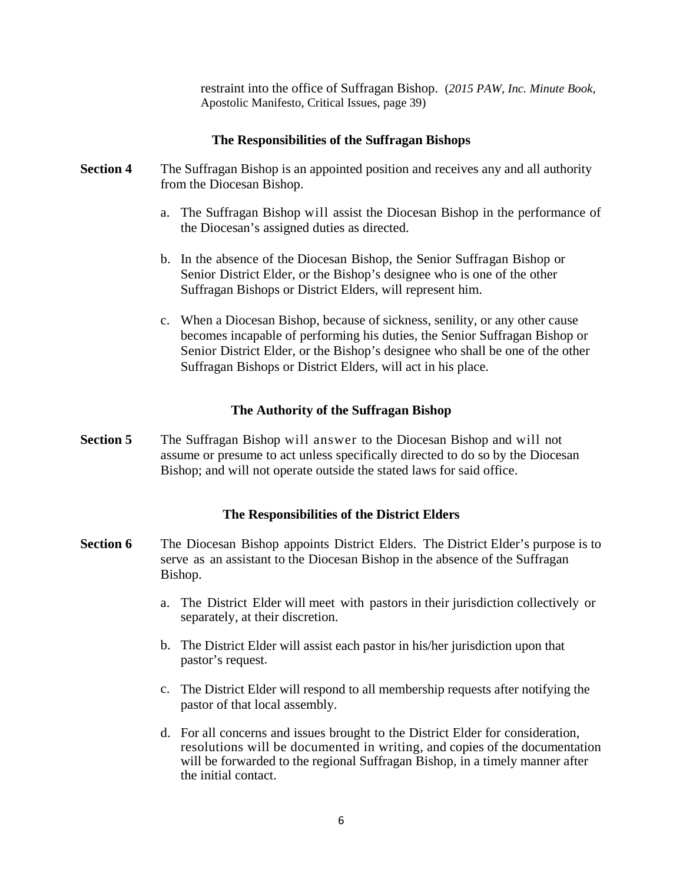restraint into the office of Suffragan Bishop. (*2015 PAW, Inc. Minute Book*, Apostolic Manifesto, Critical Issues, page 39)

### The Responsibilities of the Suffragan Bishops

**Section 4** The Suffragan Bishop is an appointed position and receives any and all authority from the Diocesan Bishop.

a. The Suffragan Bishop will assist the Diocesan Bishop in the performance of the Diocesan's assigned duties as directed.

b. In the absence of the Diocesan Bishop, the Senior Suffragan Bishop or Senior District Elder, or the Bishop's designee who is one of the other Suffragan Bishops or District Elders, will represent him.

c. When a Diocesan Bishop, because of sickness, senility, or any other cause becomes incapable of performing his duties, the Senior Suffragan Bishop or Senior District Elder, or the Bishop's designee who shall be one of the other Suffragan Bishops or District Elders, will act in his place.

### The Authority of the Suffragan Bishop

**Section 5** The Suffragan Bishop will answer to the Diocesan Bishop and will not assume or presume to act unless specifically directed to do so by the Diocesan Bishop; and will not operate outside the stated laws for said office.

### The Responsibilities of the District Elders

**Section 6** The Diocesan Bishop appoints District Elders. The District Elder's purpose is to serve as an assistant to the Diocesan Bishop in the absence of the Suffragan Bishop.

a. The District Elder will meet with pastors in their jurisdiction collectively or separately, at their discretion.

b. The District Elder will assist each pastor in his/her jurisdiction upon that pastor's request.

c. The District Elder will respond to all membership requests after notifying the pastor of that local assembly.

d. For all concerns and issues brought to the District Elder for consideration, resolutions will be documented in writing, and copies of the documentation will be forwarded to the regional Suffragan Bishop, in a timely manner after the initial contact.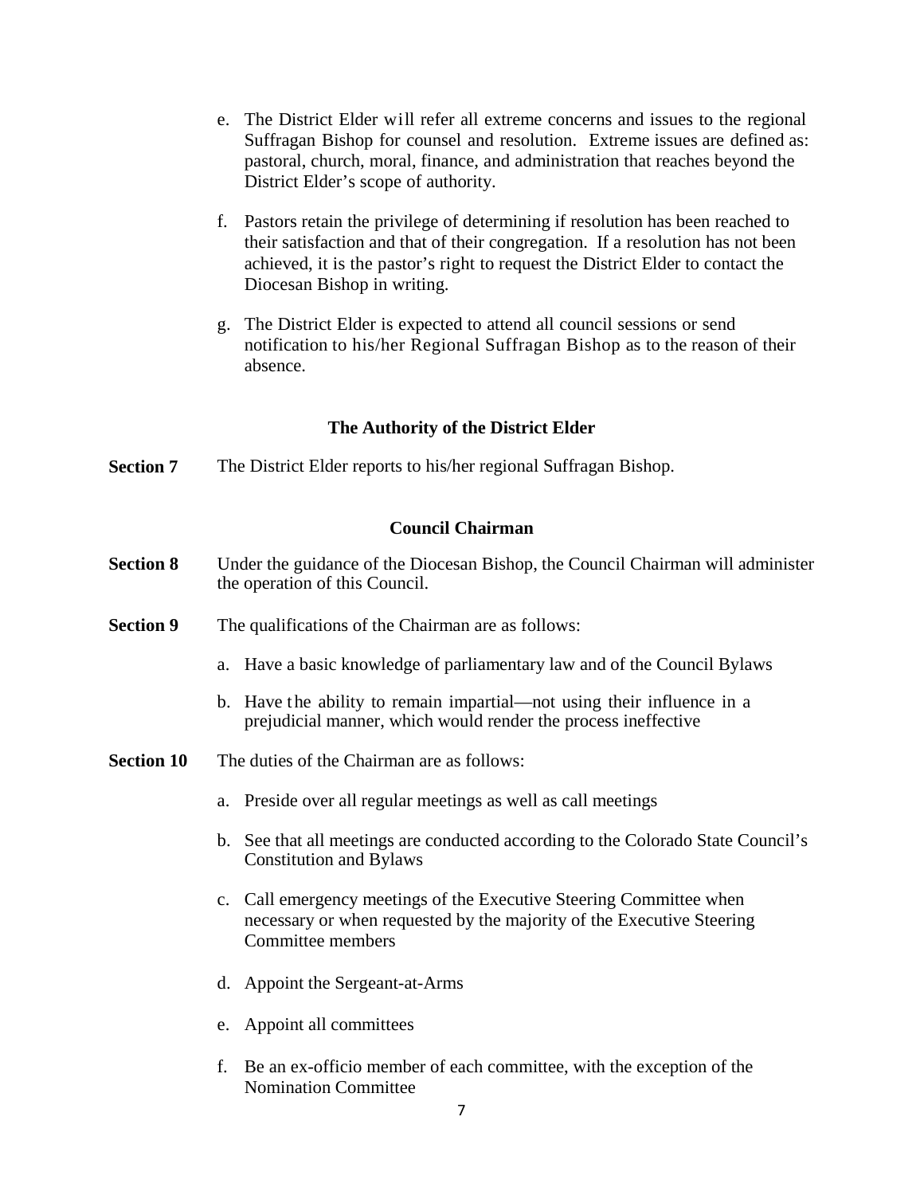e. The District Elder will refer all extreme concerns and issues to the regional Suffragan Bishop for counsel and resolution. Extreme issues are defined as: pastoral, church, moral, finance, and administration that reaches beyond the District Elder's scope of authority.

f. Pastors retain the privilege of determining if resolution has been reached to their satisfaction and that of their congregation. If a resolution has not been achieved, it is the pastor's right to request the District Elder to contact the Diocesan Bishop in writing.

g. The District Elder is expected to attend all council sessions or send notification to his/her Regional Suffragan Bishop as to the reason of their absence.

### The Authority of the District Elder

**Section 7** The District Elder reports to his/her regional Suffragan Bishop.

### Council Chairman

**Section 8** Under the guidance of the Diocesan Bishop, the Council Chairman will administer the operation of this Council.

**Section 9** The qualifications of the Chairman are as follows:

a. Have a basic knowledge of parliamentary law and of the Council Bylaws

b. Have the ability to remain impartial—not using their influence in a prejudicial manner, which would render the process ineffective

**Section 10** The duties of the Chairman are as follows:

a. Preside over all regular meetings as well as call meetings

b. See that all meetings are conducted according to the Colorado State Council's Constitution and Bylaws

c. Call emergency meetings of the Executive Steering Committee when necessary or when requested by the majority of the Executive Steering Committee members

d. Appoint the Sergeant-at-Arms

e. Appoint all committees

f. Be an ex-officio member of each committee, with the exception of the Nomination Committee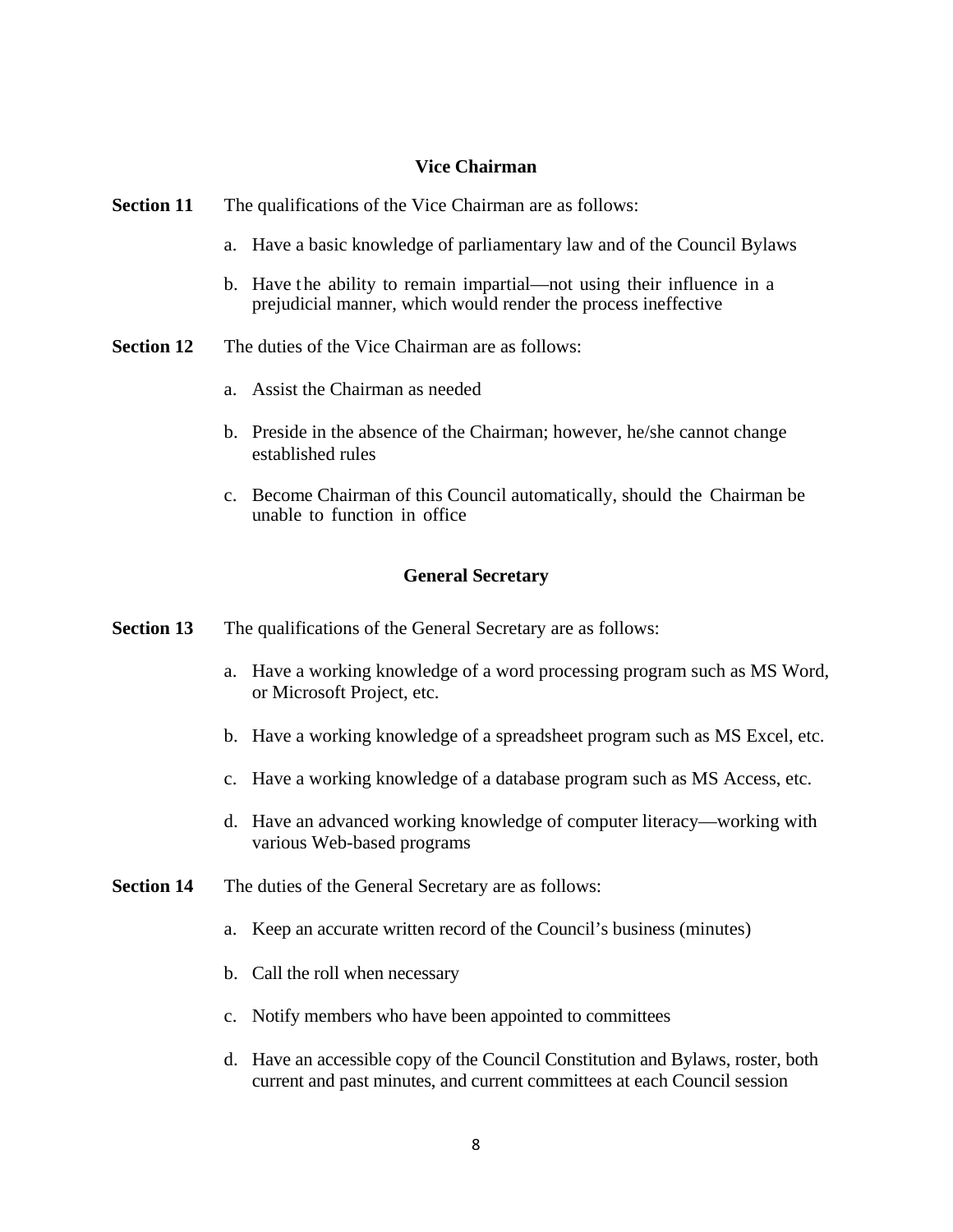### Vice Chairman

**Section 11** The qualifications of the Vice Chairman are as follows:

a. Have a basic knowledge of parliamentary law and of the Council Bylaws

b. Have the ability to remain impartial—not using their influence in a prejudicial manner, which would render the process ineffective

**Section 12** The duties of the Vice Chairman are as follows:

a. Assist the Chairman as needed

b. Preside in the absence of the Chairman; however, he/she cannot change established rules

c. Become Chairman of this Council automatically, should the Chairman be unable to function in office

### General Secretary

**Section 13** The qualifications of the General Secretary are as follows:

a. Have a working knowledge of a word processing program such as MS Word, or Microsoft Project, etc.

b. Have a working knowledge of a spreadsheet program such as MS Excel, etc.

c. Have a working knowledge of a database program such as MS Access, etc.

d. Have an advanced working knowledge of computer literacy—working with various Web-based programs

**Section 14** The duties of the General Secretary are as follows:

a. Keep an accurate written record of the Council's business (minutes)

b. Call the roll when necessary

c. Notify members who have been appointed to committees

d. Have an accessible copy of the Council Constitution and Bylaws, roster, both current and past minutes, and current committees at each Council session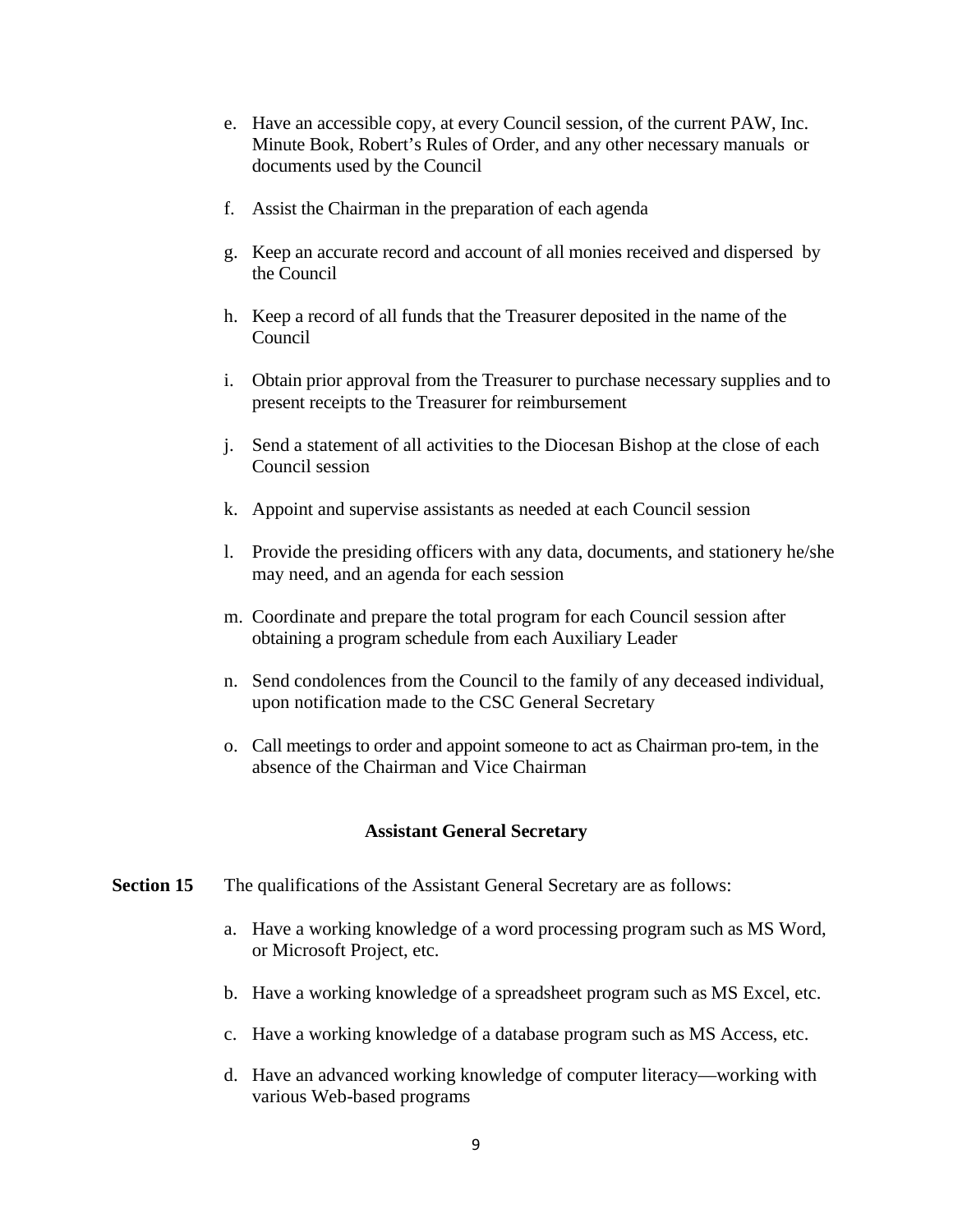e. Have an accessible copy, at every Council session, of the current PAW, Inc. Minute Book, Robert's Rules of Order, and any other necessary manuals or documents used by the Council

f. Assist the Chairman in the preparation of each agenda

g. Keep an accurate record and account of all monies received and dispersed by the Council

h. Keep a record of all funds that the Treasurer deposited in the name of the Council

i. Obtain prior approval from the Treasurer to purchase necessary supplies and to present receipts to the Treasurer for reimbursement

j. Send a statement of all activities to the Diocesan Bishop at the close of each Council session

k. Appoint and supervise assistants as needed at each Council session

l. Provide the presiding officers with any data, documents, and stationery he/she may need, and an agenda for each session

m. Coordinate and prepare the total program for each Council session after obtaining a program schedule from each Auxiliary Leader

n. Send condolences from the Council to the family of any deceased individual, upon notification made to the CSC General Secretary

o. Call meetings to order and appoint someone to act as Chairman pro-tem, in the absence of the Chairman and Vice Chairman

### Assistant General Secretary

**Section 15** The qualifications of the Assistant General Secretary are as follows:

a. Have a working knowledge of a word processing program such as MS Word, or Microsoft Project, etc.

b. Have a working knowledge of a spreadsheet program such as MS Excel, etc.

c. Have a working knowledge of a database program such as MS Access, etc.

d. Have an advanced working knowledge of computer literacy—working with various Web-based programs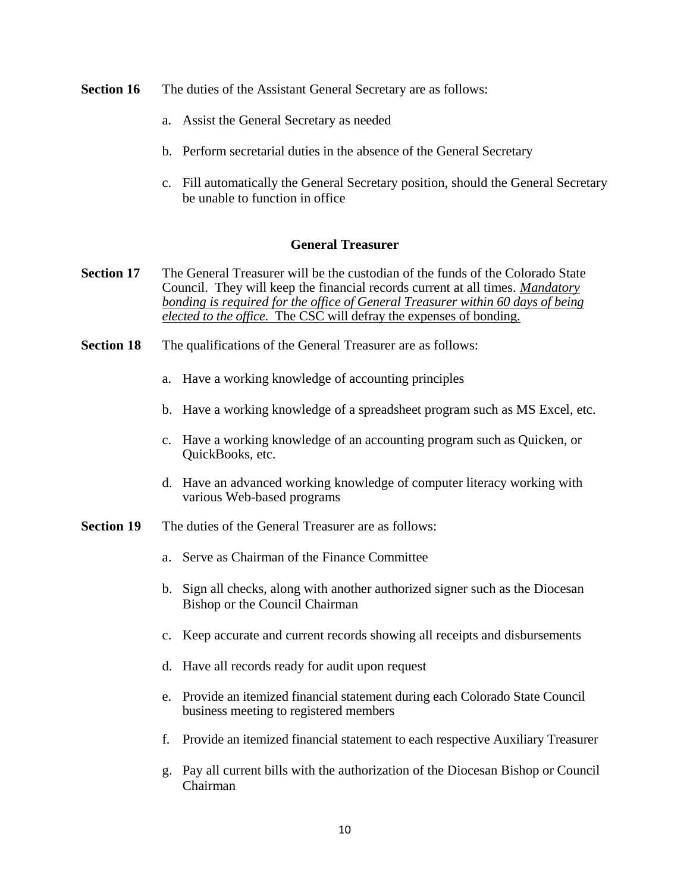**Section 16** The duties of the Assistant General Secretary are as follows:

a. Assist the General Secretary as needed

b. Perform secretarial duties in the absence of the General Secretary

c. Fill automatically the General Secretary position, should the General Secretary be unable to function in office

### General Treasurer

**Section 17** The General Treasurer will be the custodian of the funds of the Colorado State Council. They will keep the financial records current at all times. <u>*Mandatory bonding is required for the office of General Treasurer within 60 days of being elected to the office.*</u> <u>The CSC will defray the expenses of bonding.</u>

**Section 18** The qualifications of the General Treasurer are as follows:

a. Have a working knowledge of accounting principles

b. Have a working knowledge of a spreadsheet program such as MS Excel, etc.

c. Have a working knowledge of an accounting program such as Quicken, or QuickBooks, etc.

d. Have an advanced working knowledge of computer literacy working with various Web-based programs

**Section 19** The duties of the General Treasurer are as follows:

a. Serve as Chairman of the Finance Committee

b. Sign all checks, along with another authorized signer such as the Diocesan Bishop or the Council Chairman

c. Keep accurate and current records showing all receipts and disbursements

d. Have all records ready for audit upon request

e. Provide an itemized financial statement during each Colorado State Council business meeting to registered members

f. Provide an itemized financial statement to each respective Auxiliary Treasurer

g. Pay all current bills with the authorization of the Diocesan Bishop or Council Chairman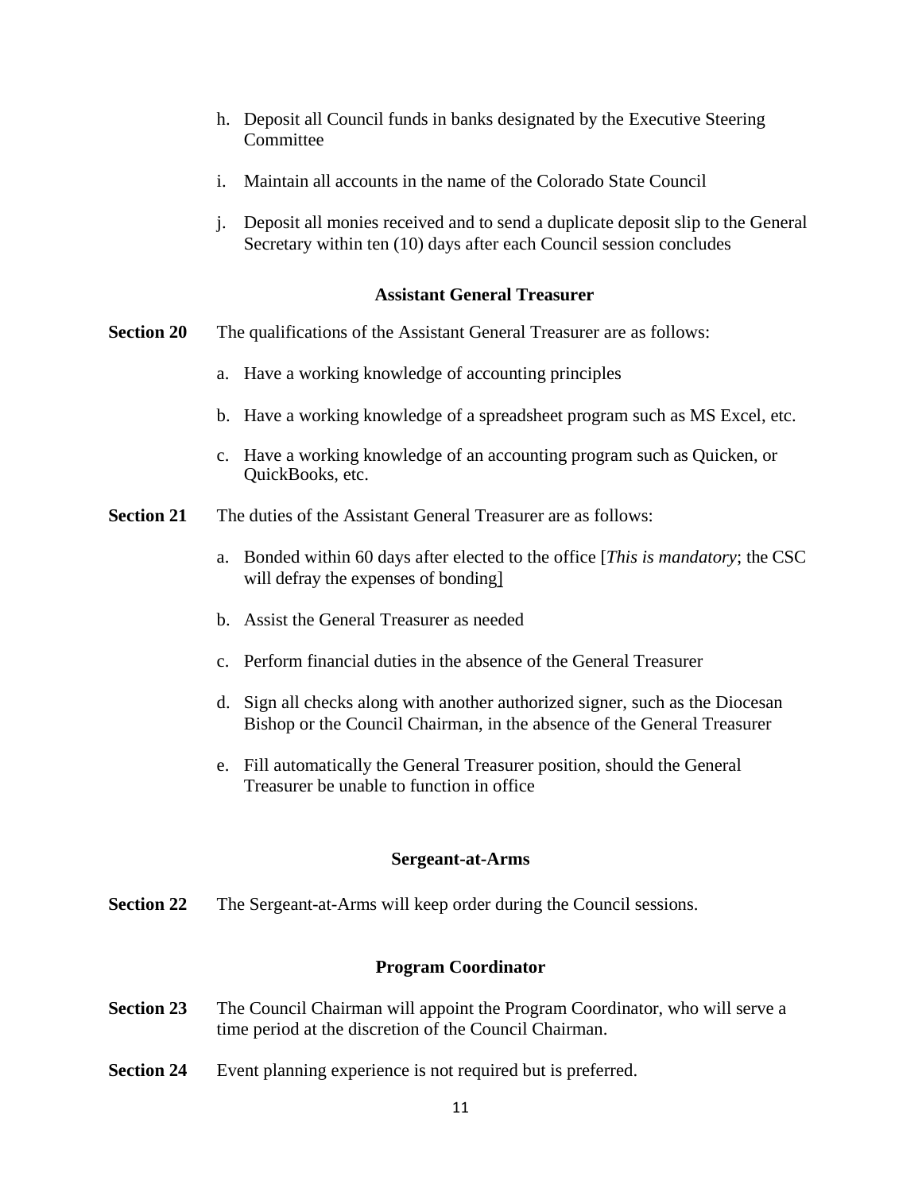h. Deposit all Council funds in banks designated by the Executive Steering Committee

i. Maintain all accounts in the name of the Colorado State Council

j. Deposit all monies received and to send a duplicate deposit slip to the General Secretary within ten (10) days after each Council session concludes

### Assistant General Treasurer

**Section 20** The qualifications of the Assistant General Treasurer are as follows:

a. Have a working knowledge of accounting principles

b. Have a working knowledge of a spreadsheet program such as MS Excel, etc.

c. Have a working knowledge of an accounting program such as Quicken, or QuickBooks, etc.

**Section 21** The duties of the Assistant General Treasurer are as follows:

a. Bonded within 60 days after elected to the office [*This is mandatory*; the CSC will defray the expenses of bonding]

b. Assist the General Treasurer as needed

c. Perform financial duties in the absence of the General Treasurer

d. Sign all checks along with another authorized signer, such as the Diocesan Bishop or the Council Chairman, in the absence of the General Treasurer

e. Fill automatically the General Treasurer position, should the General Treasurer be unable to function in office

### Sergeant-at-Arms

**Section 22** The Sergeant-at-Arms will keep order during the Council sessions.

### Program Coordinator

**Section 23** The Council Chairman will appoint the Program Coordinator, who will serve a time period at the discretion of the Council Chairman.

**Section 24** Event planning experience is not required but is preferred.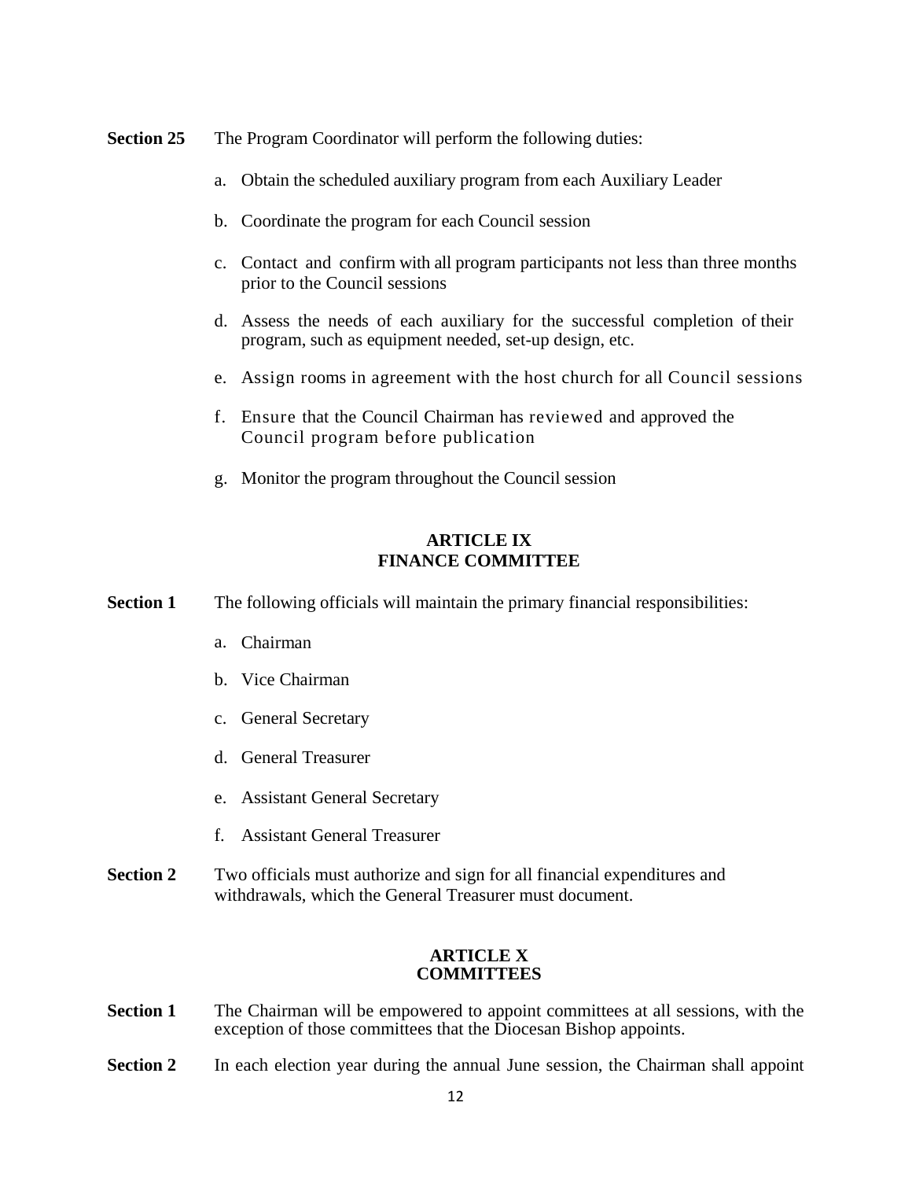**Section 25** The Program Coordinator will perform the following duties:

a. Obtain the scheduled auxiliary program from each Auxiliary Leader

b. Coordinate the program for each Council session

c. Contact and confirm with all program participants not less than three months prior to the Council sessions

d. Assess the needs of each auxiliary for the successful completion of their program, such as equipment needed, set-up design, etc.

e. Assign rooms in agreement with the host church for all Council sessions

f. Ensure that the Council Chairman has reviewed and approved the Council program before publication

g. Monitor the program throughout the Council session

## ARTICLE IX
## FINANCE COMMITTEE

**Section 1** The following officials will maintain the primary financial responsibilities:

a. Chairman

b. Vice Chairman

c. General Secretary

d. General Treasurer

e. Assistant General Secretary

f. Assistant General Treasurer

**Section 2** Two officials must authorize and sign for all financial expenditures and withdrawals, which the General Treasurer must document.

## ARTICLE X
## COMMITTEES

**Section 1** The Chairman will be empowered to appoint committees at all sessions, with the exception of those committees that the Diocesan Bishop appoints.

**Section 2** In each election year during the annual June session, the Chairman shall appoint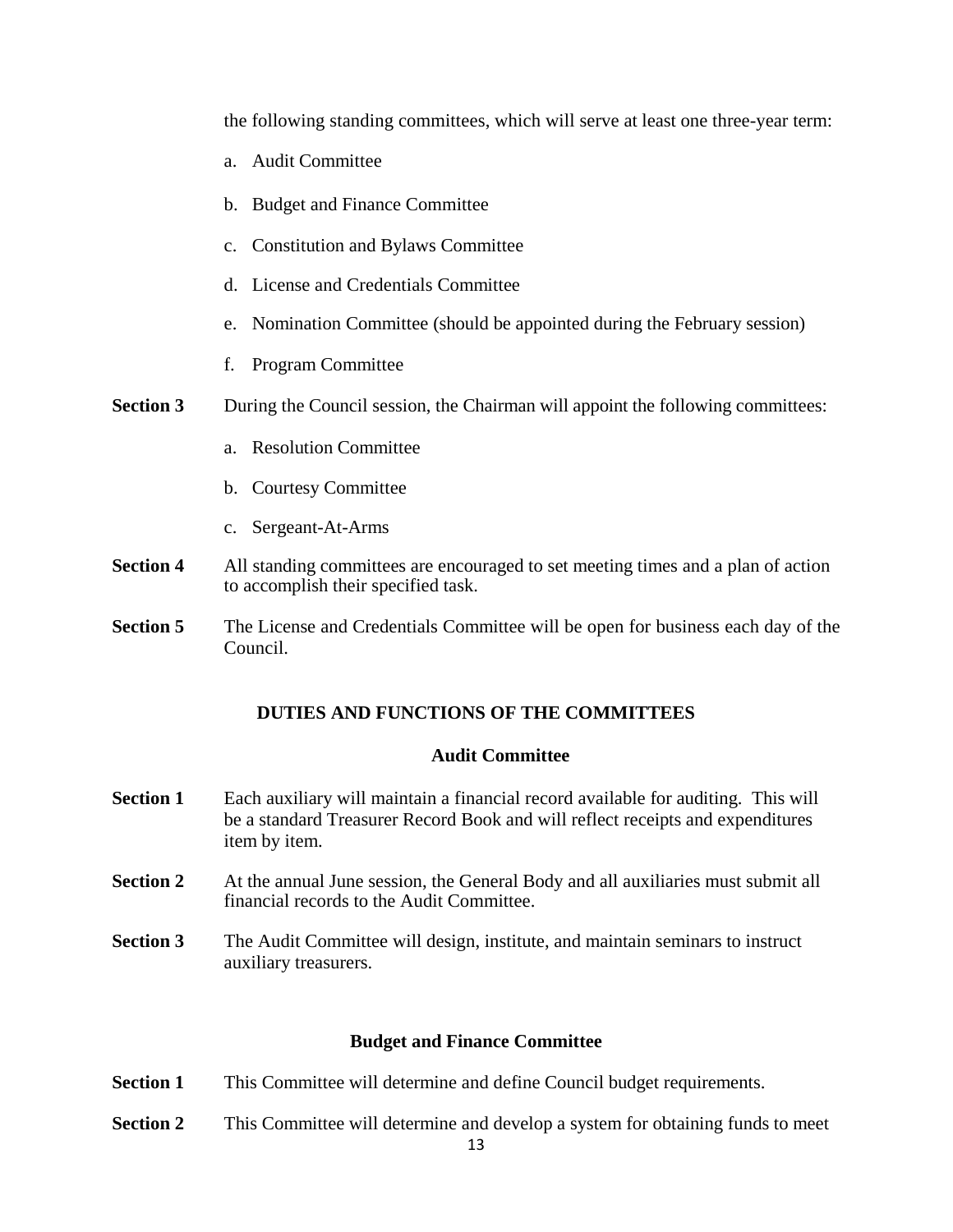the following standing committees, which will serve at least one three-year term:

a. Audit Committee

b. Budget and Finance Committee

c. Constitution and Bylaws Committee

d. License and Credentials Committee

e. Nomination Committee (should be appointed during the February session)

f. Program Committee

**Section 3** During the Council session, the Chairman will appoint the following committees:

a. Resolution Committee

b. Courtesy Committee

c. Sergeant-At-Arms

**Section 4** All standing committees are encouraged to set meeting times and a plan of action to accomplish their specified task.

**Section 5** The License and Credentials Committee will be open for business each day of the Council.

## DUTIES AND FUNCTIONS OF THE COMMITTEES

### Audit Committee

**Section 1** Each auxiliary will maintain a financial record available for auditing. This will be a standard Treasurer Record Book and will reflect receipts and expenditures item by item.

**Section 2** At the annual June session, the General Body and all auxiliaries must submit all financial records to the Audit Committee.

**Section 3** The Audit Committee will design, institute, and maintain seminars to instruct auxiliary treasurers.

### Budget and Finance Committee

**Section 1** This Committee will determine and define Council budget requirements.

**Section 2** This Committee will determine and develop a system for obtaining funds to meet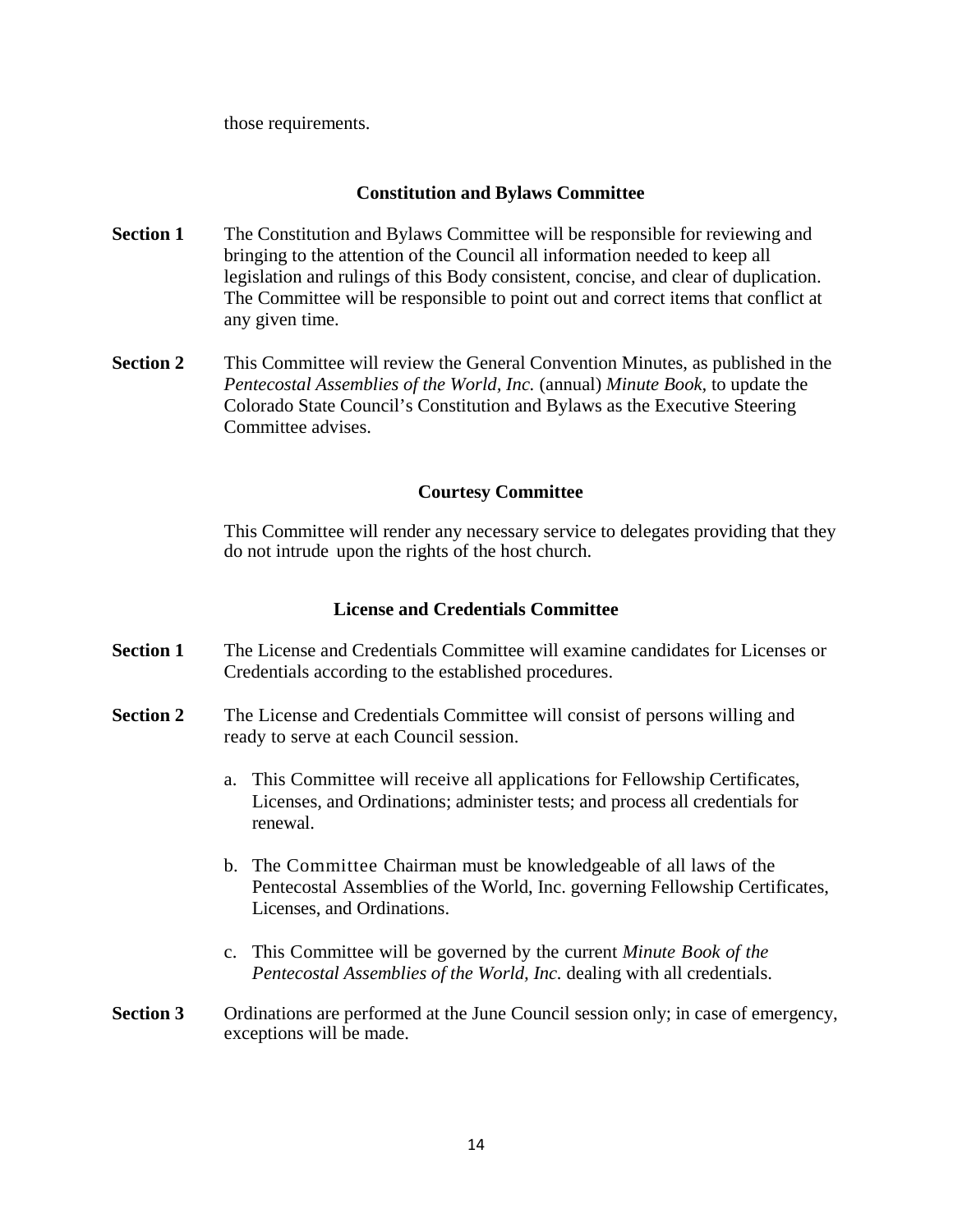those requirements.

### Constitution and Bylaws Committee

**Section 1** The Constitution and Bylaws Committee will be responsible for reviewing and bringing to the attention of the Council all information needed to keep all legislation and rulings of this Body consistent, concise, and clear of duplication. The Committee will be responsible to point out and correct items that conflict at any given time.

**Section 2** This Committee will review the General Convention Minutes, as published in the *Pentecostal Assemblies of the World, Inc.* (annual) *Minute Book*, to update the Colorado State Council's Constitution and Bylaws as the Executive Steering Committee advises.

### Courtesy Committee

This Committee will render any necessary service to delegates providing that they do not intrude upon the rights of the host church.

### License and Credentials Committee

**Section 1** The License and Credentials Committee will examine candidates for Licenses or Credentials according to the established procedures.

**Section 2** The License and Credentials Committee will consist of persons willing and ready to serve at each Council session.

a. This Committee will receive all applications for Fellowship Certificates, Licenses, and Ordinations; administer tests; and process all credentials for renewal.

b. The Committee Chairman must be knowledgeable of all laws of the Pentecostal Assemblies of the World, Inc. governing Fellowship Certificates, Licenses, and Ordinations.

c. This Committee will be governed by the current *Minute Book of the Pentecostal Assemblies of the World, Inc.* dealing with all credentials.

**Section 3** Ordinations are performed at the June Council session only; in case of emergency, exceptions will be made.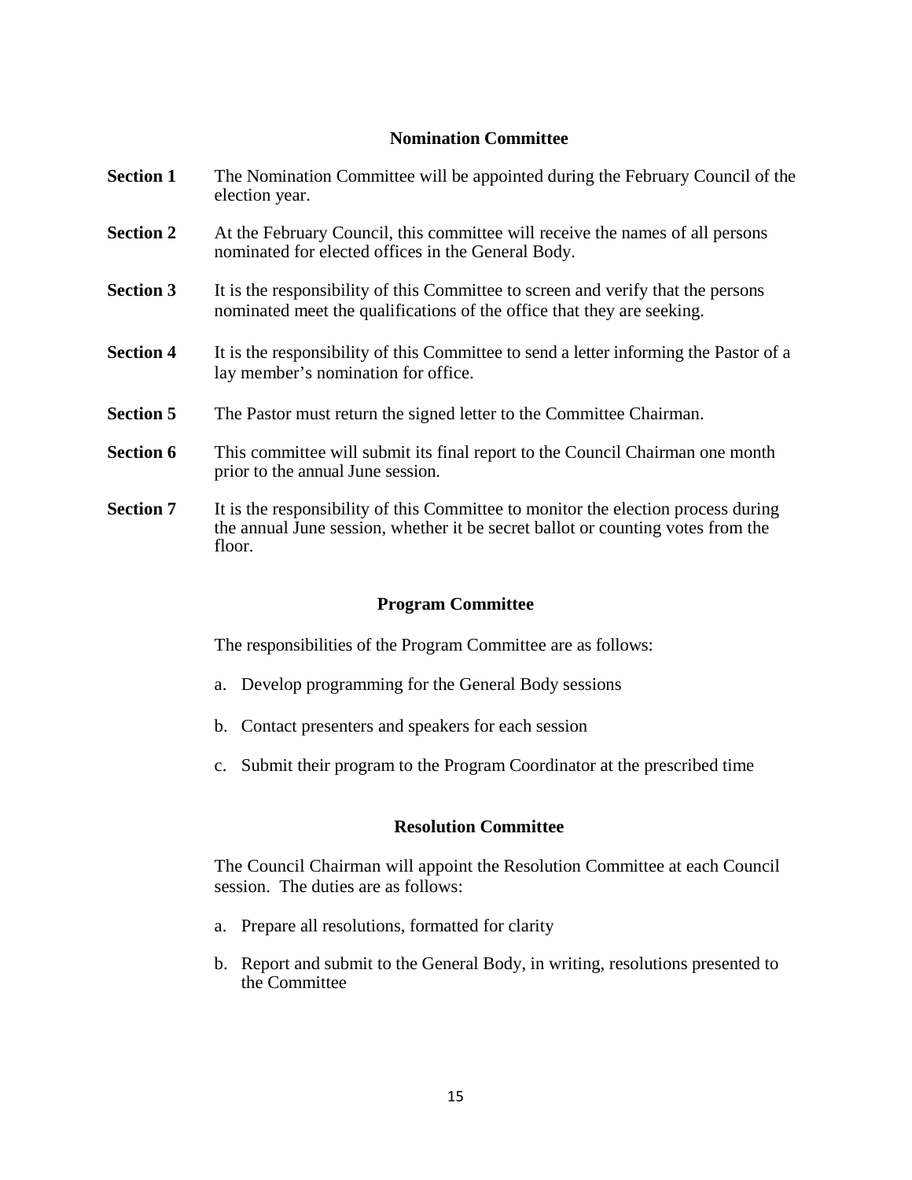## Nomination Committee

**Section 1** The Nomination Committee will be appointed during the February Council of the election year.

**Section 2** At the February Council, this committee will receive the names of all persons nominated for elected offices in the General Body.

**Section 3** It is the responsibility of this Committee to screen and verify that the persons nominated meet the qualifications of the office that they are seeking.

**Section 4** It is the responsibility of this Committee to send a letter informing the Pastor of a lay member's nomination for office.

**Section 5** The Pastor must return the signed letter to the Committee Chairman.

**Section 6** This committee will submit its final report to the Council Chairman one month prior to the annual June session.

**Section 7** It is the responsibility of this Committee to monitor the election process during the annual June session, whether it be secret ballot or counting votes from the floor.

## Program Committee

The responsibilities of the Program Committee are as follows:

a. Develop programming for the General Body sessions

b. Contact presenters and speakers for each session

c. Submit their program to the Program Coordinator at the prescribed time

## Resolution Committee

The Council Chairman will appoint the Resolution Committee at each Council session. The duties are as follows:

a. Prepare all resolutions, formatted for clarity

b. Report and submit to the General Body, in writing, resolutions presented to the Committee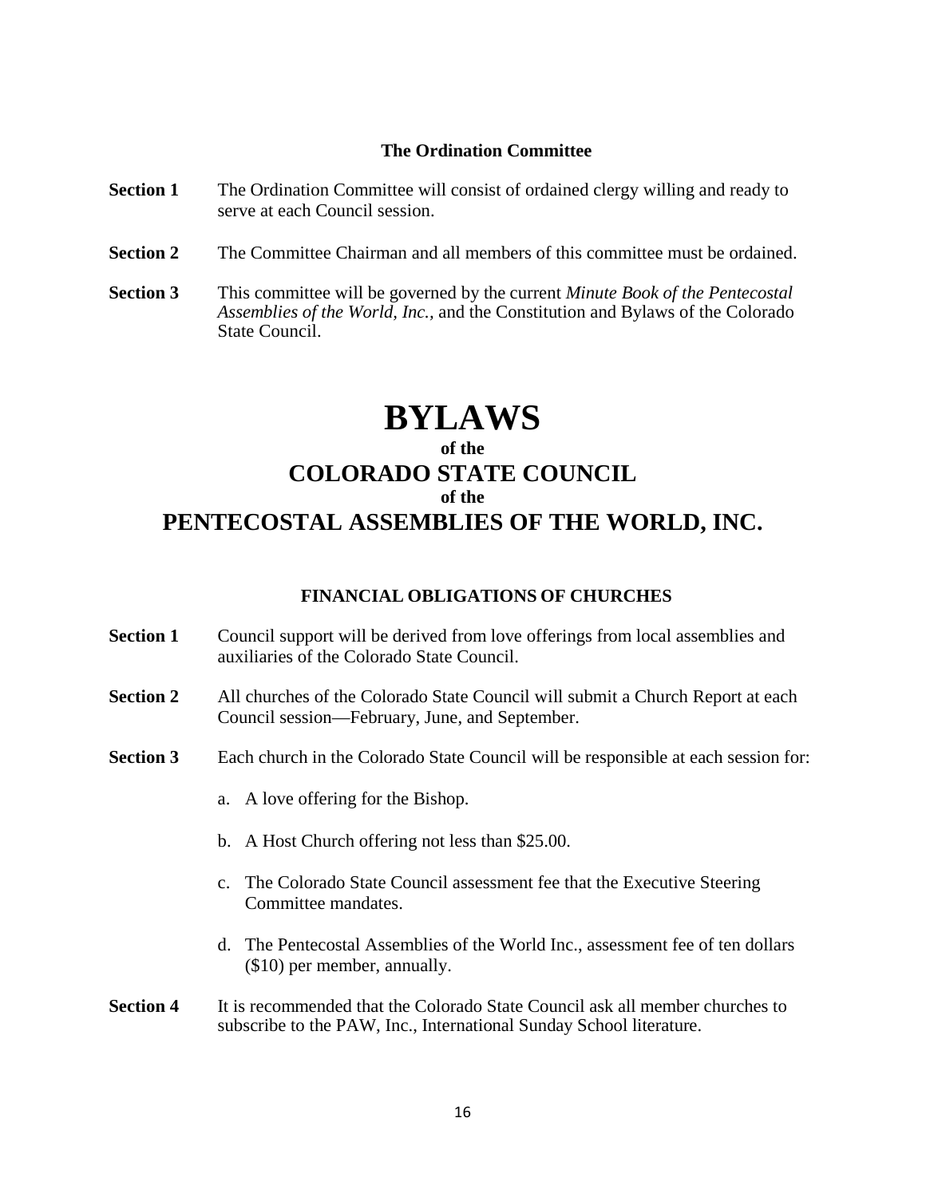### The Ordination Committee

**Section 1** The Ordination Committee will consist of ordained clergy willing and ready to serve at each Council session.

**Section 2** The Committee Chairman and all members of this committee must be ordained.

**Section 3** This committee will be governed by the current *Minute Book of the Pentecostal Assemblies of the World, Inc.,* and the Constitution and Bylaws of the Colorado State Council.

# BYLAWS

## of the

## COLORADO STATE COUNCIL

## of the

## PENTECOSTAL ASSEMBLIES OF THE WORLD, INC.

### FINANCIAL OBLIGATIONS OF CHURCHES

**Section 1** Council support will be derived from love offerings from local assemblies and auxiliaries of the Colorado State Council.

**Section 2** All churches of the Colorado State Council will submit a Church Report at each Council session—February, June, and September.

**Section 3** Each church in the Colorado State Council will be responsible at each session for:

a. A love offering for the Bishop.

b. A Host Church offering not less than $25.00.

c. The Colorado State Council assessment fee that the Executive Steering Committee mandates.

d. The Pentecostal Assemblies of the World Inc., assessment fee of ten dollars ($10) per member, annually.

**Section 4** It is recommended that the Colorado State Council ask all member churches to subscribe to the PAW, Inc., International Sunday School literature.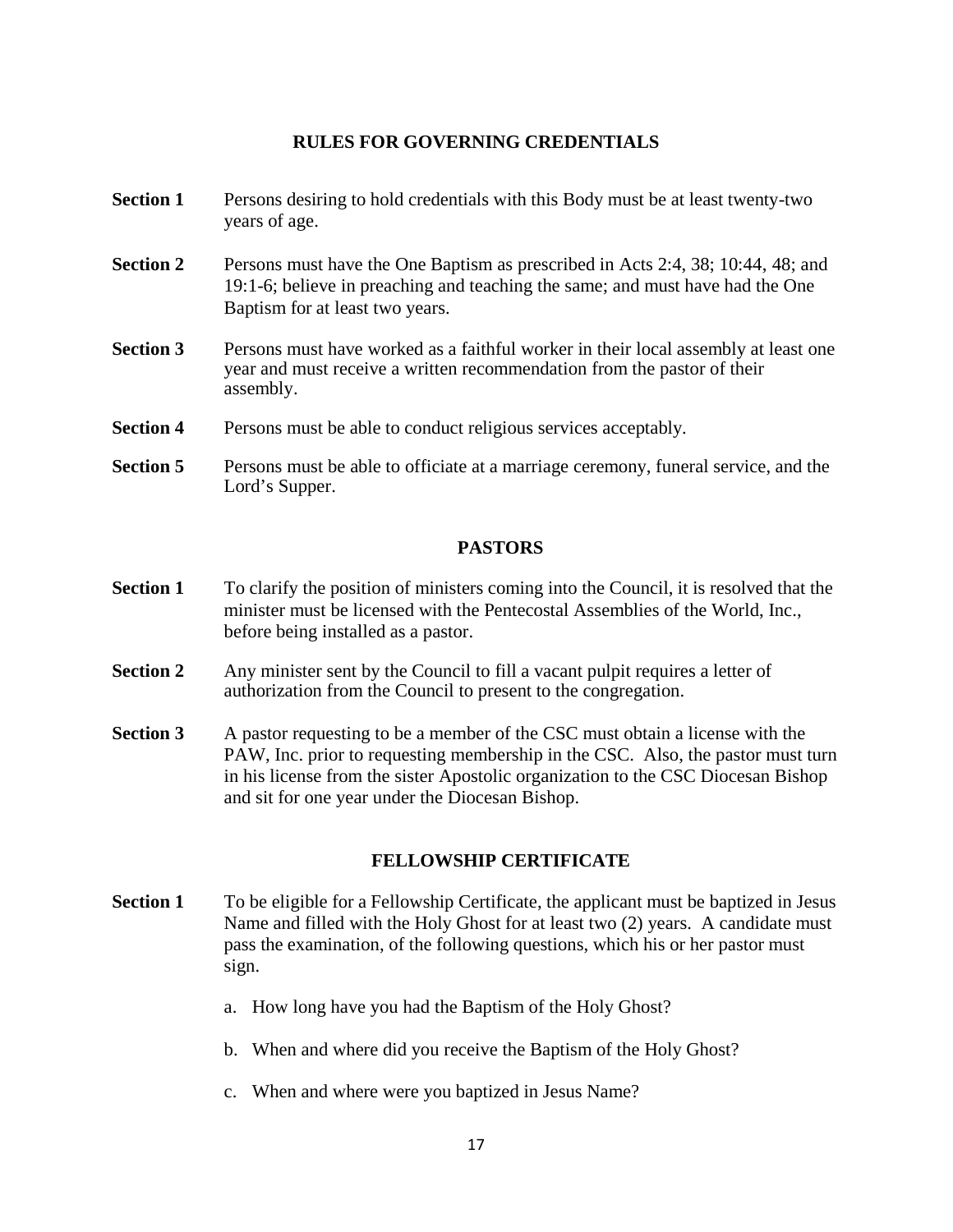## RULES FOR GOVERNING CREDENTIALS

**Section 1** Persons desiring to hold credentials with this Body must be at least twenty-two years of age.

**Section 2** Persons must have the One Baptism as prescribed in Acts 2:4, 38; 10:44, 48; and 19:1-6; believe in preaching and teaching the same; and must have had the One Baptism for at least two years.

**Section 3** Persons must have worked as a faithful worker in their local assembly at least one year and must receive a written recommendation from the pastor of their assembly.

**Section 4** Persons must be able to conduct religious services acceptably.

**Section 5** Persons must be able to officiate at a marriage ceremony, funeral service, and the Lord's Supper.

## PASTORS

**Section 1** To clarify the position of ministers coming into the Council, it is resolved that the minister must be licensed with the Pentecostal Assemblies of the World, Inc., before being installed as a pastor.

**Section 2** Any minister sent by the Council to fill a vacant pulpit requires a letter of authorization from the Council to present to the congregation.

**Section 3** A pastor requesting to be a member of the CSC must obtain a license with the PAW, Inc. prior to requesting membership in the CSC. Also, the pastor must turn in his license from the sister Apostolic organization to the CSC Diocesan Bishop and sit for one year under the Diocesan Bishop.

## FELLOWSHIP CERTIFICATE

**Section 1** To be eligible for a Fellowship Certificate, the applicant must be baptized in Jesus Name and filled with the Holy Ghost for at least two (2) years. A candidate must pass the examination, of the following questions, which his or her pastor must sign.

a. How long have you had the Baptism of the Holy Ghost?

b. When and where did you receive the Baptism of the Holy Ghost?

c. When and where were you baptized in Jesus Name?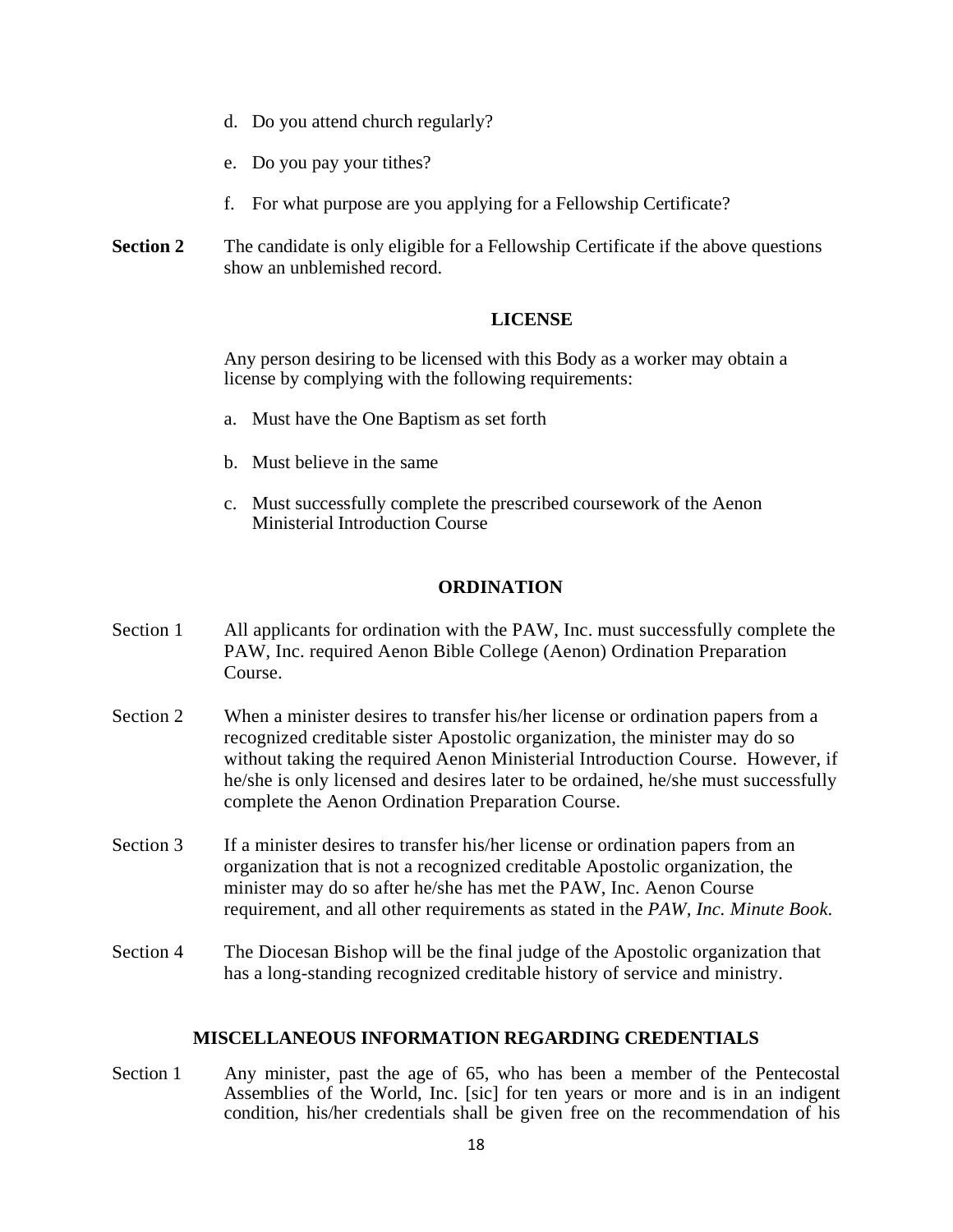d. Do you attend church regularly?

e. Do you pay your tithes?

f. For what purpose are you applying for a Fellowship Certificate?

**Section 2** The candidate is only eligible for a Fellowship Certificate if the above questions show an unblemished record.

## LICENSE

Any person desiring to be licensed with this Body as a worker may obtain a license by complying with the following requirements:

a. Must have the One Baptism as set forth

b. Must believe in the same

c. Must successfully complete the prescribed coursework of the Aenon Ministerial Introduction Course

## ORDINATION

Section 1 All applicants for ordination with the PAW, Inc. must successfully complete the PAW, Inc. required Aenon Bible College (Aenon) Ordination Preparation Course.

Section 2 When a minister desires to transfer his/her license or ordination papers from a recognized creditable sister Apostolic organization, the minister may do so without taking the required Aenon Ministerial Introduction Course. However, if he/she is only licensed and desires later to be ordained, he/she must successfully complete the Aenon Ordination Preparation Course.

Section 3 If a minister desires to transfer his/her license or ordination papers from an organization that is not a recognized creditable Apostolic organization, the minister may do so after he/she has met the PAW, Inc. Aenon Course requirement, and all other requirements as stated in the *PAW, Inc. Minute Book*.

Section 4 The Diocesan Bishop will be the final judge of the Apostolic organization that has a long-standing recognized creditable history of service and ministry.

## MISCELLANEOUS INFORMATION REGARDING CREDENTIALS

Section 1 Any minister, past the age of 65, who has been a member of the Pentecostal Assemblies of the World, Inc. [sic] for ten years or more and is in an indigent condition, his/her credentials shall be given free on the recommendation of his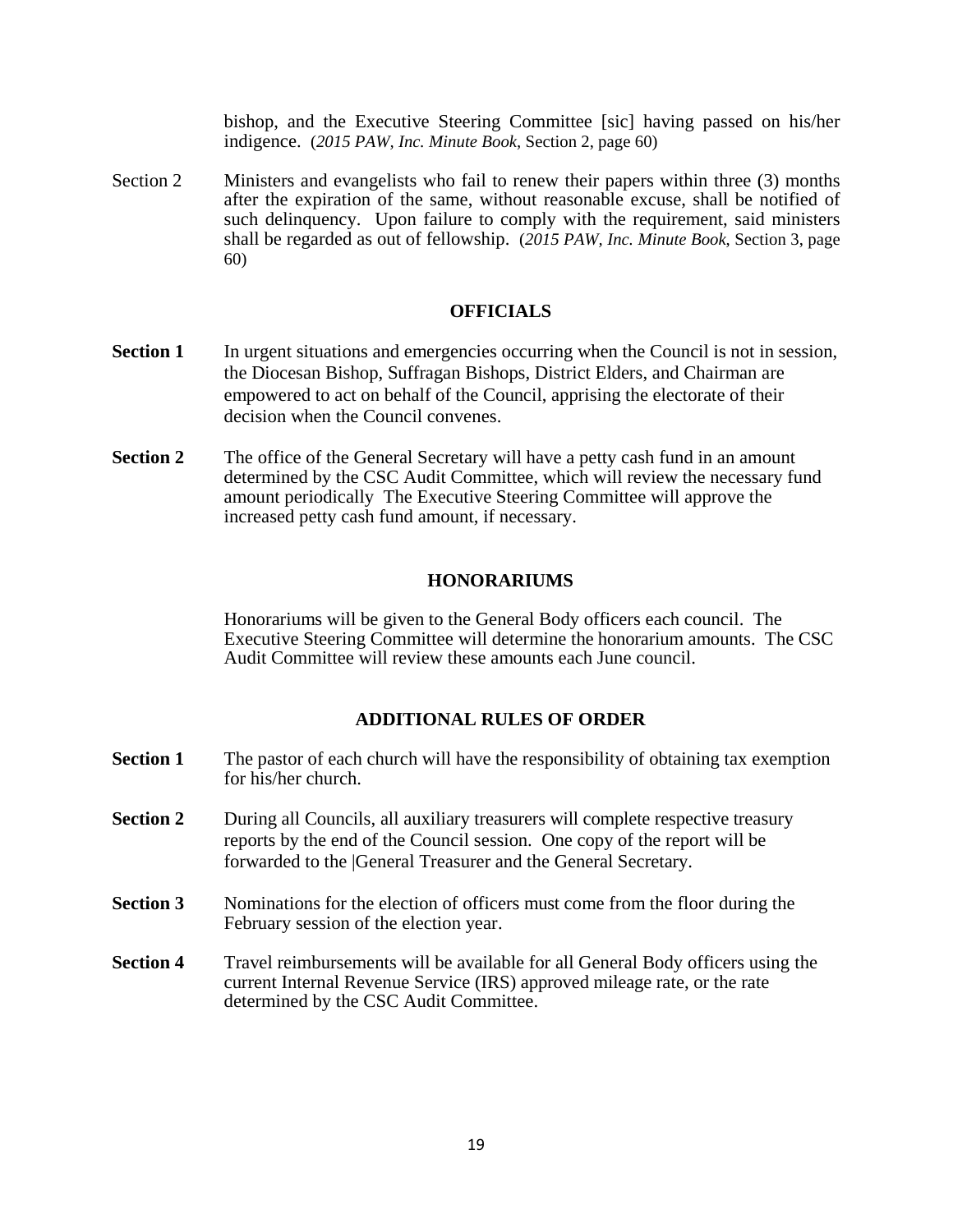bishop, and the Executive Steering Committee [sic] having passed on his/her indigence. (*2015 PAW, Inc. Minute Book*, Section 2, page 60)

Section 2 Ministers and evangelists who fail to renew their papers within three (3) months after the expiration of the same, without reasonable excuse, shall be notified of such delinquency. Upon failure to comply with the requirement, said ministers shall be regarded as out of fellowship. (*2015 PAW, Inc. Minute Book*, Section 3, page 60)

## OFFICIALS

**Section 1** In urgent situations and emergencies occurring when the Council is not in session, the Diocesan Bishop, Suffragan Bishops, District Elders, and Chairman are empowered to act on behalf of the Council, apprising the electorate of their decision when the Council convenes.

**Section 2** The office of the General Secretary will have a petty cash fund in an amount determined by the CSC Audit Committee, which will review the necessary fund amount periodically The Executive Steering Committee will approve the increased petty cash fund amount, if necessary.

## HONORARIUMS

Honorariums will be given to the General Body officers each council. The Executive Steering Committee will determine the honorarium amounts. The CSC Audit Committee will review these amounts each June council.

## ADDITIONAL RULES OF ORDER

**Section 1** The pastor of each church will have the responsibility of obtaining tax exemption for his/her church.

**Section 2** During all Councils, all auxiliary treasurers will complete respective treasury reports by the end of the Council session. One copy of the report will be forwarded to the |General Treasurer and the General Secretary.

**Section 3** Nominations for the election of officers must come from the floor during the February session of the election year.

**Section 4** Travel reimbursements will be available for all General Body officers using the current Internal Revenue Service (IRS) approved mileage rate, or the rate determined by the CSC Audit Committee.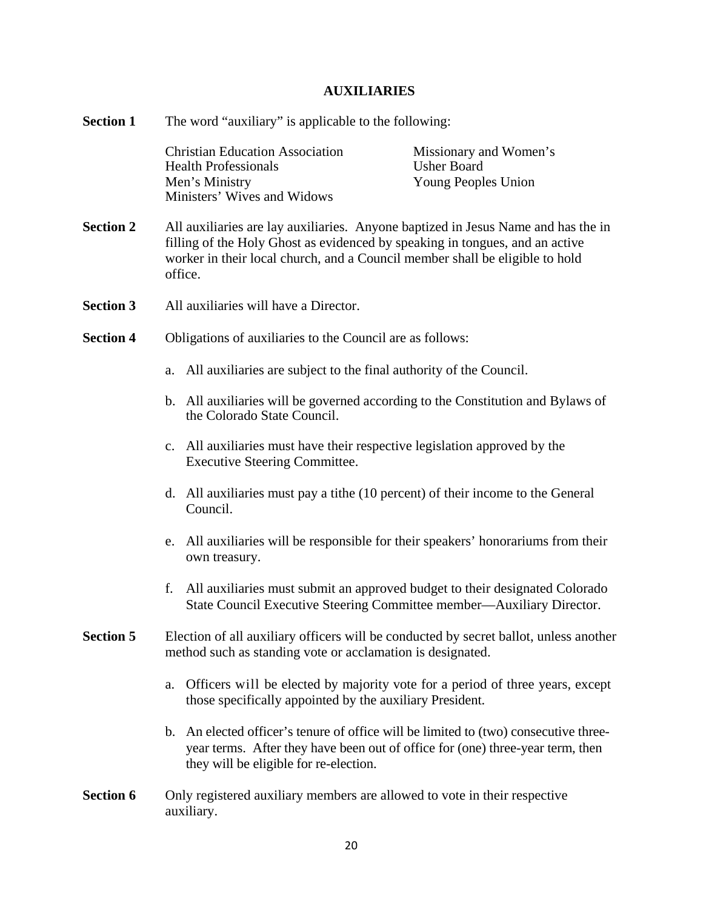## AUXILIARIES

**Section 1** The word "auxiliary" is applicable to the following:

- Christian Education Association
- Health Professionals
- Men's Ministry
- Ministers' Wives and Widows
- Missionary and Women's
- Usher Board
- Young Peoples Union

**Section 2** All auxiliaries are lay auxiliaries. Anyone baptized in Jesus Name and has the in filling of the Holy Ghost as evidenced by speaking in tongues, and an active worker in their local church, and a Council member shall be eligible to hold office.

**Section 3** All auxiliaries will have a Director.

**Section 4** Obligations of auxiliaries to the Council are as follows:

a. All auxiliaries are subject to the final authority of the Council.

b. All auxiliaries will be governed according to the Constitution and Bylaws of the Colorado State Council.

c. All auxiliaries must have their respective legislation approved by the Executive Steering Committee.

d. All auxiliaries must pay a tithe (10 percent) of their income to the General Council.

e. All auxiliaries will be responsible for their speakers' honorariums from their own treasury.

f. All auxiliaries must submit an approved budget to their designated Colorado State Council Executive Steering Committee member—Auxiliary Director.

**Section 5** Election of all auxiliary officers will be conducted by secret ballot, unless another method such as standing vote or acclamation is designated.

a. Officers will be elected by majority vote for a period of three years, except those specifically appointed by the auxiliary President.

b. An elected officer's tenure of office will be limited to (two) consecutive three-year terms. After they have been out of office for (one) three-year term, then they will be eligible for re-election.

**Section 6** Only registered auxiliary members are allowed to vote in their respective auxiliary.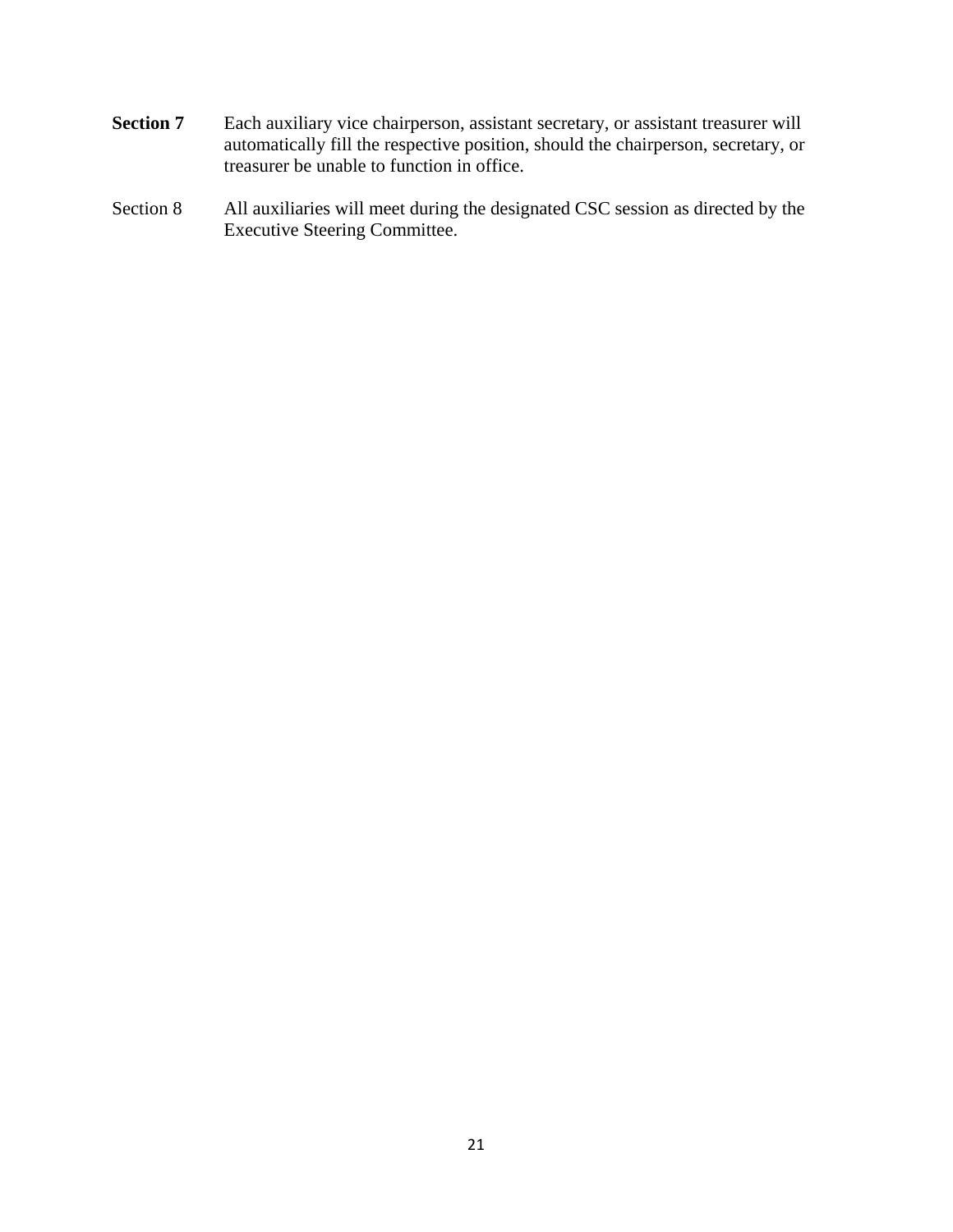**Section 7** Each auxiliary vice chairperson, assistant secretary, or assistant treasurer will automatically fill the respective position, should the chairperson, secretary, or treasurer be unable to function in office.

Section 8 All auxiliaries will meet during the designated CSC session as directed by the Executive Steering Committee.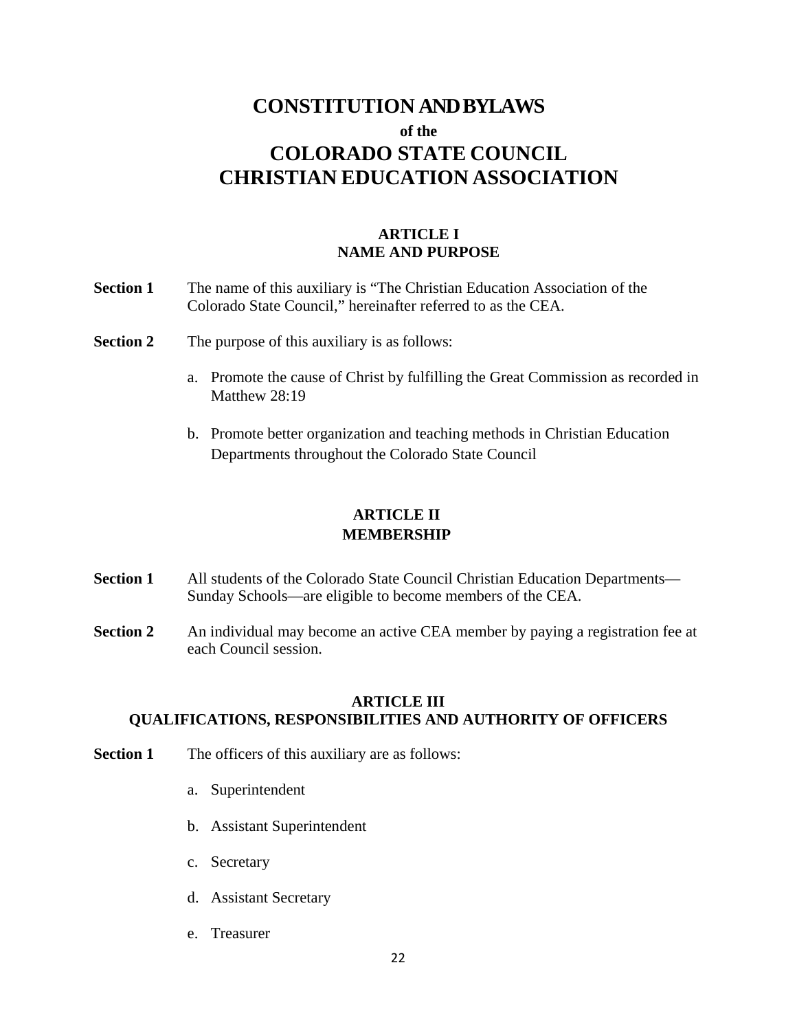# CONSTITUTION AND BYLAWS

**of the**

# COLORADO STATE COUNCIL CHRISTIAN EDUCATION ASSOCIATION

## ARTICLE I
## NAME AND PURPOSE

**Section 1** The name of this auxiliary is "The Christian Education Association of the Colorado State Council," hereinafter referred to as the CEA.

**Section 2** The purpose of this auxiliary is as follows:

a. Promote the cause of Christ by fulfilling the Great Commission as recorded in Matthew 28:19

b. Promote better organization and teaching methods in Christian Education Departments throughout the Colorado State Council

## ARTICLE II
## MEMBERSHIP

**Section 1** All students of the Colorado State Council Christian Education Departments—Sunday Schools—are eligible to become members of the CEA.

**Section 2** An individual may become an active CEA member by paying a registration fee at each Council session.

## ARTICLE III
## QUALIFICATIONS, RESPONSIBILITIES AND AUTHORITY OF OFFICERS

**Section 1** The officers of this auxiliary are as follows:

a. Superintendent

b. Assistant Superintendent

c. Secretary

d. Assistant Secretary

e. Treasurer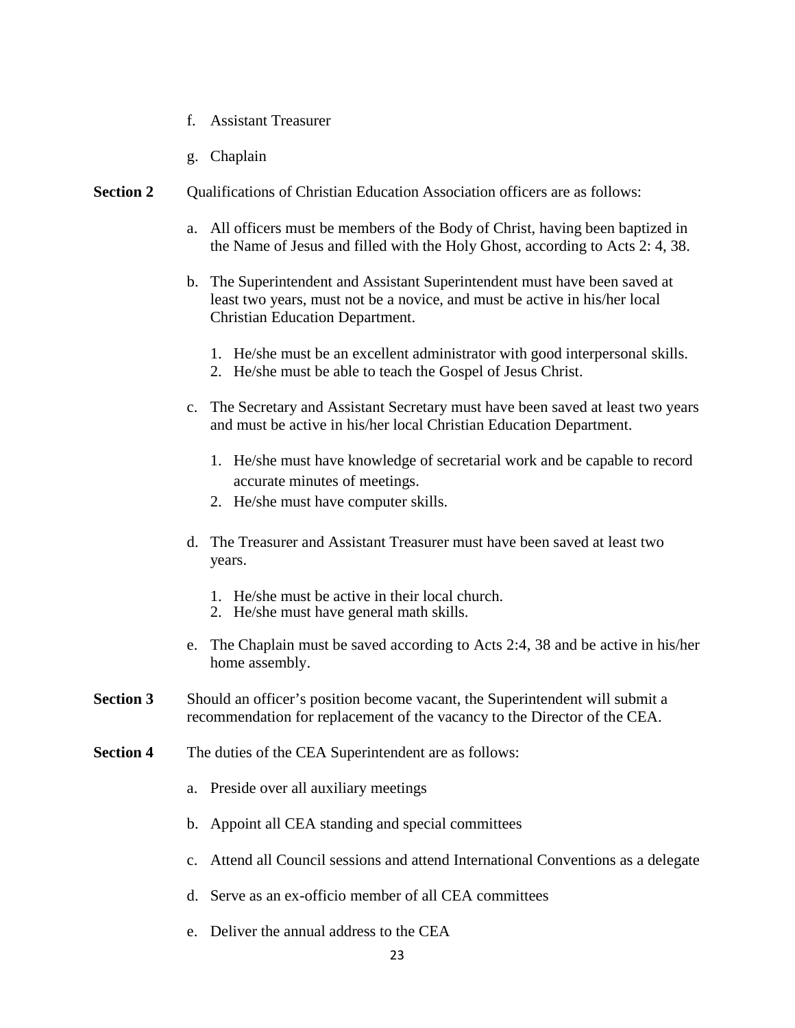f. Assistant Treasurer

g. Chaplain

**Section 2** Qualifications of Christian Education Association officers are as follows:

a. All officers must be members of the Body of Christ, having been baptized in the Name of Jesus and filled with the Holy Ghost, according to Acts 2: 4, 38.

b. The Superintendent and Assistant Superintendent must have been saved at least two years, must not be a novice, and must be active in his/her local Christian Education Department.

   1. He/she must be an excellent administrator with good interpersonal skills.
   2. He/she must be able to teach the Gospel of Jesus Christ.

c. The Secretary and Assistant Secretary must have been saved at least two years and must be active in his/her local Christian Education Department.

   1. He/she must have knowledge of secretarial work and be capable to record accurate minutes of meetings.
   2. He/she must have computer skills.

d. The Treasurer and Assistant Treasurer must have been saved at least two years.

   1. He/she must be active in their local church.
   2. He/she must have general math skills.

e. The Chaplain must be saved according to Acts 2:4, 38 and be active in his/her home assembly.

**Section 3** Should an officer's position become vacant, the Superintendent will submit a recommendation for replacement of the vacancy to the Director of the CEA.

**Section 4** The duties of the CEA Superintendent are as follows:

a. Preside over all auxiliary meetings

b. Appoint all CEA standing and special committees

c. Attend all Council sessions and attend International Conventions as a delegate

d. Serve as an ex-officio member of all CEA committees

e. Deliver the annual address to the CEA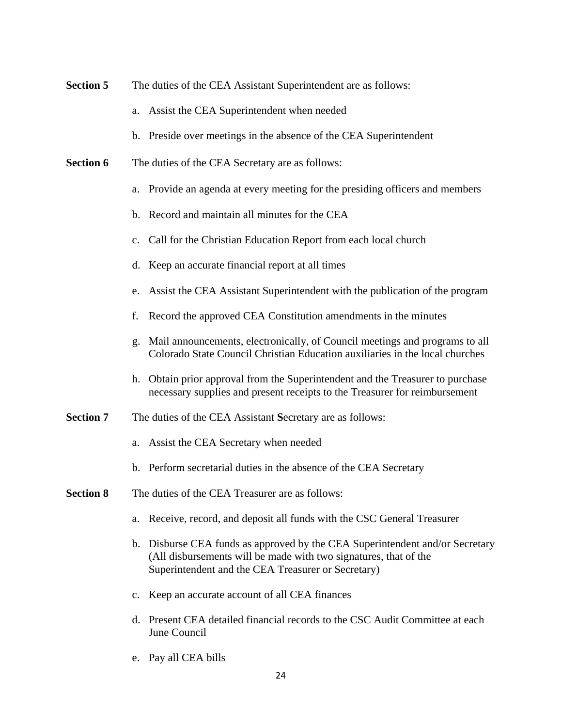**Section 5** The duties of the CEA Assistant Superintendent are as follows:

a. Assist the CEA Superintendent when needed

b. Preside over meetings in the absence of the CEA Superintendent

**Section 6** The duties of the CEA Secretary are as follows:

a. Provide an agenda at every meeting for the presiding officers and members

b. Record and maintain all minutes for the CEA

c. Call for the Christian Education Report from each local church

d. Keep an accurate financial report at all times

e. Assist the CEA Assistant Superintendent with the publication of the program

f. Record the approved CEA Constitution amendments in the minutes

g. Mail announcements, electronically, of Council meetings and programs to all Colorado State Council Christian Education auxiliaries in the local churches

h. Obtain prior approval from the Superintendent and the Treasurer to purchase necessary supplies and present receipts to the Treasurer for reimbursement

**Section 7** The duties of the CEA Assistant **S**ecretary are as follows:

a. Assist the CEA Secretary when needed

b. Perform secretarial duties in the absence of the CEA Secretary

**Section 8** The duties of the CEA Treasurer are as follows:

a. Receive, record, and deposit all funds with the CSC General Treasurer

b. Disburse CEA funds as approved by the CEA Superintendent and/or Secretary (All disbursements will be made with two signatures, that of the Superintendent and the CEA Treasurer or Secretary)

c. Keep an accurate account of all CEA finances

d. Present CEA detailed financial records to the CSC Audit Committee at each June Council

e. Pay all CEA bills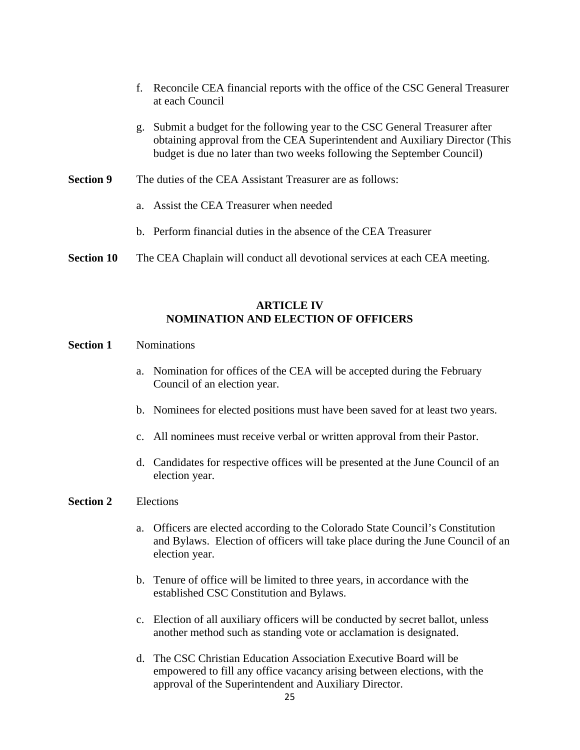f. Reconcile CEA financial reports with the office of the CSC General Treasurer at each Council

g. Submit a budget for the following year to the CSC General Treasurer after obtaining approval from the CEA Superintendent and Auxiliary Director (This budget is due no later than two weeks following the September Council)

**Section 9** The duties of the CEA Assistant Treasurer are as follows:

a. Assist the CEA Treasurer when needed

b. Perform financial duties in the absence of the CEA Treasurer

**Section 10** The CEA Chaplain will conduct all devotional services at each CEA meeting.

## ARTICLE IV
## NOMINATION AND ELECTION OF OFFICERS

**Section 1** Nominations

a. Nomination for offices of the CEA will be accepted during the February Council of an election year.

b. Nominees for elected positions must have been saved for at least two years.

c. All nominees must receive verbal or written approval from their Pastor.

d. Candidates for respective offices will be presented at the June Council of an election year.

**Section 2** Elections

a. Officers are elected according to the Colorado State Council's Constitution and Bylaws. Election of officers will take place during the June Council of an election year.

b. Tenure of office will be limited to three years, in accordance with the established CSC Constitution and Bylaws.

c. Election of all auxiliary officers will be conducted by secret ballot, unless another method such as standing vote or acclamation is designated.

d. The CSC Christian Education Association Executive Board will be empowered to fill any office vacancy arising between elections, with the approval of the Superintendent and Auxiliary Director.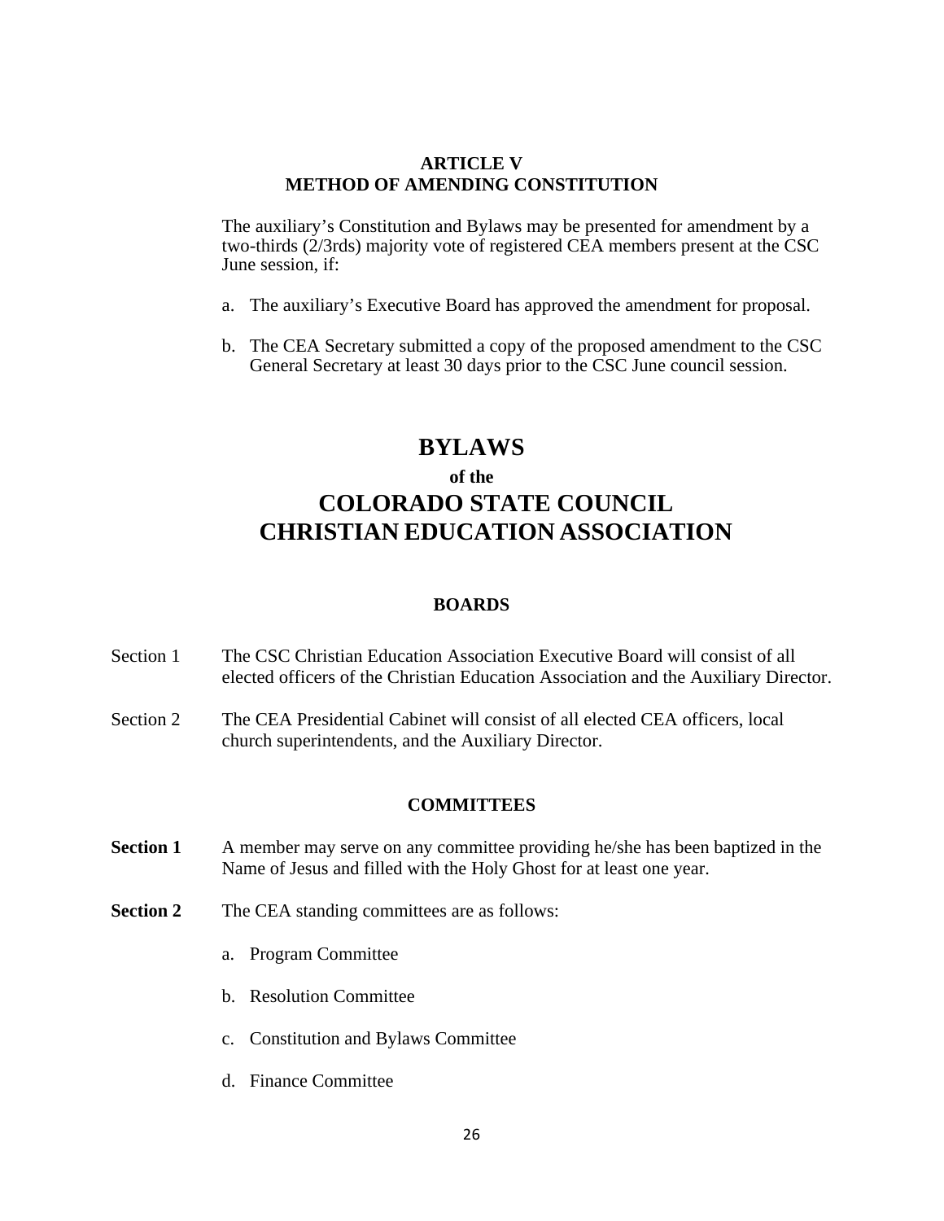### ARTICLE V
### METHOD OF AMENDING CONSTITUTION

The auxiliary's Constitution and Bylaws may be presented for amendment by a two-thirds (2/3rds) majority vote of registered CEA members present at the CSC June session, if:

a. The auxiliary's Executive Board has approved the amendment for proposal.

b. The CEA Secretary submitted a copy of the proposed amendment to the CSC General Secretary at least 30 days prior to the CSC June council session.

# BYLAWS

**of the**

# COLORADO STATE COUNCIL CHRISTIAN EDUCATION ASSOCIATION

### BOARDS

Section 1 The CSC Christian Education Association Executive Board will consist of all elected officers of the Christian Education Association and the Auxiliary Director.

Section 2 The CEA Presidential Cabinet will consist of all elected CEA officers, local church superintendents, and the Auxiliary Director.

### COMMITTEES

**Section 1** A member may serve on any committee providing he/she has been baptized in the Name of Jesus and filled with the Holy Ghost for at least one year.

**Section 2** The CEA standing committees are as follows:

a. Program Committee

b. Resolution Committee

c. Constitution and Bylaws Committee

d. Finance Committee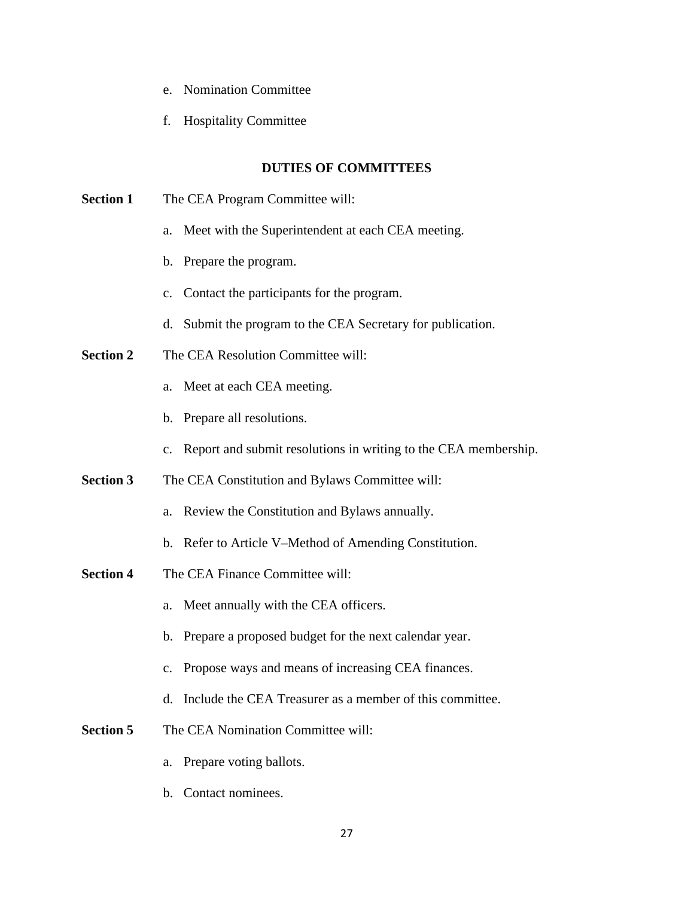e. Nomination Committee

f. Hospitality Committee

## DUTIES OF COMMITTEES

**Section 1** The CEA Program Committee will:

a. Meet with the Superintendent at each CEA meeting.

b. Prepare the program.

c. Contact the participants for the program.

d. Submit the program to the CEA Secretary for publication.

**Section 2** The CEA Resolution Committee will:

a. Meet at each CEA meeting.

b. Prepare all resolutions.

c. Report and submit resolutions in writing to the CEA membership.

**Section 3** The CEA Constitution and Bylaws Committee will:

a. Review the Constitution and Bylaws annually.

b. Refer to Article V–Method of Amending Constitution.

**Section 4** The CEA Finance Committee will:

a. Meet annually with the CEA officers.

b. Prepare a proposed budget for the next calendar year.

c. Propose ways and means of increasing CEA finances.

d. Include the CEA Treasurer as a member of this committee.

**Section 5** The CEA Nomination Committee will:

a. Prepare voting ballots.

b. Contact nominees.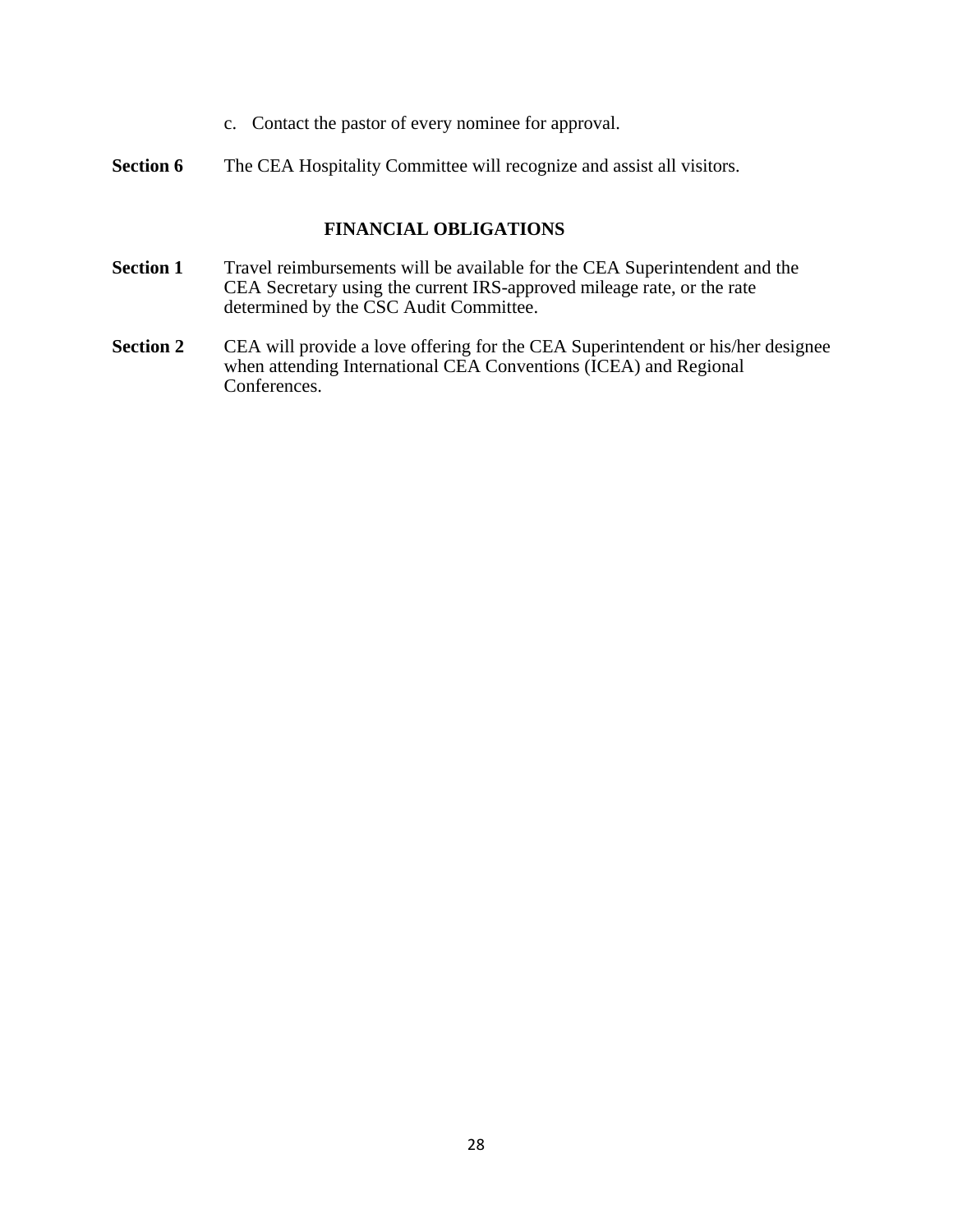c. Contact the pastor of every nominee for approval.

**Section 6** The CEA Hospitality Committee will recognize and assist all visitors.

## FINANCIAL OBLIGATIONS

**Section 1** Travel reimbursements will be available for the CEA Superintendent and the CEA Secretary using the current IRS-approved mileage rate, or the rate determined by the CSC Audit Committee.

**Section 2** CEA will provide a love offering for the CEA Superintendent or his/her designee when attending International CEA Conventions (ICEA) and Regional Conferences.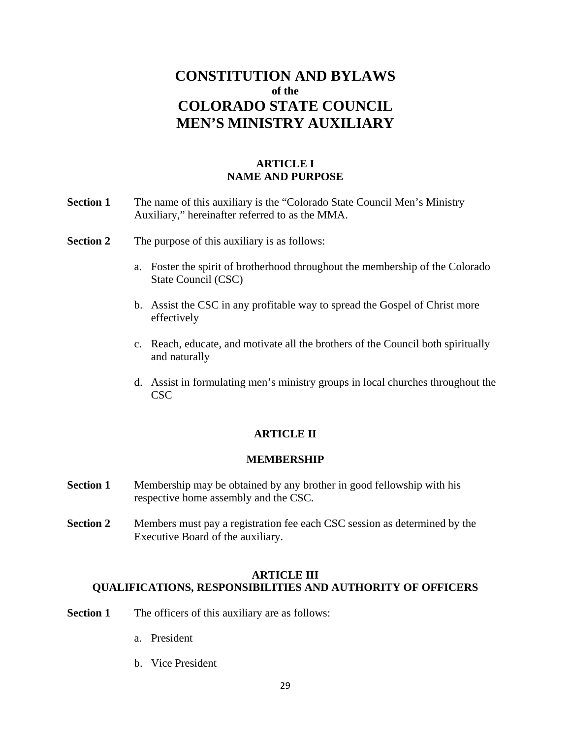# CONSTITUTION AND BYLAWS
### of the
# COLORADO STATE COUNCIL MEN'S MINISTRY AUXILIARY

## ARTICLE I
## NAME AND PURPOSE

**Section 1** The name of this auxiliary is the "Colorado State Council Men's Ministry Auxiliary," hereinafter referred to as the MMA.

**Section 2** The purpose of this auxiliary is as follows:

a. Foster the spirit of brotherhood throughout the membership of the Colorado State Council (CSC)

b. Assist the CSC in any profitable way to spread the Gospel of Christ more effectively

c. Reach, educate, and motivate all the brothers of the Council both spiritually and naturally

d. Assist in formulating men's ministry groups in local churches throughout the CSC

## ARTICLE II

## MEMBERSHIP

**Section 1** Membership may be obtained by any brother in good fellowship with his respective home assembly and the CSC.

**Section 2** Members must pay a registration fee each CSC session as determined by the Executive Board of the auxiliary.

## ARTICLE III
## QUALIFICATIONS, RESPONSIBILITIES AND AUTHORITY OF OFFICERS

**Section 1** The officers of this auxiliary are as follows:

a. President

b. Vice President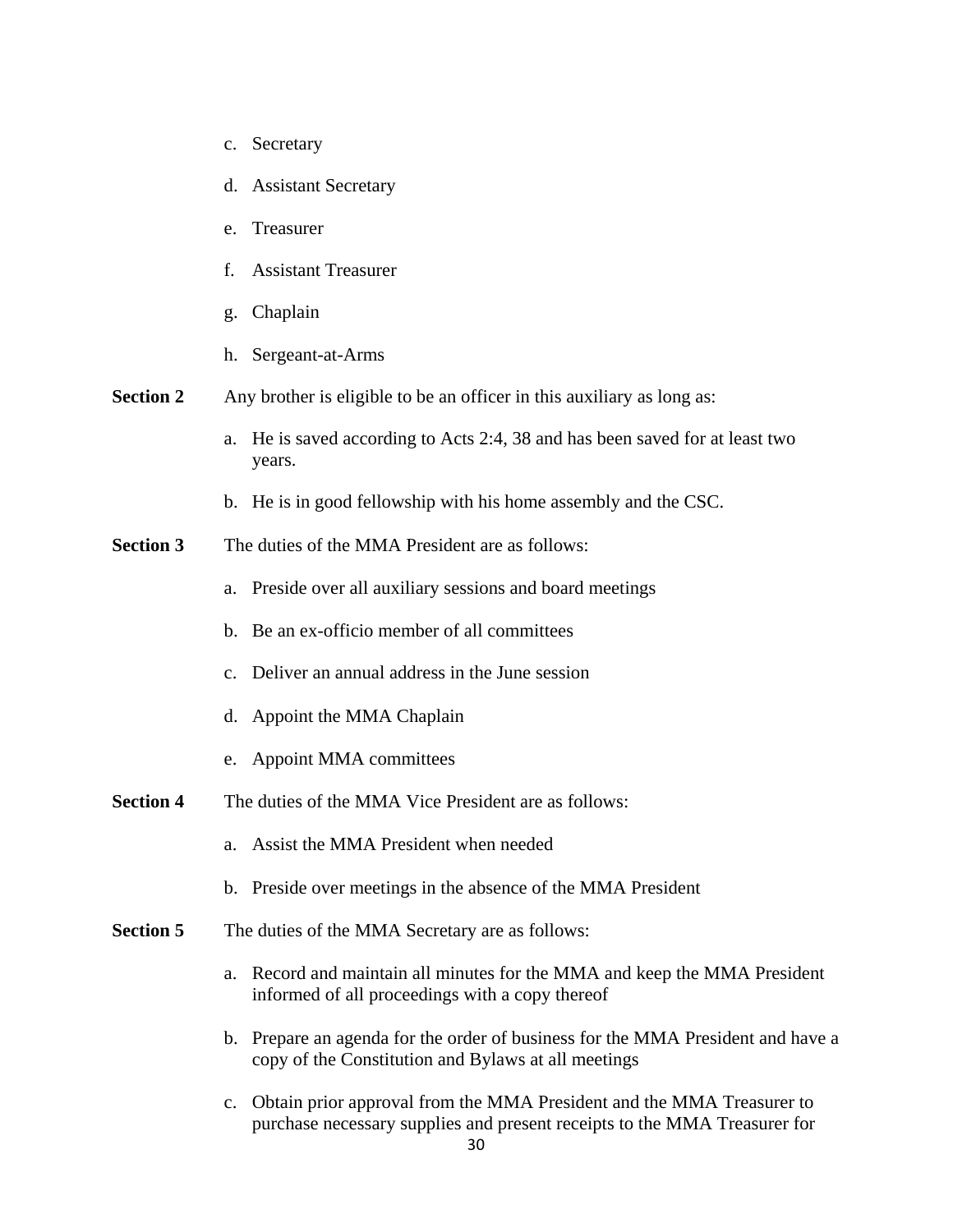c. Secretary

d. Assistant Secretary

e. Treasurer

f. Assistant Treasurer

g. Chaplain

h. Sergeant-at-Arms

**Section 2** Any brother is eligible to be an officer in this auxiliary as long as:

a. He is saved according to Acts 2:4, 38 and has been saved for at least two years.

b. He is in good fellowship with his home assembly and the CSC.

**Section 3** The duties of the MMA President are as follows:

a. Preside over all auxiliary sessions and board meetings

b. Be an ex-officio member of all committees

c. Deliver an annual address in the June session

d. Appoint the MMA Chaplain

e. Appoint MMA committees

**Section 4** The duties of the MMA Vice President are as follows:

a. Assist the MMA President when needed

b. Preside over meetings in the absence of the MMA President

**Section 5** The duties of the MMA Secretary are as follows:

a. Record and maintain all minutes for the MMA and keep the MMA President informed of all proceedings with a copy thereof

b. Prepare an agenda for the order of business for the MMA President and have a copy of the Constitution and Bylaws at all meetings

c. Obtain prior approval from the MMA President and the MMA Treasurer to purchase necessary supplies and present receipts to the MMA Treasurer for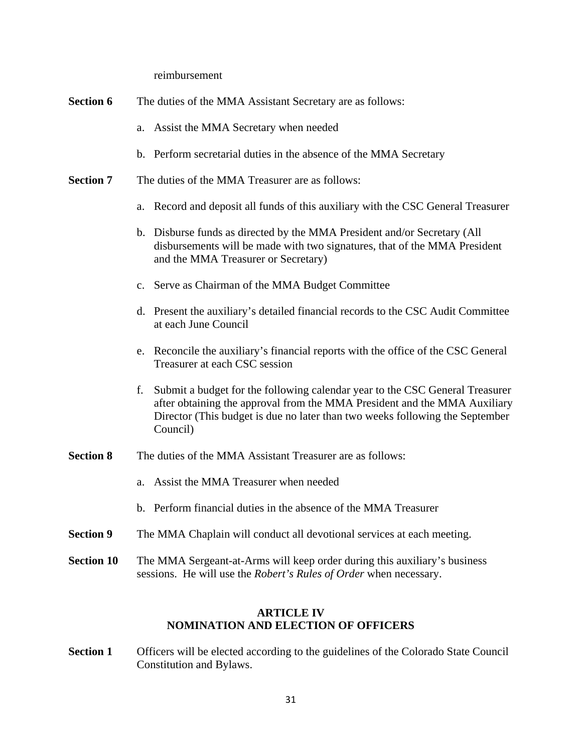reimbursement

**Section 6** The duties of the MMA Assistant Secretary are as follows:

a. Assist the MMA Secretary when needed

b. Perform secretarial duties in the absence of the MMA Secretary

**Section 7** The duties of the MMA Treasurer are as follows:

a. Record and deposit all funds of this auxiliary with the CSC General Treasurer

b. Disburse funds as directed by the MMA President and/or Secretary (All disbursements will be made with two signatures, that of the MMA President and the MMA Treasurer or Secretary)

c. Serve as Chairman of the MMA Budget Committee

d. Present the auxiliary's detailed financial records to the CSC Audit Committee at each June Council

e. Reconcile the auxiliary's financial reports with the office of the CSC General Treasurer at each CSC session

f. Submit a budget for the following calendar year to the CSC General Treasurer after obtaining the approval from the MMA President and the MMA Auxiliary Director (This budget is due no later than two weeks following the September Council)

**Section 8** The duties of the MMA Assistant Treasurer are as follows:

a. Assist the MMA Treasurer when needed

b. Perform financial duties in the absence of the MMA Treasurer

**Section 9** The MMA Chaplain will conduct all devotional services at each meeting.

**Section 10** The MMA Sergeant-at-Arms will keep order during this auxiliary's business sessions. He will use the *Robert's Rules of Order* when necessary.

## ARTICLE IV
## NOMINATION AND ELECTION OF OFFICERS

**Section 1** Officers will be elected according to the guidelines of the Colorado State Council Constitution and Bylaws.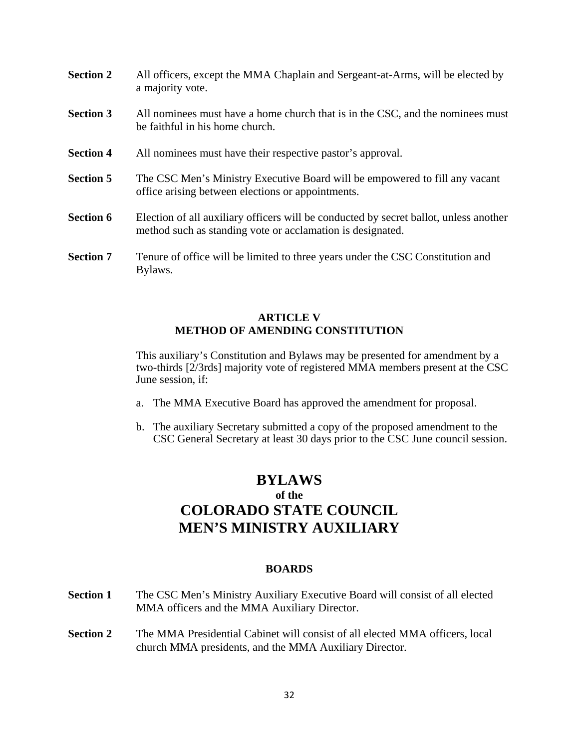**Section 2** All officers, except the MMA Chaplain and Sergeant-at-Arms, will be elected by a majority vote.

**Section 3** All nominees must have a home church that is in the CSC, and the nominees must be faithful in his home church.

**Section 4** All nominees must have their respective pastor's approval.

**Section 5** The CSC Men's Ministry Executive Board will be empowered to fill any vacant office arising between elections or appointments.

**Section 6** Election of all auxiliary officers will be conducted by secret ballot, unless another method such as standing vote or acclamation is designated.

**Section 7** Tenure of office will be limited to three years under the CSC Constitution and Bylaws.

### ARTICLE V
### METHOD OF AMENDING CONSTITUTION

This auxiliary's Constitution and Bylaws may be presented for amendment by a two-thirds [2/3rds] majority vote of registered MMA members present at the CSC June session, if:

a. The MMA Executive Board has approved the amendment for proposal.

b. The auxiliary Secretary submitted a copy of the proposed amendment to the CSC General Secretary at least 30 days prior to the CSC June council session.

# BYLAWS
## of the
# COLORADO STATE COUNCIL MEN'S MINISTRY AUXILIARY

### BOARDS

**Section 1** The CSC Men's Ministry Auxiliary Executive Board will consist of all elected MMA officers and the MMA Auxiliary Director.

**Section 2** The MMA Presidential Cabinet will consist of all elected MMA officers, local church MMA presidents, and the MMA Auxiliary Director.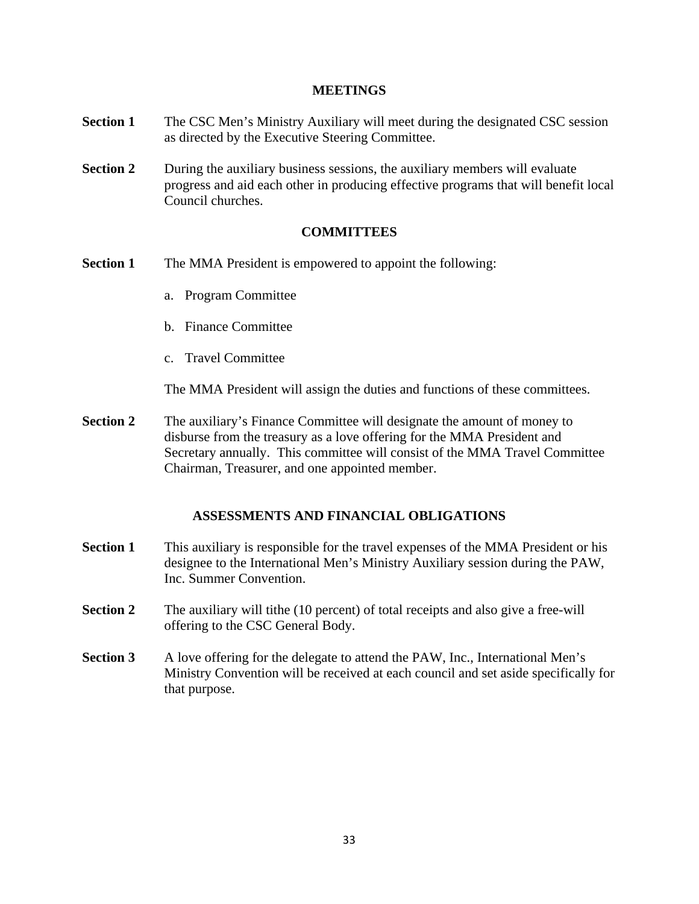## MEETINGS

**Section 1** The CSC Men's Ministry Auxiliary will meet during the designated CSC session as directed by the Executive Steering Committee.

**Section 2** During the auxiliary business sessions, the auxiliary members will evaluate progress and aid each other in producing effective programs that will benefit local Council churches.

## COMMITTEES

**Section 1** The MMA President is empowered to appoint the following:

a. Program Committee

b. Finance Committee

c. Travel Committee

The MMA President will assign the duties and functions of these committees.

**Section 2** The auxiliary's Finance Committee will designate the amount of money to disburse from the treasury as a love offering for the MMA President and Secretary annually. This committee will consist of the MMA Travel Committee Chairman, Treasurer, and one appointed member.

## ASSESSMENTS AND FINANCIAL OBLIGATIONS

**Section 1** This auxiliary is responsible for the travel expenses of the MMA President or his designee to the International Men's Ministry Auxiliary session during the PAW, Inc. Summer Convention.

**Section 2** The auxiliary will tithe (10 percent) of total receipts and also give a free-will offering to the CSC General Body.

**Section 3** A love offering for the delegate to attend the PAW, Inc., International Men's Ministry Convention will be received at each council and set aside specifically for that purpose.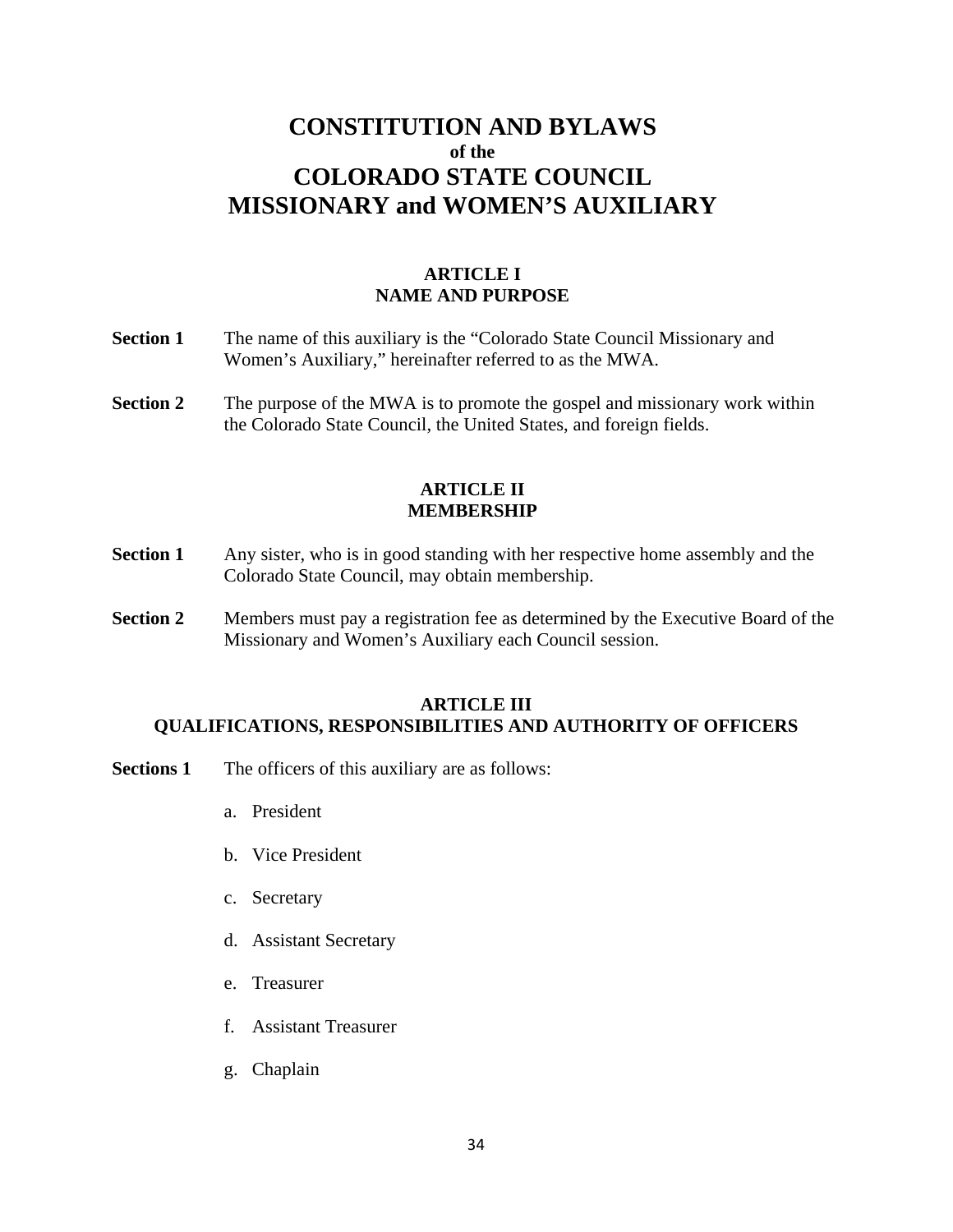# CONSTITUTION AND BYLAWS
### of the
# COLORADO STATE COUNCIL
# MISSIONARY and WOMEN'S AUXILIARY

## ARTICLE I
## NAME AND PURPOSE

**Section 1** The name of this auxiliary is the "Colorado State Council Missionary and Women's Auxiliary," hereinafter referred to as the MWA.

**Section 2** The purpose of the MWA is to promote the gospel and missionary work within the Colorado State Council, the United States, and foreign fields.

## ARTICLE II
## MEMBERSHIP

**Section 1** Any sister, who is in good standing with her respective home assembly and the Colorado State Council, may obtain membership.

**Section 2** Members must pay a registration fee as determined by the Executive Board of the Missionary and Women's Auxiliary each Council session.

## ARTICLE III
## QUALIFICATIONS, RESPONSIBILITIES AND AUTHORITY OF OFFICERS

**Sections 1** The officers of this auxiliary are as follows:

a. President

b. Vice President

c. Secretary

d. Assistant Secretary

e. Treasurer

f. Assistant Treasurer

g. Chaplain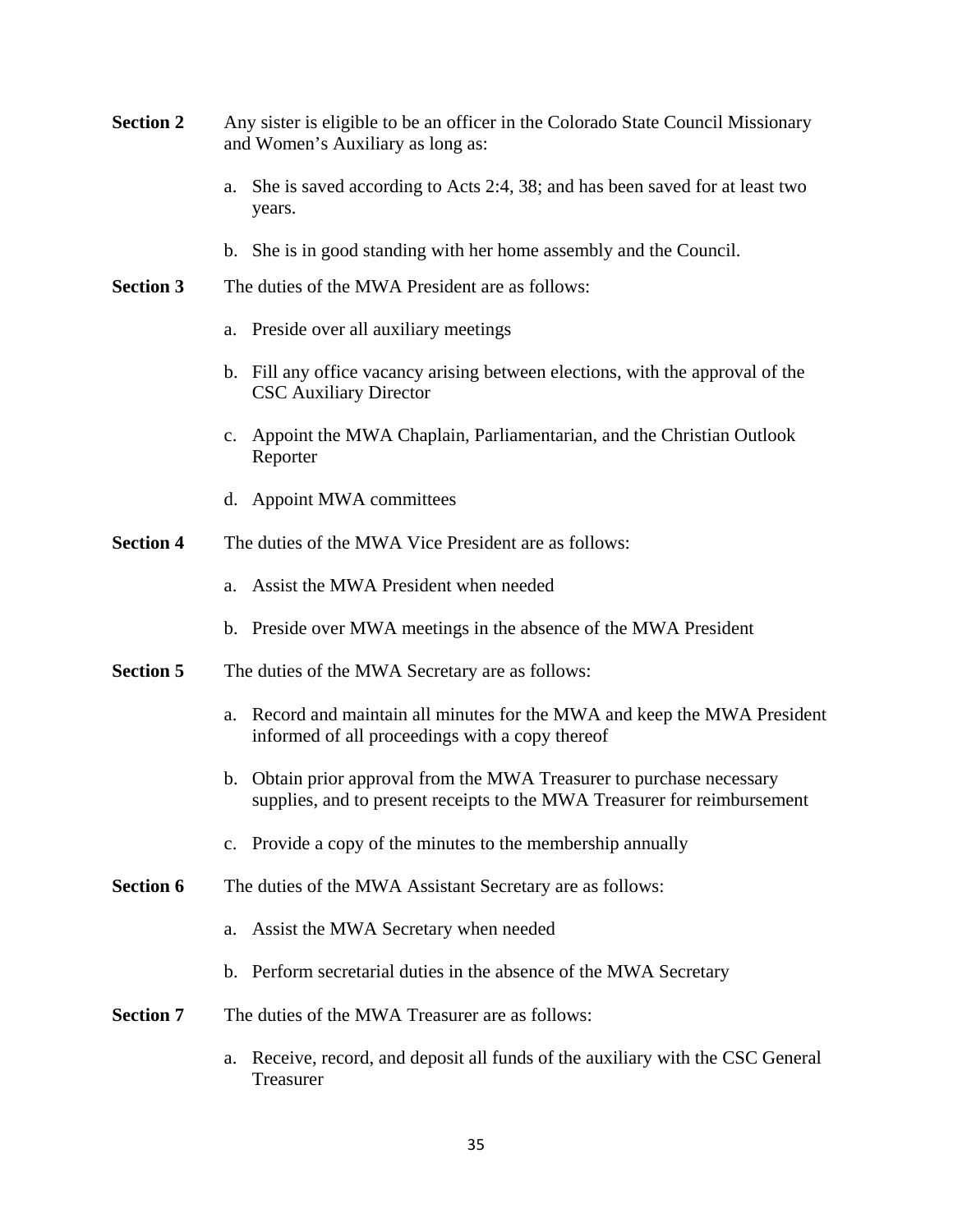**Section 2** Any sister is eligible to be an officer in the Colorado State Council Missionary and Women's Auxiliary as long as:

a. She is saved according to Acts 2:4, 38; and has been saved for at least two years.

b. She is in good standing with her home assembly and the Council.

**Section 3** The duties of the MWA President are as follows:

a. Preside over all auxiliary meetings

b. Fill any office vacancy arising between elections, with the approval of the CSC Auxiliary Director

c. Appoint the MWA Chaplain, Parliamentarian, and the Christian Outlook Reporter

d. Appoint MWA committees

**Section 4** The duties of the MWA Vice President are as follows:

a. Assist the MWA President when needed

b. Preside over MWA meetings in the absence of the MWA President

**Section 5** The duties of the MWA Secretary are as follows:

a. Record and maintain all minutes for the MWA and keep the MWA President informed of all proceedings with a copy thereof

b. Obtain prior approval from the MWA Treasurer to purchase necessary supplies, and to present receipts to the MWA Treasurer for reimbursement

c. Provide a copy of the minutes to the membership annually

**Section 6** The duties of the MWA Assistant Secretary are as follows:

a. Assist the MWA Secretary when needed

b. Perform secretarial duties in the absence of the MWA Secretary

**Section 7** The duties of the MWA Treasurer are as follows:

a. Receive, record, and deposit all funds of the auxiliary with the CSC General Treasurer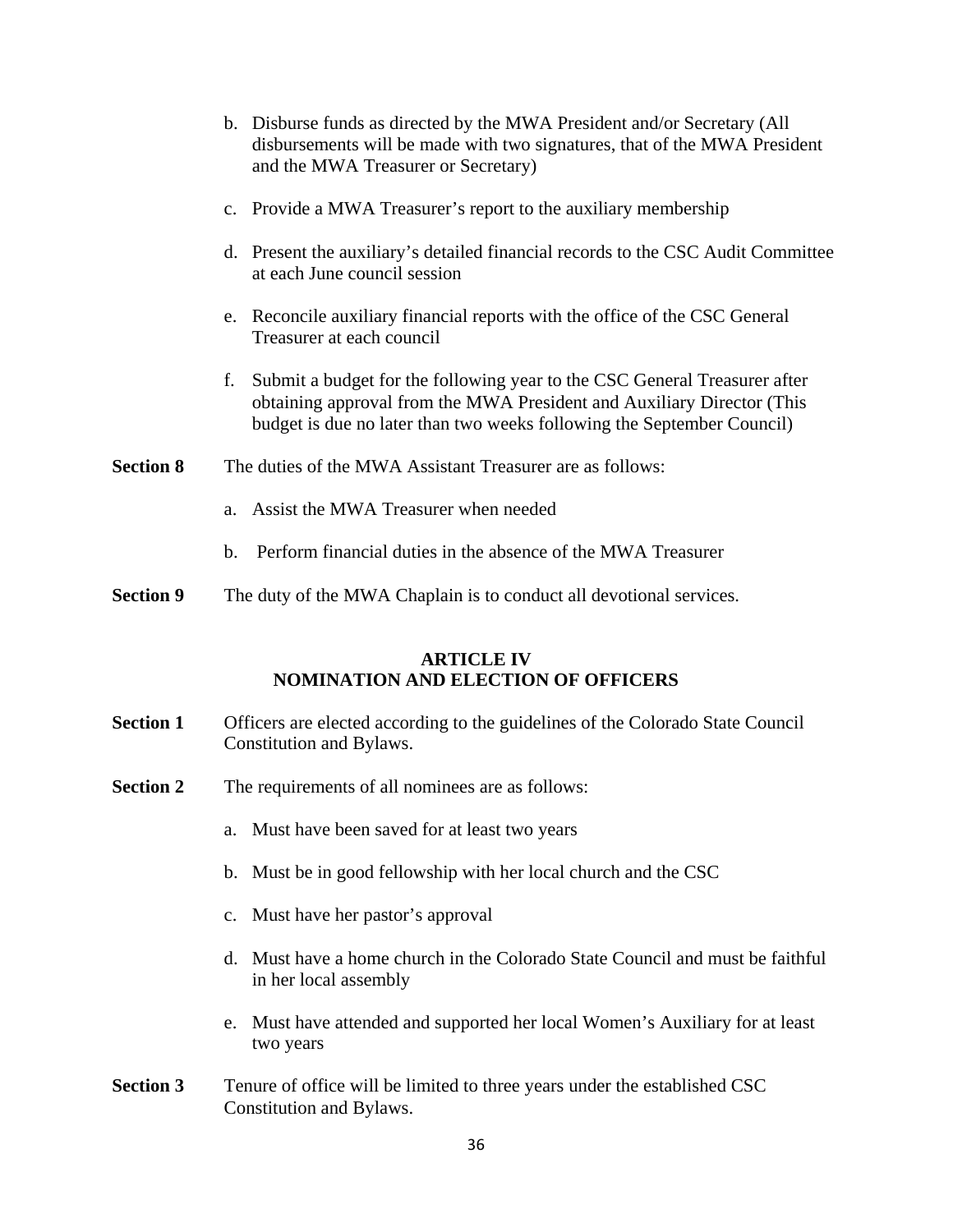b. Disburse funds as directed by the MWA President and/or Secretary (All disbursements will be made with two signatures, that of the MWA President and the MWA Treasurer or Secretary)

c. Provide a MWA Treasurer's report to the auxiliary membership

d. Present the auxiliary's detailed financial records to the CSC Audit Committee at each June council session

e. Reconcile auxiliary financial reports with the office of the CSC General Treasurer at each council

f. Submit a budget for the following year to the CSC General Treasurer after obtaining approval from the MWA President and Auxiliary Director (This budget is due no later than two weeks following the September Council)

**Section 8** The duties of the MWA Assistant Treasurer are as follows:

a. Assist the MWA Treasurer when needed

b. Perform financial duties in the absence of the MWA Treasurer

**Section 9** The duty of the MWA Chaplain is to conduct all devotional services.

## ARTICLE IV
## NOMINATION AND ELECTION OF OFFICERS

**Section 1** Officers are elected according to the guidelines of the Colorado State Council Constitution and Bylaws.

**Section 2** The requirements of all nominees are as follows:

a. Must have been saved for at least two years

b. Must be in good fellowship with her local church and the CSC

c. Must have her pastor's approval

d. Must have a home church in the Colorado State Council and must be faithful in her local assembly

e. Must have attended and supported her local Women's Auxiliary for at least two years

**Section 3** Tenure of office will be limited to three years under the established CSC Constitution and Bylaws.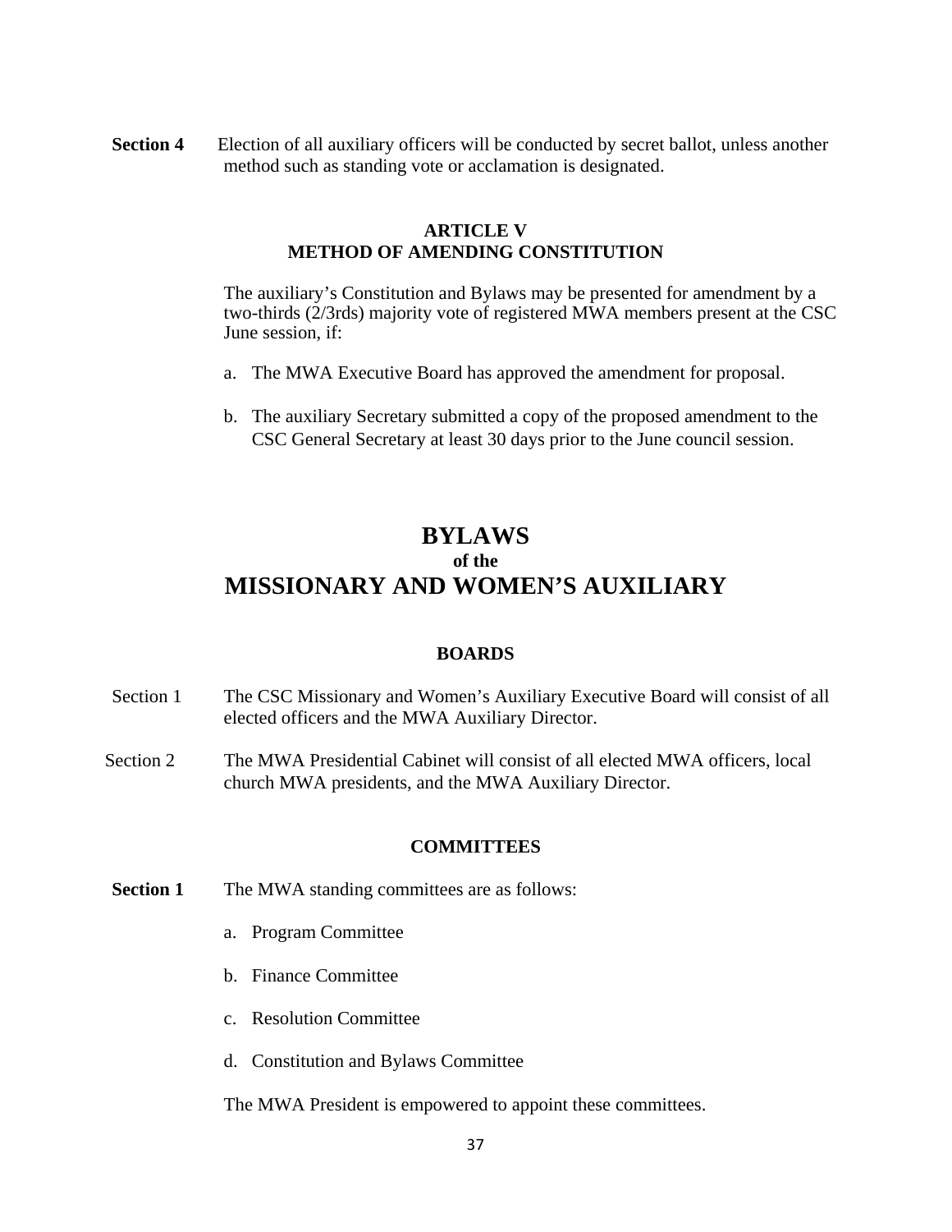**Section 4** Election of all auxiliary officers will be conducted by secret ballot, unless another method such as standing vote or acclamation is designated.

### ARTICLE V
### METHOD OF AMENDING CONSTITUTION

The auxiliary's Constitution and Bylaws may be presented for amendment by a two-thirds (2/3rds) majority vote of registered MWA members present at the CSC June session, if:

a. The MWA Executive Board has approved the amendment for proposal.

b. The auxiliary Secretary submitted a copy of the proposed amendment to the CSC General Secretary at least 30 days prior to the June council session.

# BYLAWS
## of the
# MISSIONARY AND WOMEN'S AUXILIARY

### BOARDS

Section 1 The CSC Missionary and Women's Auxiliary Executive Board will consist of all elected officers and the MWA Auxiliary Director.

Section 2 The MWA Presidential Cabinet will consist of all elected MWA officers, local church MWA presidents, and the MWA Auxiliary Director.

### COMMITTEES

**Section 1** The MWA standing committees are as follows:

a. Program Committee

b. Finance Committee

c. Resolution Committee

d. Constitution and Bylaws Committee

The MWA President is empowered to appoint these committees.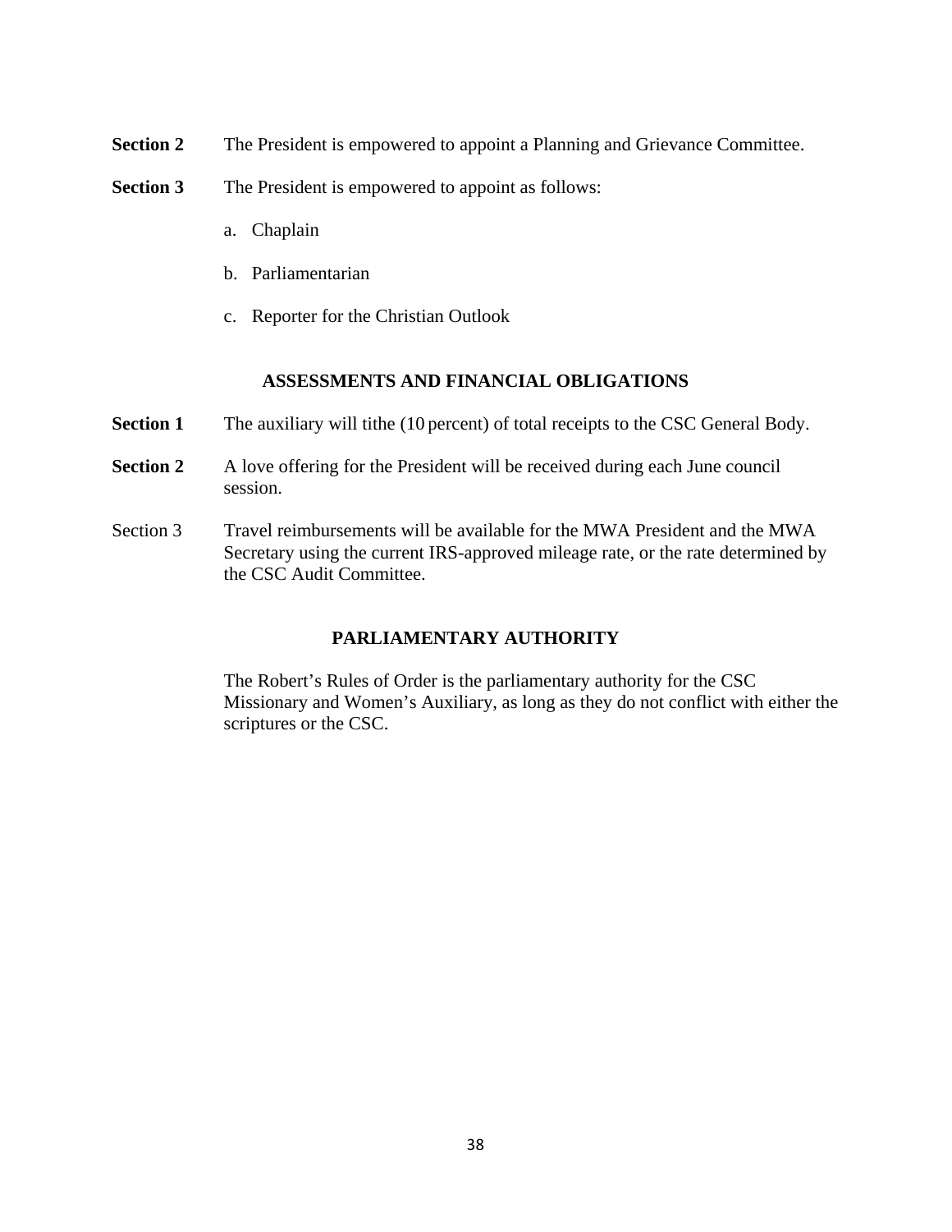**Section 2** The President is empowered to appoint a Planning and Grievance Committee.

**Section 3** The President is empowered to appoint as follows:

a. Chaplain

b. Parliamentarian

c. Reporter for the Christian Outlook

## ASSESSMENTS AND FINANCIAL OBLIGATIONS

**Section 1** The auxiliary will tithe (10 percent) of total receipts to the CSC General Body.

**Section 2** A love offering for the President will be received during each June council session.

Section 3 Travel reimbursements will be available for the MWA President and the MWA Secretary using the current IRS-approved mileage rate, or the rate determined by the CSC Audit Committee.

## PARLIAMENTARY AUTHORITY

The Robert's Rules of Order is the parliamentary authority for the CSC Missionary and Women's Auxiliary, as long as they do not conflict with either the scriptures or the CSC.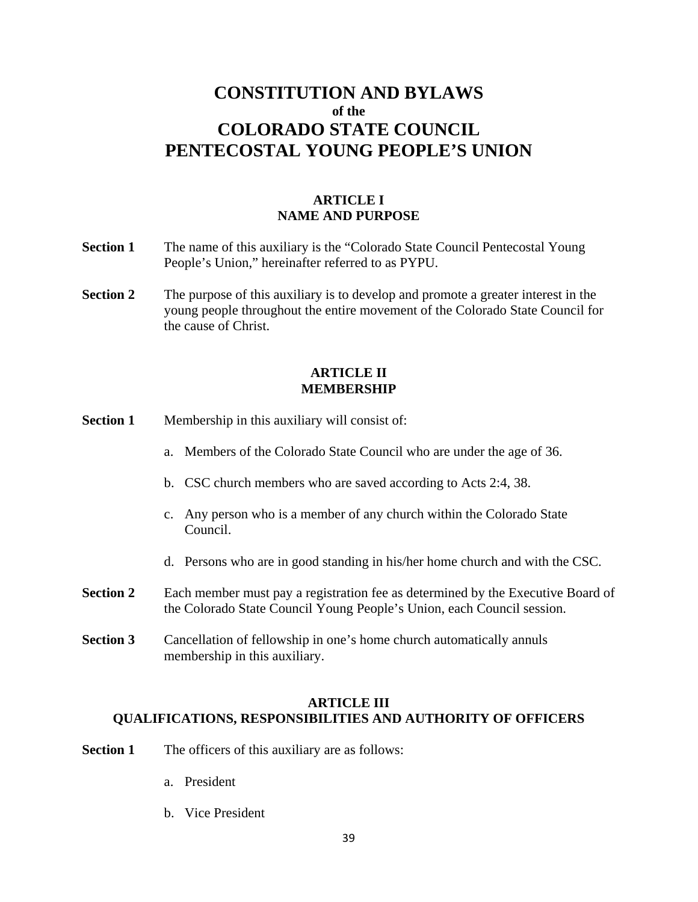# CONSTITUTION AND BYLAWS
**of the**
# COLORADO STATE COUNCIL
# PENTECOSTAL YOUNG PEOPLE'S UNION

## ARTICLE I
## NAME AND PURPOSE

**Section 1** The name of this auxiliary is the "Colorado State Council Pentecostal Young People's Union," hereinafter referred to as PYPU.

**Section 2** The purpose of this auxiliary is to develop and promote a greater interest in the young people throughout the entire movement of the Colorado State Council for the cause of Christ.

## ARTICLE II
## MEMBERSHIP

**Section 1** Membership in this auxiliary will consist of:

a. Members of the Colorado State Council who are under the age of 36.

b. CSC church members who are saved according to Acts 2:4, 38.

c. Any person who is a member of any church within the Colorado State Council.

d. Persons who are in good standing in his/her home church and with the CSC.

**Section 2** Each member must pay a registration fee as determined by the Executive Board of the Colorado State Council Young People's Union, each Council session.

**Section 3** Cancellation of fellowship in one's home church automatically annuls membership in this auxiliary.

## ARTICLE III
## QUALIFICATIONS, RESPONSIBILITIES AND AUTHORITY OF OFFICERS

**Section 1** The officers of this auxiliary are as follows:

a. President

b. Vice President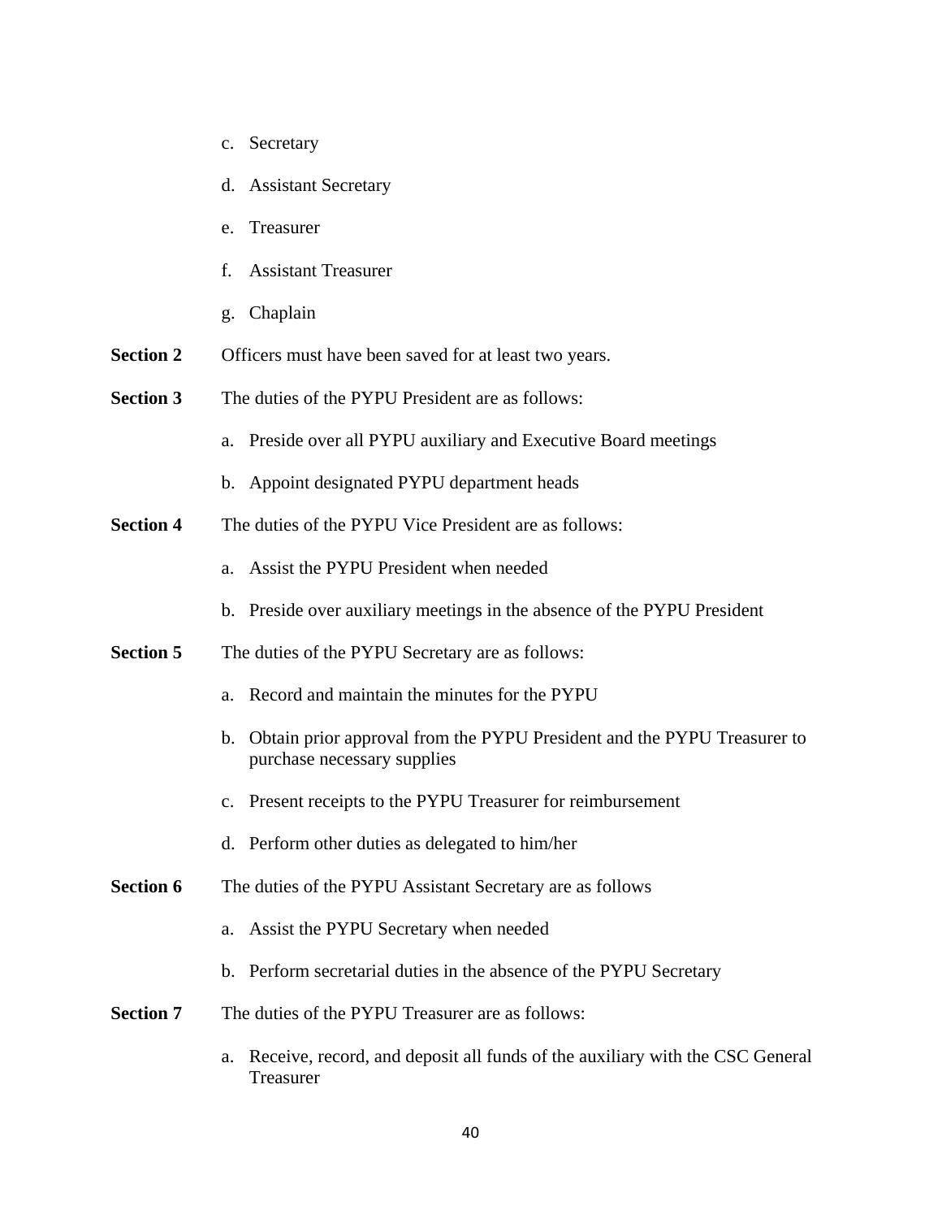c. Secretary

d. Assistant Secretary

e. Treasurer

f. Assistant Treasurer

g. Chaplain

**Section 2** Officers must have been saved for at least two years.

**Section 3** The duties of the PYPU President are as follows:

a. Preside over all PYPU auxiliary and Executive Board meetings

b. Appoint designated PYPU department heads

**Section 4** The duties of the PYPU Vice President are as follows:

a. Assist the PYPU President when needed

b. Preside over auxiliary meetings in the absence of the PYPU President

**Section 5** The duties of the PYPU Secretary are as follows:

a. Record and maintain the minutes for the PYPU

b. Obtain prior approval from the PYPU President and the PYPU Treasurer to purchase necessary supplies

c. Present receipts to the PYPU Treasurer for reimbursement

d. Perform other duties as delegated to him/her

**Section 6** The duties of the PYPU Assistant Secretary are as follows

a. Assist the PYPU Secretary when needed

b. Perform secretarial duties in the absence of the PYPU Secretary

**Section 7** The duties of the PYPU Treasurer are as follows:

a. Receive, record, and deposit all funds of the auxiliary with the CSC General Treasurer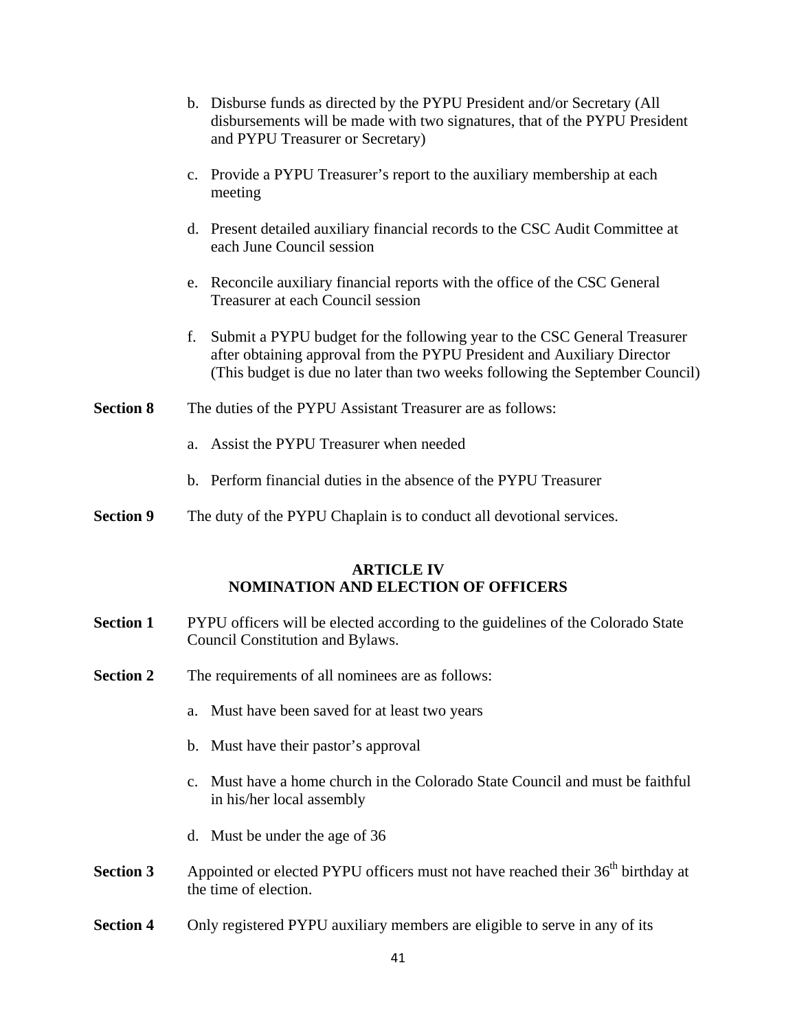b. Disburse funds as directed by the PYPU President and/or Secretary (All disbursements will be made with two signatures, that of the PYPU President and PYPU Treasurer or Secretary)

c. Provide a PYPU Treasurer's report to the auxiliary membership at each meeting

d. Present detailed auxiliary financial records to the CSC Audit Committee at each June Council session

e. Reconcile auxiliary financial reports with the office of the CSC General Treasurer at each Council session

f. Submit a PYPU budget for the following year to the CSC General Treasurer after obtaining approval from the PYPU President and Auxiliary Director (This budget is due no later than two weeks following the September Council)

**Section 8** The duties of the PYPU Assistant Treasurer are as follows:

a. Assist the PYPU Treasurer when needed

b. Perform financial duties in the absence of the PYPU Treasurer

**Section 9** The duty of the PYPU Chaplain is to conduct all devotional services.

## ARTICLE IV
## NOMINATION AND ELECTION OF OFFICERS

**Section 1** PYPU officers will be elected according to the guidelines of the Colorado State Council Constitution and Bylaws.

**Section 2** The requirements of all nominees are as follows:

a. Must have been saved for at least two years

b. Must have their pastor's approval

c. Must have a home church in the Colorado State Council and must be faithful in his/her local assembly

d. Must be under the age of 36

**Section 3** Appointed or elected PYPU officers must not have reached their 36th birthday at the time of election.

**Section 4** Only registered PYPU auxiliary members are eligible to serve in any of its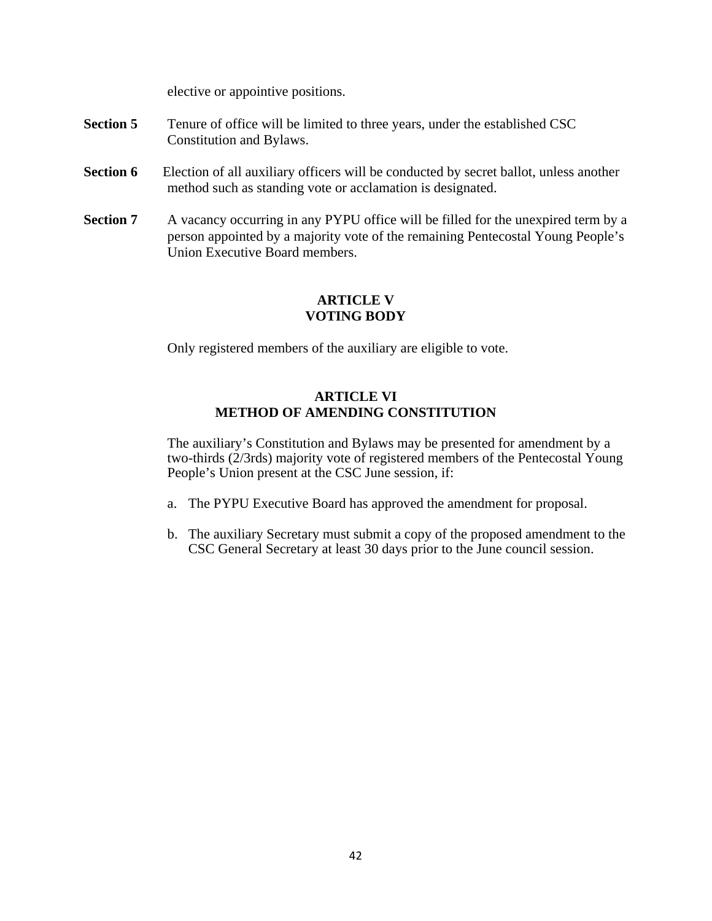elective or appointive positions.

**Section 5** Tenure of office will be limited to three years, under the established CSC Constitution and Bylaws.

**Section 6** Election of all auxiliary officers will be conducted by secret ballot, unless another method such as standing vote or acclamation is designated.

**Section 7** A vacancy occurring in any PYPU office will be filled for the unexpired term by a person appointed by a majority vote of the remaining Pentecostal Young People's Union Executive Board members.

## ARTICLE V
## VOTING BODY

Only registered members of the auxiliary are eligible to vote.

## ARTICLE VI
## METHOD OF AMENDING CONSTITUTION

The auxiliary's Constitution and Bylaws may be presented for amendment by a two-thirds (2/3rds) majority vote of registered members of the Pentecostal Young People's Union present at the CSC June session, if:

a. The PYPU Executive Board has approved the amendment for proposal.

b. The auxiliary Secretary must submit a copy of the proposed amendment to the CSC General Secretary at least 30 days prior to the June council session.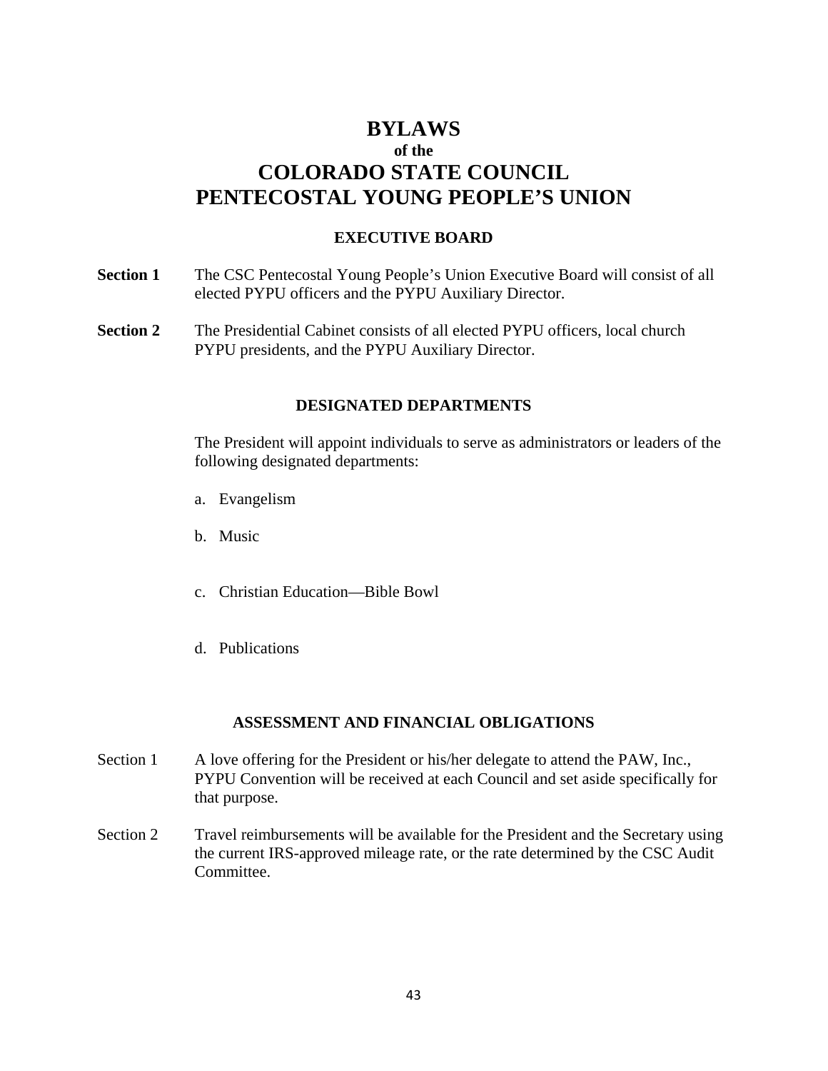# BYLAWS
### of the
# COLORADO STATE COUNCIL
# PENTECOSTAL YOUNG PEOPLE'S UNION

## EXECUTIVE BOARD

**Section 1** The CSC Pentecostal Young People's Union Executive Board will consist of all elected PYPU officers and the PYPU Auxiliary Director.

**Section 2** The Presidential Cabinet consists of all elected PYPU officers, local church PYPU presidents, and the PYPU Auxiliary Director.

## DESIGNATED DEPARTMENTS

The President will appoint individuals to serve as administrators or leaders of the following designated departments:

a. Evangelism

b. Music

c. Christian Education—Bible Bowl

d. Publications

## ASSESSMENT AND FINANCIAL OBLIGATIONS

Section 1 A love offering for the President or his/her delegate to attend the PAW, Inc., PYPU Convention will be received at each Council and set aside specifically for that purpose.

Section 2 Travel reimbursements will be available for the President and the Secretary using the current IRS-approved mileage rate, or the rate determined by the CSC Audit Committee.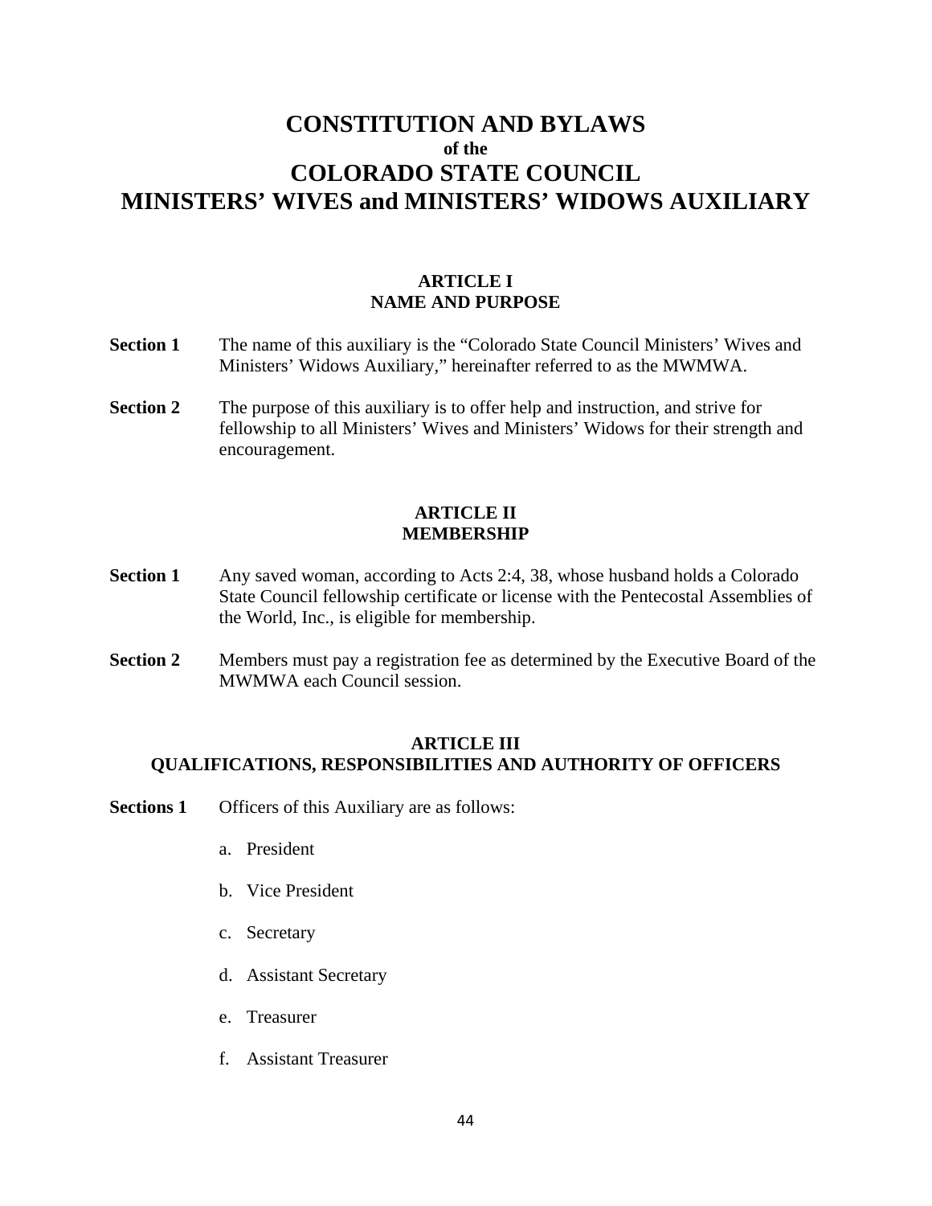# CONSTITUTION AND BYLAWS
**of the**
# COLORADO STATE COUNCIL
# MINISTERS' WIVES and MINISTERS' WIDOWS AUXILIARY

## ARTICLE I
## NAME AND PURPOSE

**Section 1** The name of this auxiliary is the "Colorado State Council Ministers' Wives and Ministers' Widows Auxiliary," hereinafter referred to as the MWMWA.

**Section 2** The purpose of this auxiliary is to offer help and instruction, and strive for fellowship to all Ministers' Wives and Ministers' Widows for their strength and encouragement.

## ARTICLE II
## MEMBERSHIP

**Section 1** Any saved woman, according to Acts 2:4, 38, whose husband holds a Colorado State Council fellowship certificate or license with the Pentecostal Assemblies of the World, Inc., is eligible for membership.

**Section 2** Members must pay a registration fee as determined by the Executive Board of the MWMWA each Council session.

## ARTICLE III
## QUALIFICATIONS, RESPONSIBILITIES AND AUTHORITY OF OFFICERS

**Sections 1** Officers of this Auxiliary are as follows:

a. President

b. Vice President

c. Secretary

d. Assistant Secretary

e. Treasurer

f. Assistant Treasurer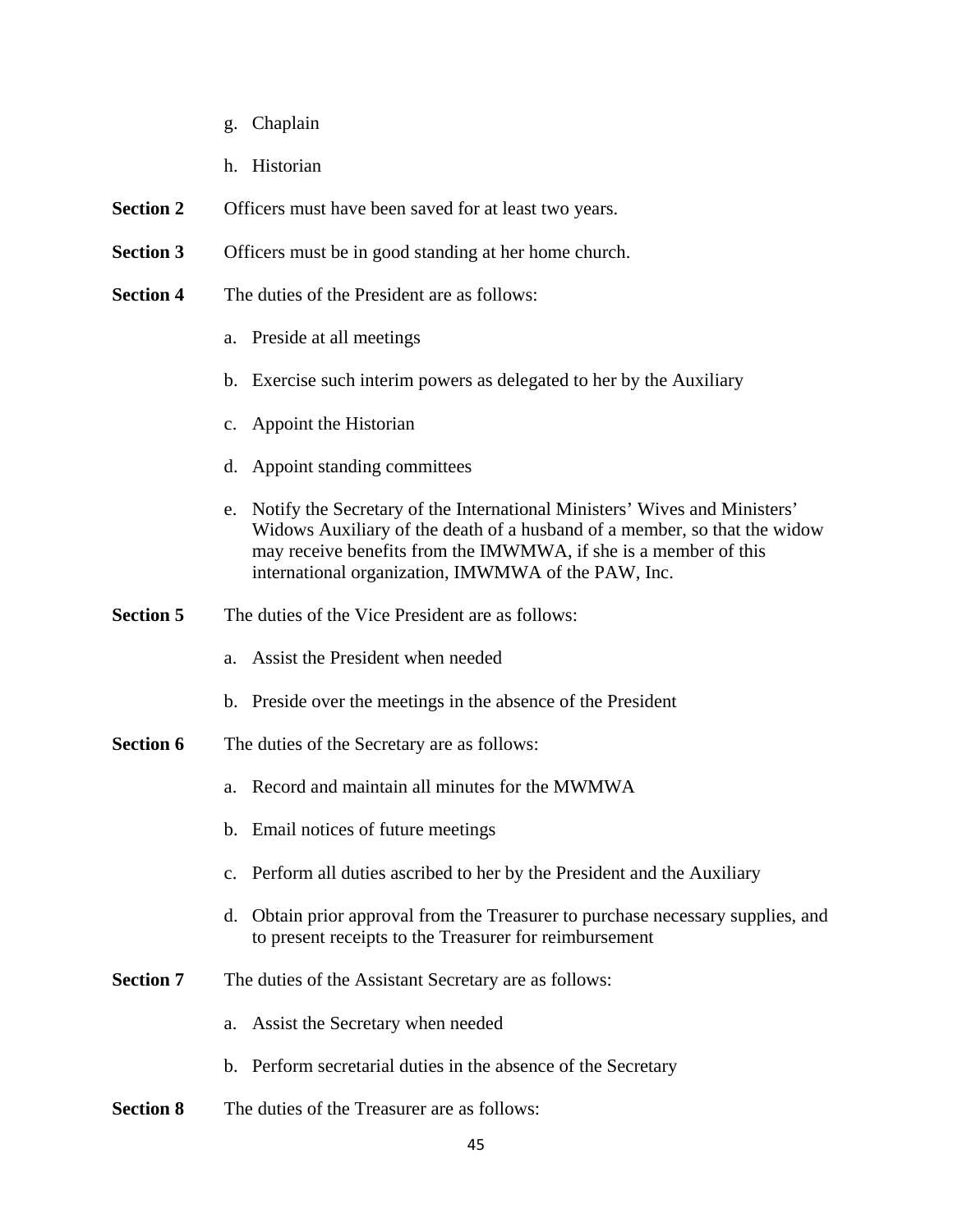g. Chaplain

h. Historian

**Section 2** Officers must have been saved for at least two years.

**Section 3** Officers must be in good standing at her home church.

**Section 4** The duties of the President are as follows:

a. Preside at all meetings

b. Exercise such interim powers as delegated to her by the Auxiliary

c. Appoint the Historian

d. Appoint standing committees

e. Notify the Secretary of the International Ministers' Wives and Ministers' Widows Auxiliary of the death of a husband of a member, so that the widow may receive benefits from the IMWMWA, if she is a member of this international organization, IMWMWA of the PAW, Inc.

**Section 5** The duties of the Vice President are as follows:

a. Assist the President when needed

b. Preside over the meetings in the absence of the President

**Section 6** The duties of the Secretary are as follows:

a. Record and maintain all minutes for the MWMWA

b. Email notices of future meetings

c. Perform all duties ascribed to her by the President and the Auxiliary

d. Obtain prior approval from the Treasurer to purchase necessary supplies, and to present receipts to the Treasurer for reimbursement

**Section 7** The duties of the Assistant Secretary are as follows:

a. Assist the Secretary when needed

b. Perform secretarial duties in the absence of the Secretary

**Section 8** The duties of the Treasurer are as follows: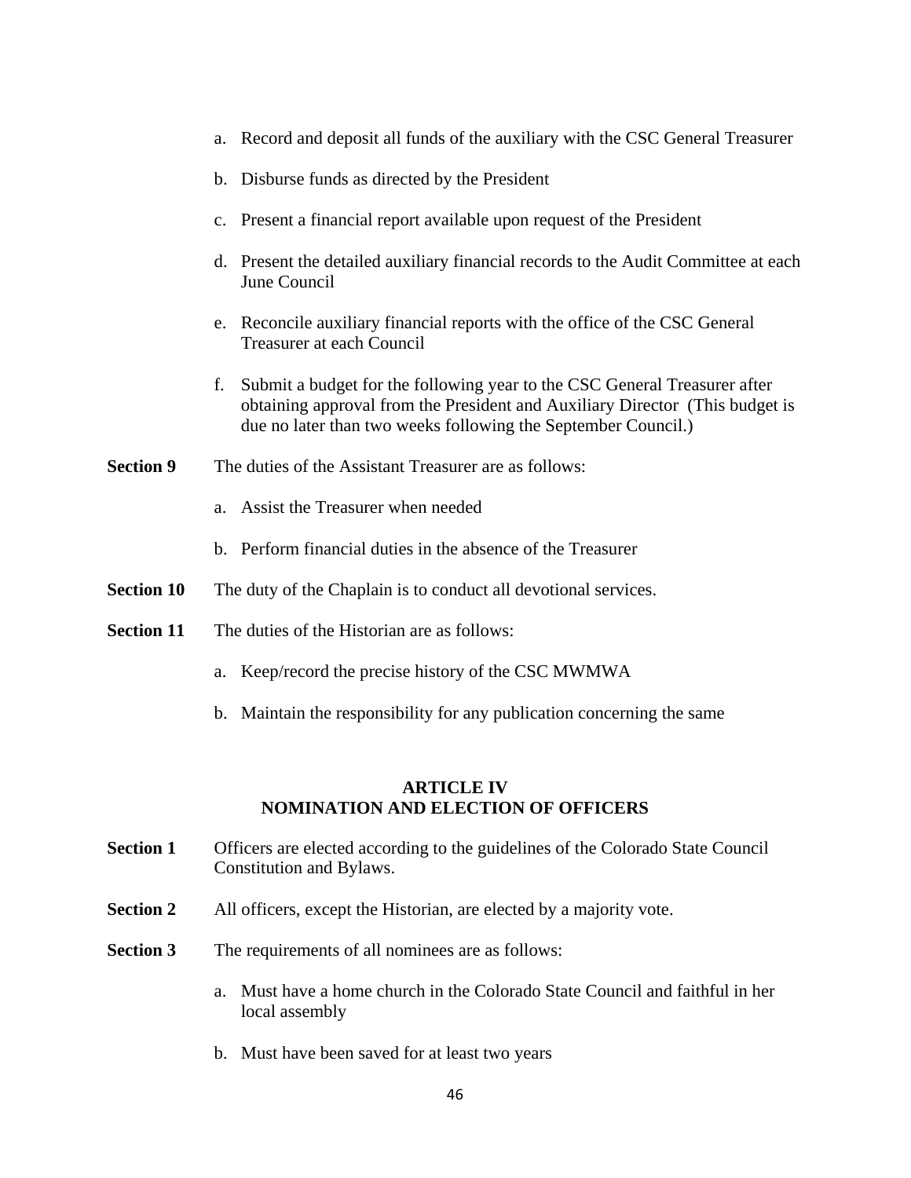a. Record and deposit all funds of the auxiliary with the CSC General Treasurer

b. Disburse funds as directed by the President

c. Present a financial report available upon request of the President

d. Present the detailed auxiliary financial records to the Audit Committee at each June Council

e. Reconcile auxiliary financial reports with the office of the CSC General Treasurer at each Council

f. Submit a budget for the following year to the CSC General Treasurer after obtaining approval from the President and Auxiliary Director (This budget is due no later than two weeks following the September Council.)

**Section 9** The duties of the Assistant Treasurer are as follows:

a. Assist the Treasurer when needed

b. Perform financial duties in the absence of the Treasurer

**Section 10** The duty of the Chaplain is to conduct all devotional services.

**Section 11** The duties of the Historian are as follows:

a. Keep/record the precise history of the CSC MWMWA

b. Maintain the responsibility for any publication concerning the same

## ARTICLE IV
## NOMINATION AND ELECTION OF OFFICERS

**Section 1** Officers are elected according to the guidelines of the Colorado State Council Constitution and Bylaws.

**Section 2** All officers, except the Historian, are elected by a majority vote.

**Section 3** The requirements of all nominees are as follows:

a. Must have a home church in the Colorado State Council and faithful in her local assembly

b. Must have been saved for at least two years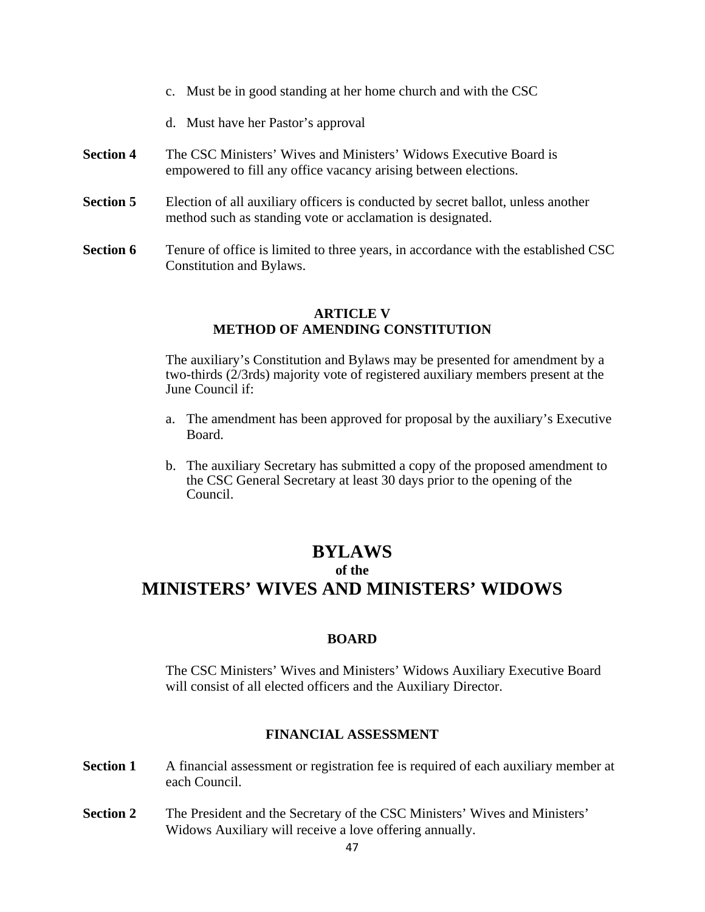c. Must be in good standing at her home church and with the CSC

d. Must have her Pastor's approval

**Section 4** The CSC Ministers' Wives and Ministers' Widows Executive Board is empowered to fill any office vacancy arising between elections.

**Section 5** Election of all auxiliary officers is conducted by secret ballot, unless another method such as standing vote or acclamation is designated.

**Section 6** Tenure of office is limited to three years, in accordance with the established CSC Constitution and Bylaws.

### ARTICLE V
### METHOD OF AMENDING CONSTITUTION

The auxiliary's Constitution and Bylaws may be presented for amendment by a two-thirds (2/3rds) majority vote of registered auxiliary members present at the June Council if:

a. The amendment has been approved for proposal by the auxiliary's Executive Board.

b. The auxiliary Secretary has submitted a copy of the proposed amendment to the CSC General Secretary at least 30 days prior to the opening of the Council.

# BYLAWS
## of the
# MINISTERS' WIVES AND MINISTERS' WIDOWS

### BOARD

The CSC Ministers' Wives and Ministers' Widows Auxiliary Executive Board will consist of all elected officers and the Auxiliary Director.

### FINANCIAL ASSESSMENT

**Section 1** A financial assessment or registration fee is required of each auxiliary member at each Council.

**Section 2** The President and the Secretary of the CSC Ministers' Wives and Ministers' Widows Auxiliary will receive a love offering annually.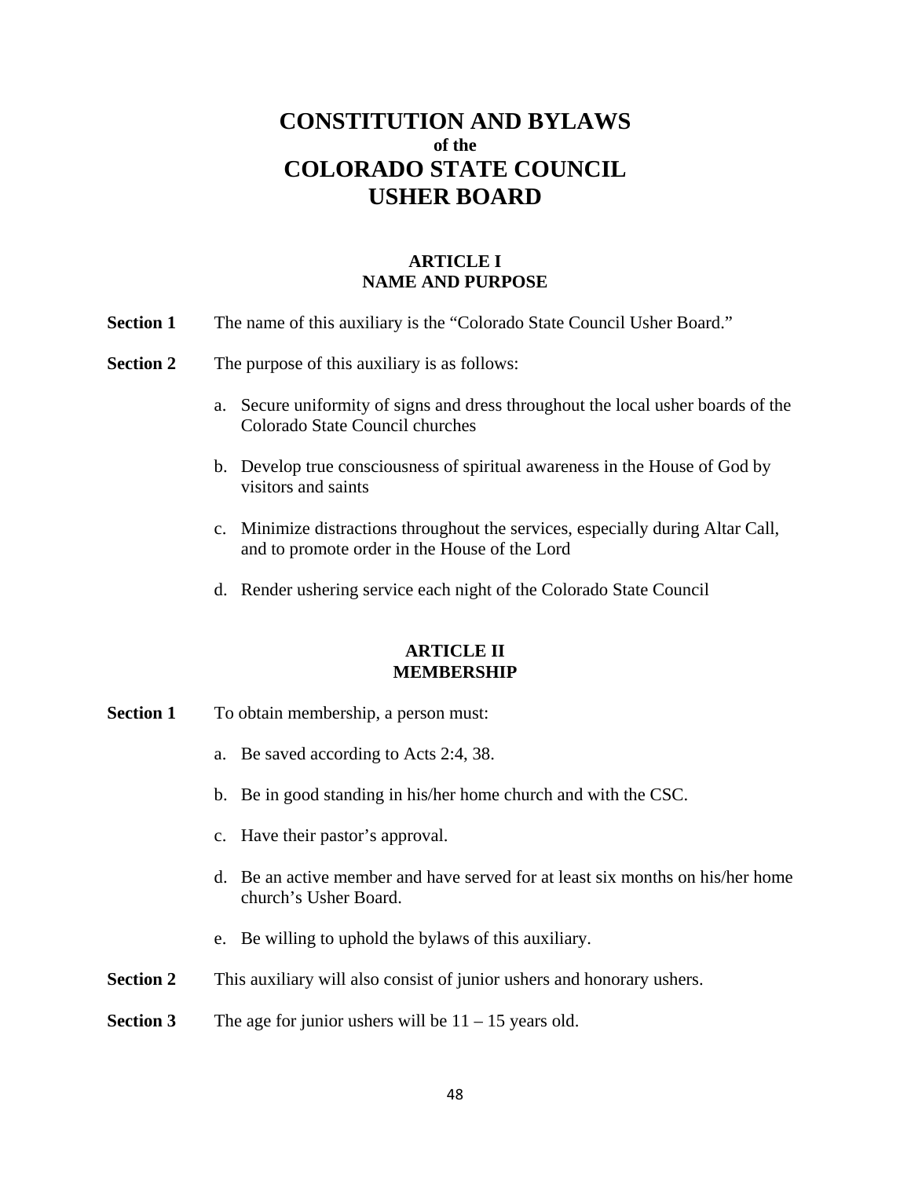# CONSTITUTION AND BYLAWS
**of the**
# COLORADO STATE COUNCIL USHER BOARD

## ARTICLE I
## NAME AND PURPOSE

**Section 1** The name of this auxiliary is the "Colorado State Council Usher Board."

**Section 2** The purpose of this auxiliary is as follows:

a. Secure uniformity of signs and dress throughout the local usher boards of the Colorado State Council churches

b. Develop true consciousness of spiritual awareness in the House of God by visitors and saints

c. Minimize distractions throughout the services, especially during Altar Call, and to promote order in the House of the Lord

d. Render ushering service each night of the Colorado State Council

## ARTICLE II
## MEMBERSHIP

**Section 1** To obtain membership, a person must:

a. Be saved according to Acts 2:4, 38.

b. Be in good standing in his/her home church and with the CSC.

c. Have their pastor's approval.

d. Be an active member and have served for at least six months on his/her home church's Usher Board.

e. Be willing to uphold the bylaws of this auxiliary.

**Section 2** This auxiliary will also consist of junior ushers and honorary ushers.

**Section 3** The age for junior ushers will be 11 – 15 years old.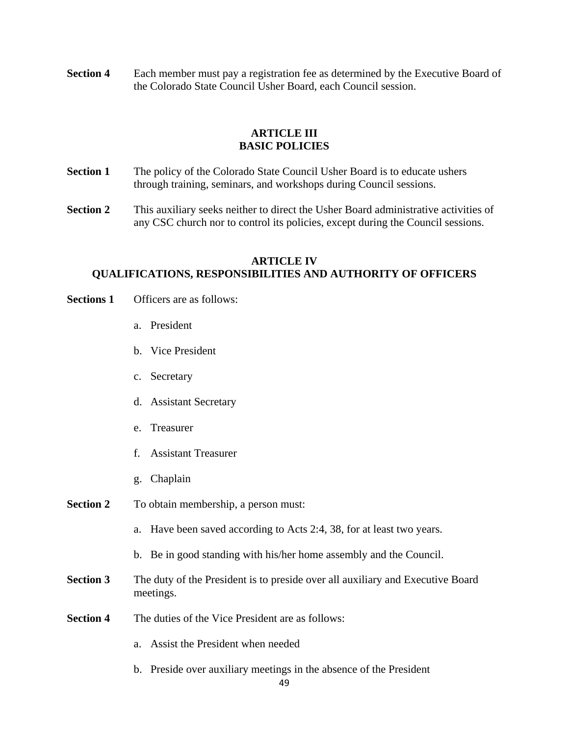**Section 4** Each member must pay a registration fee as determined by the Executive Board of the Colorado State Council Usher Board, each Council session.

## ARTICLE III
## BASIC POLICIES

**Section 1** The policy of the Colorado State Council Usher Board is to educate ushers through training, seminars, and workshops during Council sessions.

**Section 2** This auxiliary seeks neither to direct the Usher Board administrative activities of any CSC church nor to control its policies, except during the Council sessions.

## ARTICLE IV
## QUALIFICATIONS, RESPONSIBILITIES AND AUTHORITY OF OFFICERS

**Sections 1** Officers are as follows:

a. President

b. Vice President

c. Secretary

d. Assistant Secretary

e. Treasurer

f. Assistant Treasurer

g. Chaplain

**Section 2** To obtain membership, a person must:

a. Have been saved according to Acts 2:4, 38, for at least two years.

b. Be in good standing with his/her home assembly and the Council.

**Section 3** The duty of the President is to preside over all auxiliary and Executive Board meetings.

**Section 4** The duties of the Vice President are as follows:

a. Assist the President when needed

b. Preside over auxiliary meetings in the absence of the President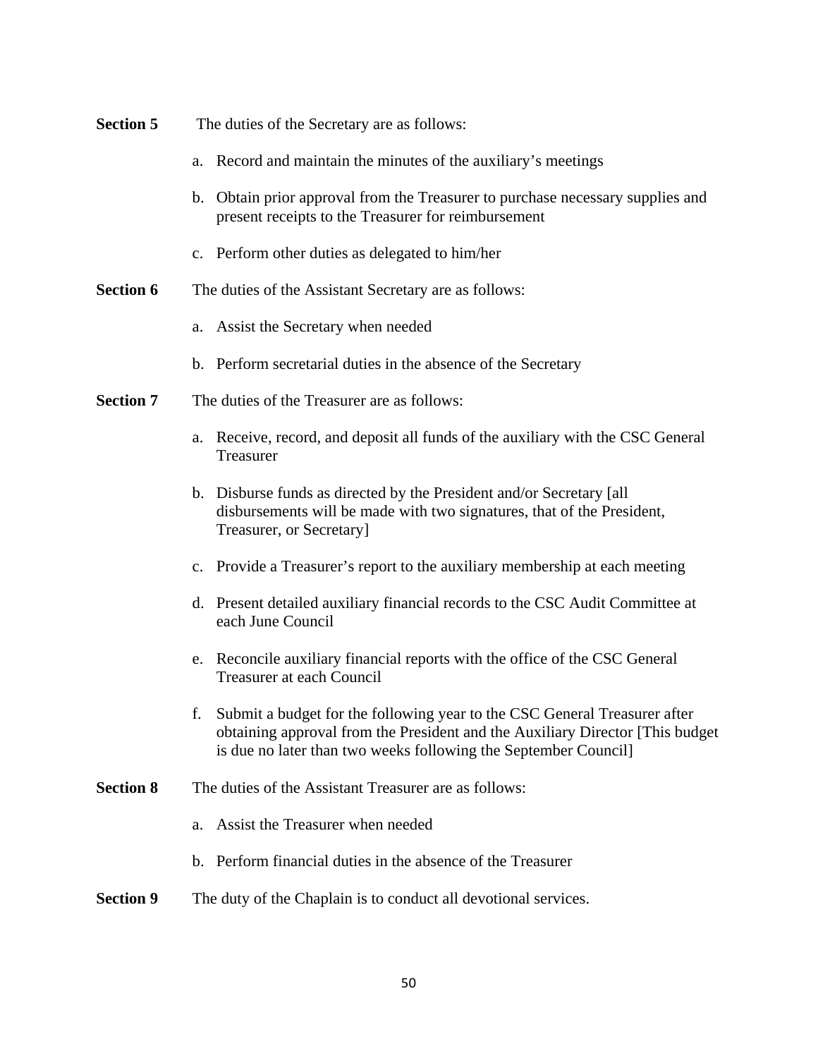**Section 5** The duties of the Secretary are as follows:

a. Record and maintain the minutes of the auxiliary's meetings

b. Obtain prior approval from the Treasurer to purchase necessary supplies and present receipts to the Treasurer for reimbursement

c. Perform other duties as delegated to him/her

**Section 6** The duties of the Assistant Secretary are as follows:

a. Assist the Secretary when needed

b. Perform secretarial duties in the absence of the Secretary

**Section 7** The duties of the Treasurer are as follows:

a. Receive, record, and deposit all funds of the auxiliary with the CSC General Treasurer

b. Disburse funds as directed by the President and/or Secretary [all disbursements will be made with two signatures, that of the President, Treasurer, or Secretary]

c. Provide a Treasurer's report to the auxiliary membership at each meeting

d. Present detailed auxiliary financial records to the CSC Audit Committee at each June Council

e. Reconcile auxiliary financial reports with the office of the CSC General Treasurer at each Council

f. Submit a budget for the following year to the CSC General Treasurer after obtaining approval from the President and the Auxiliary Director [This budget is due no later than two weeks following the September Council]

**Section 8** The duties of the Assistant Treasurer are as follows:

a. Assist the Treasurer when needed

b. Perform financial duties in the absence of the Treasurer

**Section 9** The duty of the Chaplain is to conduct all devotional services.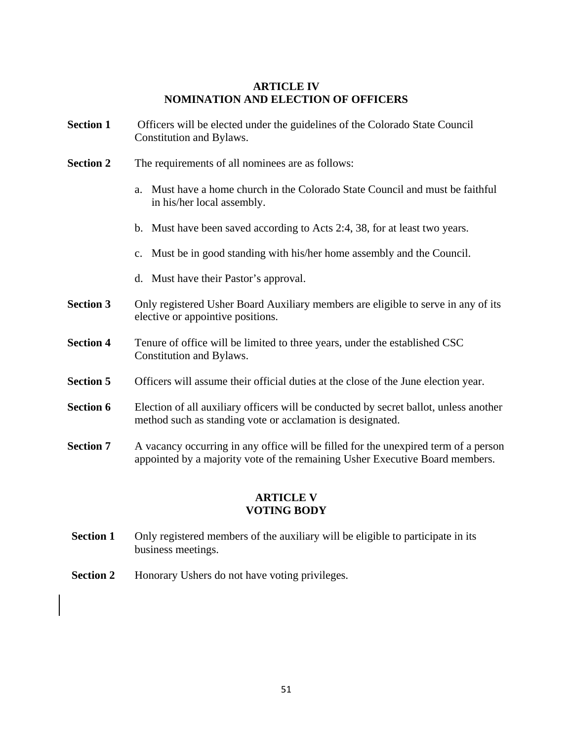## ARTICLE IV
## NOMINATION AND ELECTION OF OFFICERS

**Section 1** Officers will be elected under the guidelines of the Colorado State Council Constitution and Bylaws.

**Section 2** The requirements of all nominees are as follows:

a. Must have a home church in the Colorado State Council and must be faithful in his/her local assembly.

b. Must have been saved according to Acts 2:4, 38, for at least two years.

c. Must be in good standing with his/her home assembly and the Council.

d. Must have their Pastor's approval.

**Section 3** Only registered Usher Board Auxiliary members are eligible to serve in any of its elective or appointive positions.

**Section 4** Tenure of office will be limited to three years, under the established CSC Constitution and Bylaws.

**Section 5** Officers will assume their official duties at the close of the June election year.

**Section 6** Election of all auxiliary officers will be conducted by secret ballot, unless another method such as standing vote or acclamation is designated.

**Section 7** A vacancy occurring in any office will be filled for the unexpired term of a person appointed by a majority vote of the remaining Usher Executive Board members.

## ARTICLE V
## VOTING BODY

**Section 1** Only registered members of the auxiliary will be eligible to participate in its business meetings.

**Section 2** Honorary Ushers do not have voting privileges.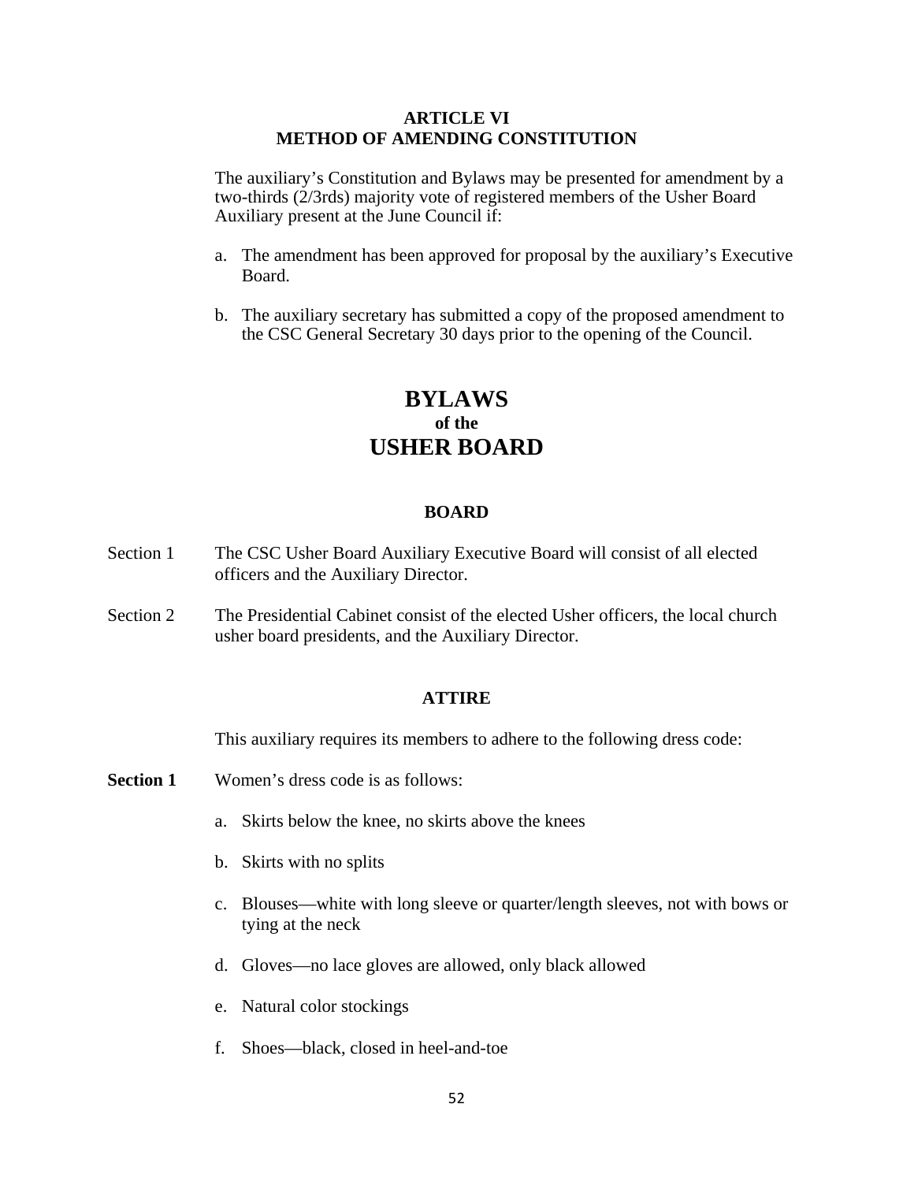## ARTICLE VI
## METHOD OF AMENDING CONSTITUTION

The auxiliary's Constitution and Bylaws may be presented for amendment by a two-thirds (2/3rds) majority vote of registered members of the Usher Board Auxiliary present at the June Council if:

a. The amendment has been approved for proposal by the auxiliary's Executive Board.

b. The auxiliary secretary has submitted a copy of the proposed amendment to the CSC General Secretary 30 days prior to the opening of the Council.

# BYLAWS
### of the
# USHER BOARD

## BOARD

Section 1 The CSC Usher Board Auxiliary Executive Board will consist of all elected officers and the Auxiliary Director.

Section 2 The Presidential Cabinet consist of the elected Usher officers, the local church usher board presidents, and the Auxiliary Director.

## ATTIRE

This auxiliary requires its members to adhere to the following dress code:

**Section 1** Women's dress code is as follows:

a. Skirts below the knee, no skirts above the knees

b. Skirts with no splits

c. Blouses—white with long sleeve or quarter/length sleeves, not with bows or tying at the neck

d. Gloves—no lace gloves are allowed, only black allowed

e. Natural color stockings

f. Shoes—black, closed in heel-and-toe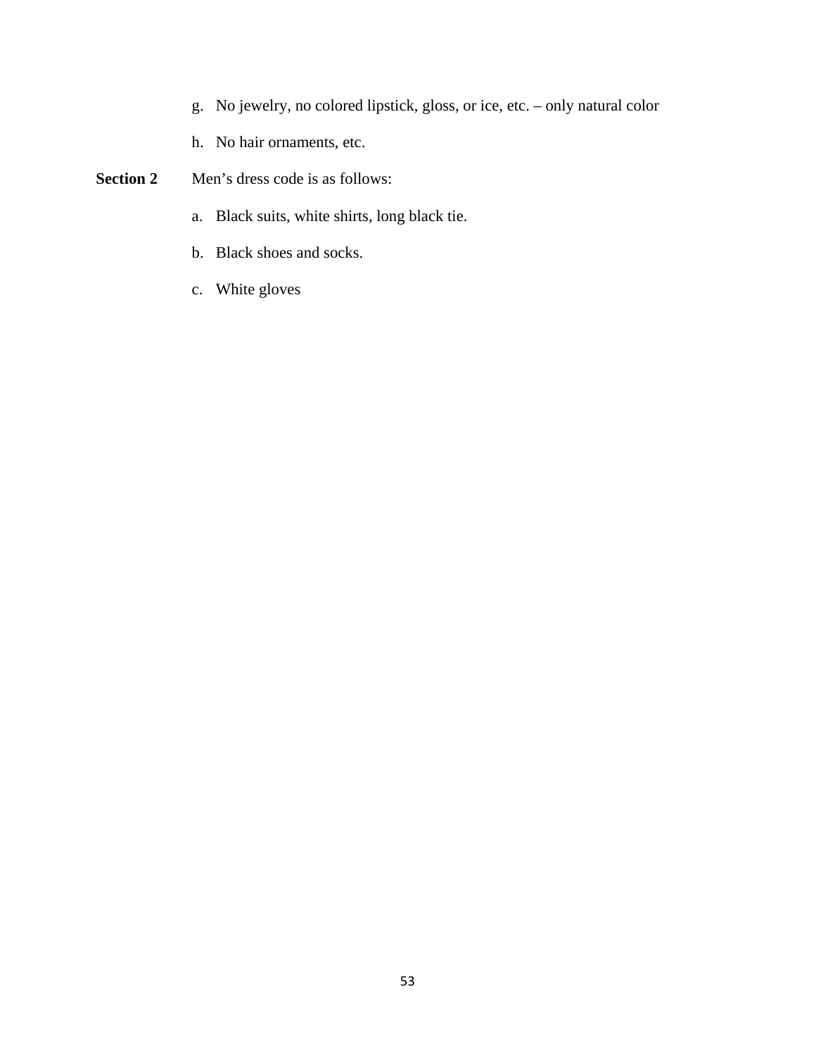g. No jewelry, no colored lipstick, gloss, or ice, etc. – only natural color

h. No hair ornaments, etc.

**Section 2** Men's dress code is as follows:

a. Black suits, white shirts, long black tie.

b. Black shoes and socks.

c. White gloves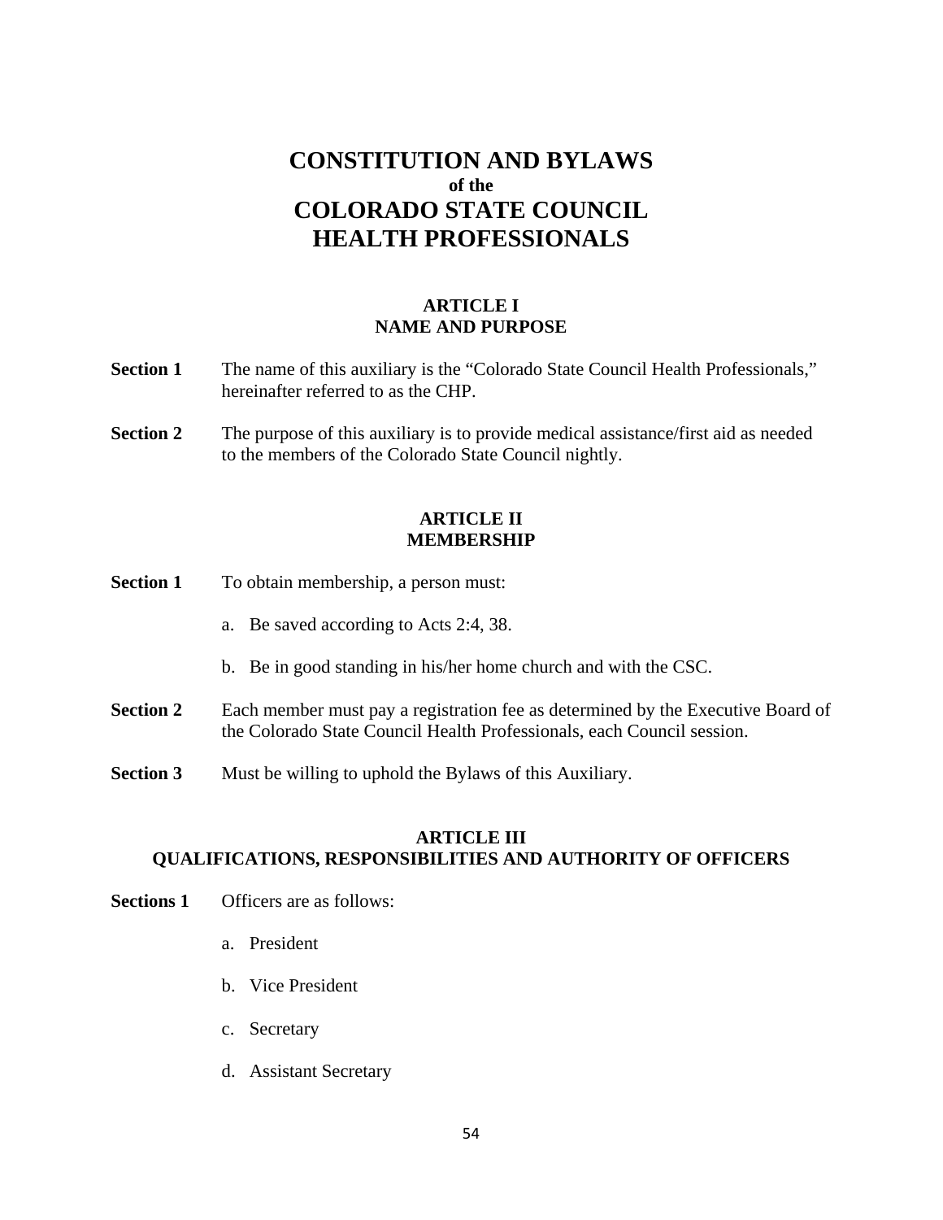# CONSTITUTION AND BYLAWS
### of the
# COLORADO STATE COUNCIL
# HEALTH PROFESSIONALS

## ARTICLE I
## NAME AND PURPOSE

**Section 1** The name of this auxiliary is the "Colorado State Council Health Professionals," hereinafter referred to as the CHP.

**Section 2** The purpose of this auxiliary is to provide medical assistance/first aid as needed to the members of the Colorado State Council nightly.

## ARTICLE II
## MEMBERSHIP

**Section 1** To obtain membership, a person must:

a. Be saved according to Acts 2:4, 38.

b. Be in good standing in his/her home church and with the CSC.

**Section 2** Each member must pay a registration fee as determined by the Executive Board of the Colorado State Council Health Professionals, each Council session.

**Section 3** Must be willing to uphold the Bylaws of this Auxiliary.

## ARTICLE III
## QUALIFICATIONS, RESPONSIBILITIES AND AUTHORITY OF OFFICERS

**Sections 1** Officers are as follows:

a. President

b. Vice President

c. Secretary

d. Assistant Secretary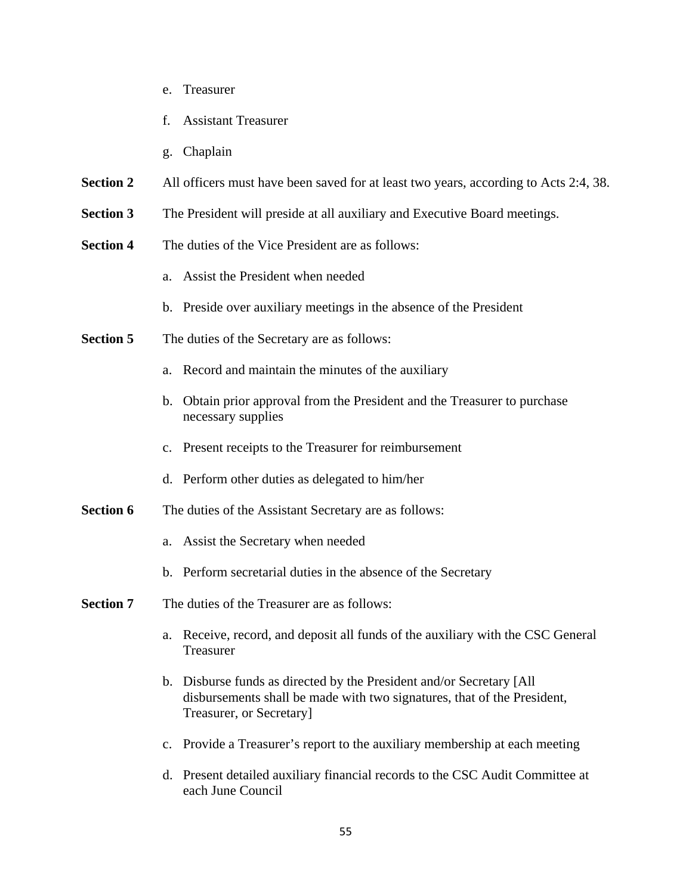e. Treasurer

f. Assistant Treasurer

g. Chaplain

**Section 2** All officers must have been saved for at least two years, according to Acts 2:4, 38.

**Section 3** The President will preside at all auxiliary and Executive Board meetings.

**Section 4** The duties of the Vice President are as follows:

a. Assist the President when needed

b. Preside over auxiliary meetings in the absence of the President

**Section 5** The duties of the Secretary are as follows:

a. Record and maintain the minutes of the auxiliary

b. Obtain prior approval from the President and the Treasurer to purchase necessary supplies

c. Present receipts to the Treasurer for reimbursement

d. Perform other duties as delegated to him/her

**Section 6** The duties of the Assistant Secretary are as follows:

a. Assist the Secretary when needed

b. Perform secretarial duties in the absence of the Secretary

**Section 7** The duties of the Treasurer are as follows:

a. Receive, record, and deposit all funds of the auxiliary with the CSC General Treasurer

b. Disburse funds as directed by the President and/or Secretary [All disbursements shall be made with two signatures, that of the President, Treasurer, or Secretary]

c. Provide a Treasurer's report to the auxiliary membership at each meeting

d. Present detailed auxiliary financial records to the CSC Audit Committee at each June Council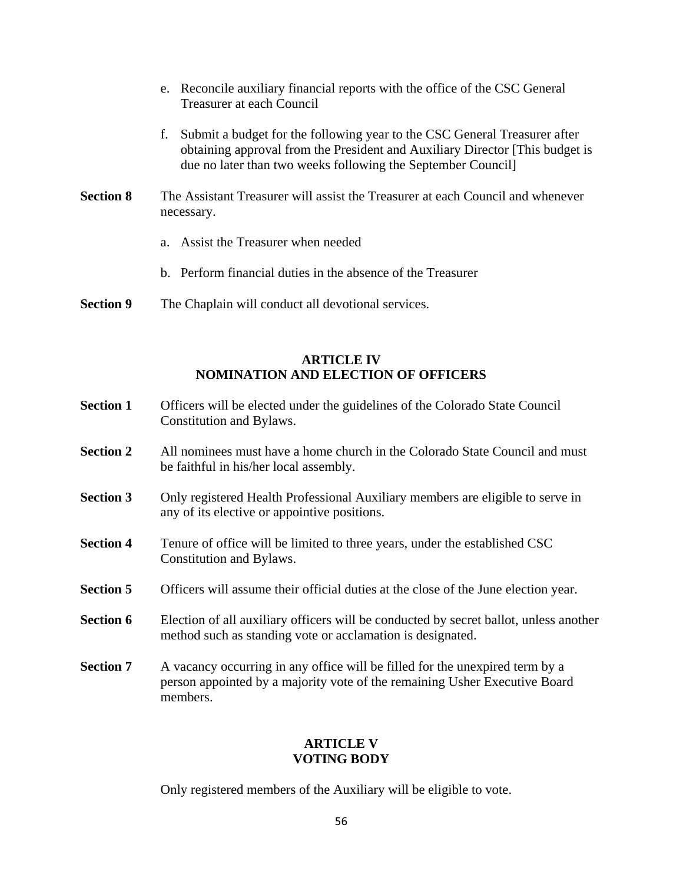e. Reconcile auxiliary financial reports with the office of the CSC General Treasurer at each Council

f. Submit a budget for the following year to the CSC General Treasurer after obtaining approval from the President and Auxiliary Director [This budget is due no later than two weeks following the September Council]

**Section 8** The Assistant Treasurer will assist the Treasurer at each Council and whenever necessary.

a. Assist the Treasurer when needed

b. Perform financial duties in the absence of the Treasurer

**Section 9** The Chaplain will conduct all devotional services.

## ARTICLE IV
## NOMINATION AND ELECTION OF OFFICERS

**Section 1** Officers will be elected under the guidelines of the Colorado State Council Constitution and Bylaws.

**Section 2** All nominees must have a home church in the Colorado State Council and must be faithful in his/her local assembly.

**Section 3** Only registered Health Professional Auxiliary members are eligible to serve in any of its elective or appointive positions.

**Section 4** Tenure of office will be limited to three years, under the established CSC Constitution and Bylaws.

**Section 5** Officers will assume their official duties at the close of the June election year.

**Section 6** Election of all auxiliary officers will be conducted by secret ballot, unless another method such as standing vote or acclamation is designated.

**Section 7** A vacancy occurring in any office will be filled for the unexpired term by a person appointed by a majority vote of the remaining Usher Executive Board members.

## ARTICLE V
## VOTING BODY

Only registered members of the Auxiliary will be eligible to vote.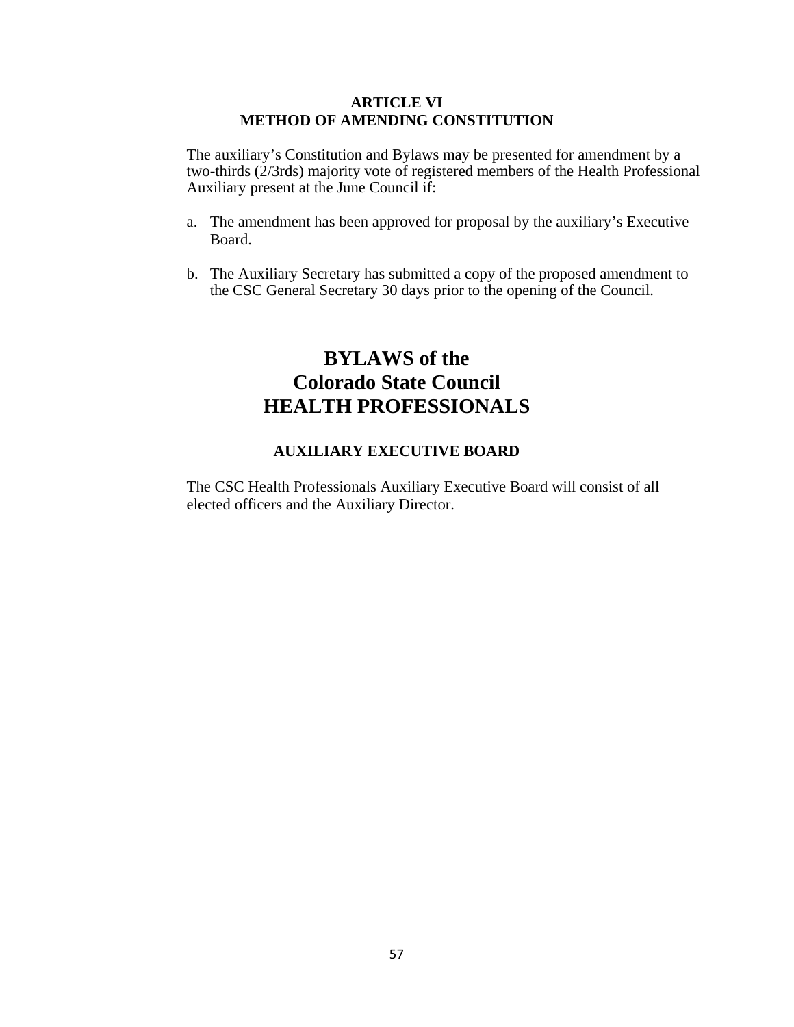### ARTICLE VI
### METHOD OF AMENDING CONSTITUTION

The auxiliary's Constitution and Bylaws may be presented for amendment by a two-thirds (2/3rds) majority vote of registered members of the Health Professional Auxiliary present at the June Council if:

a. The amendment has been approved for proposal by the auxiliary's Executive Board.

b. The Auxiliary Secretary has submitted a copy of the proposed amendment to the CSC General Secretary 30 days prior to the opening of the Council.

# BYLAWS of the Colorado State Council HEALTH PROFESSIONALS

### AUXILIARY EXECUTIVE BOARD

The CSC Health Professionals Auxiliary Executive Board will consist of all elected officers and the Auxiliary Director.